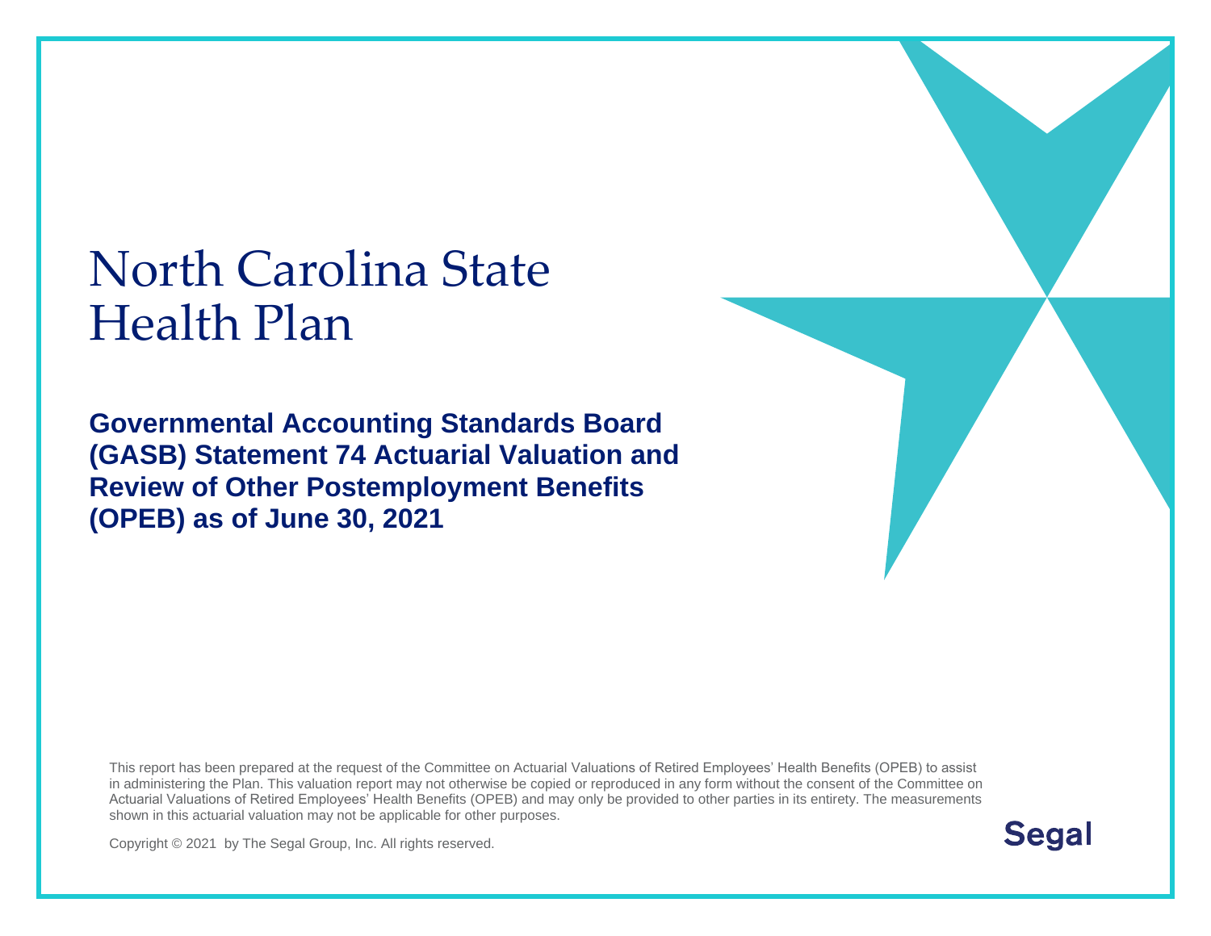# North Carolina State Health Plan

## Governmental Accounting Standards Board (GASB) Statement 74 Actuarial Valuation and Review of Other Postemployment Benefits (OPEB) as of June 30, 2021

This report has been prepared at the request of the Committee on Actuarial Valuations of Retired Employees' Health Benefits (OPEB) to assist in administering the Plan. This valuation report may not otherwise be copied or reproduced in any form without the consent of the Committee on Actuarial Valuations of Retired Employees' Health Benefits (OPEB) and may only be provided to other parties in its entirety. The measurements shown in this actuarial valuation may not be applicable for other purposes.

Copyright © 2021 by The Segal Group, Inc. All rights reserved.

Segal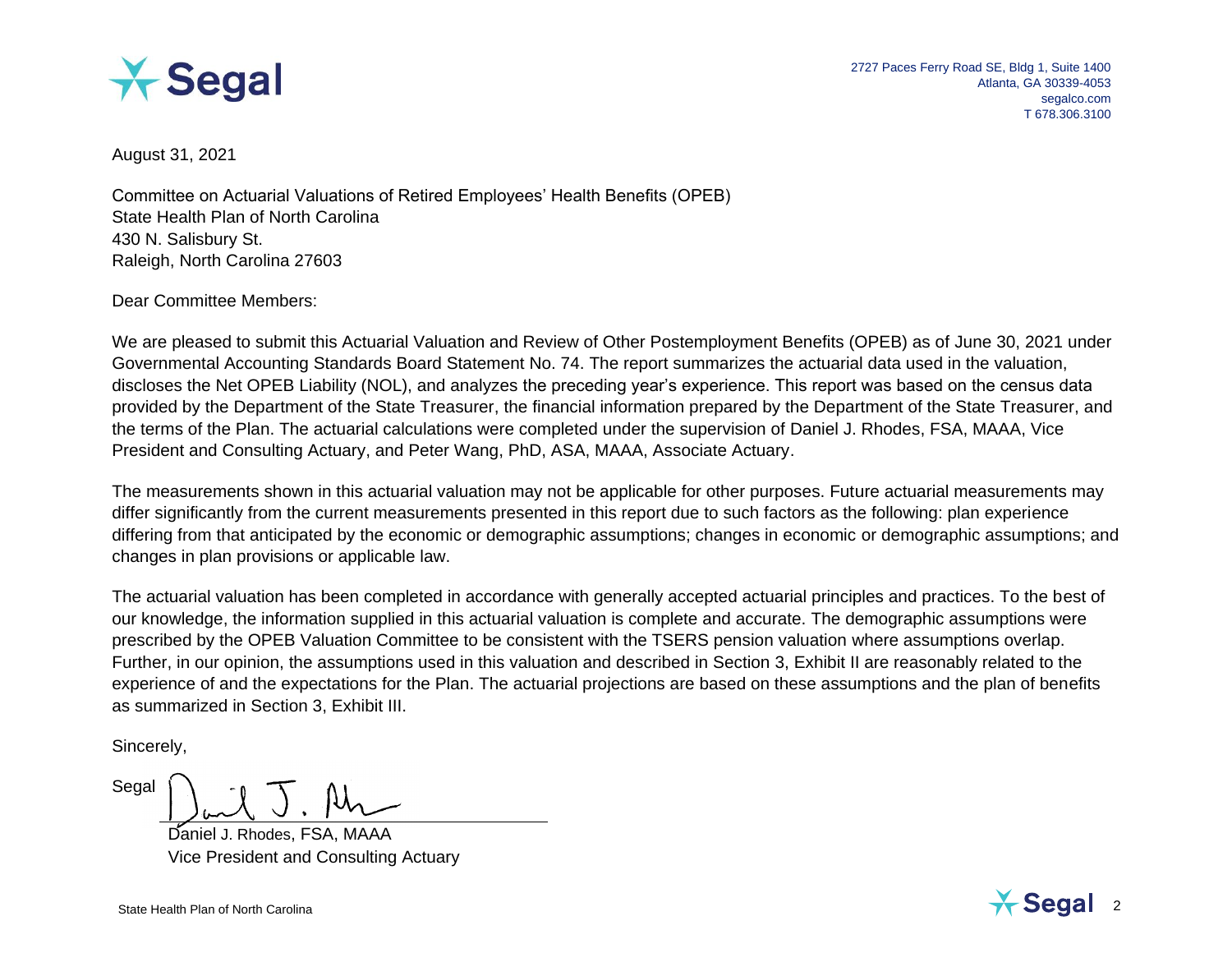2727 Paces Ferry Road SE, Bldg 1, Suite 1400
Atlanta, GA 30339-4053
segalco.com
T 678.306.3100

August 31, 2021

Committee on Actuarial Valuations of Retired Employees' Health Benefits (OPEB)
State Health Plan of North Carolina
430 N. Salisbury St.
Raleigh, North Carolina 27603

Dear Committee Members:

We are pleased to submit this Actuarial Valuation and Review of Other Postemployment Benefits (OPEB) as of June 30, 2021 under Governmental Accounting Standards Board Statement No. 74. The report summarizes the actuarial data used in the valuation, discloses the Net OPEB Liability (NOL), and analyzes the preceding year's experience. This report was based on the census data provided by the Department of the State Treasurer, the financial information prepared by the Department of the State Treasurer, and the terms of the Plan. The actuarial calculations were completed under the supervision of Daniel J. Rhodes, FSA, MAAA, Vice President and Consulting Actuary, and Peter Wang, PhD, ASA, MAAA, Associate Actuary.

The measurements shown in this actuarial valuation may not be applicable for other purposes. Future actuarial measurements may differ significantly from the current measurements presented in this report due to such factors as the following: plan experience differing from that anticipated by the economic or demographic assumptions; changes in economic or demographic assumptions; and changes in plan provisions or applicable law.

The actuarial valuation has been completed in accordance with generally accepted actuarial principles and practices. To the best of our knowledge, the information supplied in this actuarial valuation is complete and accurate. The demographic assumptions were prescribed by the OPEB Valuation Committee to be consistent with the TSERS pension valuation where assumptions overlap. Further, in our opinion, the assumptions used in this valuation and described in Section 3, Exhibit II are reasonably related to the experience of and the expectations for the Plan. The actuarial projections are based on these assumptions and the plan of benefits as summarized in Section 3, Exhibit III.

Sincerely,

Segal

Daniel J. Rhodes, FSA, MAAA
Vice President and Consulting Actuary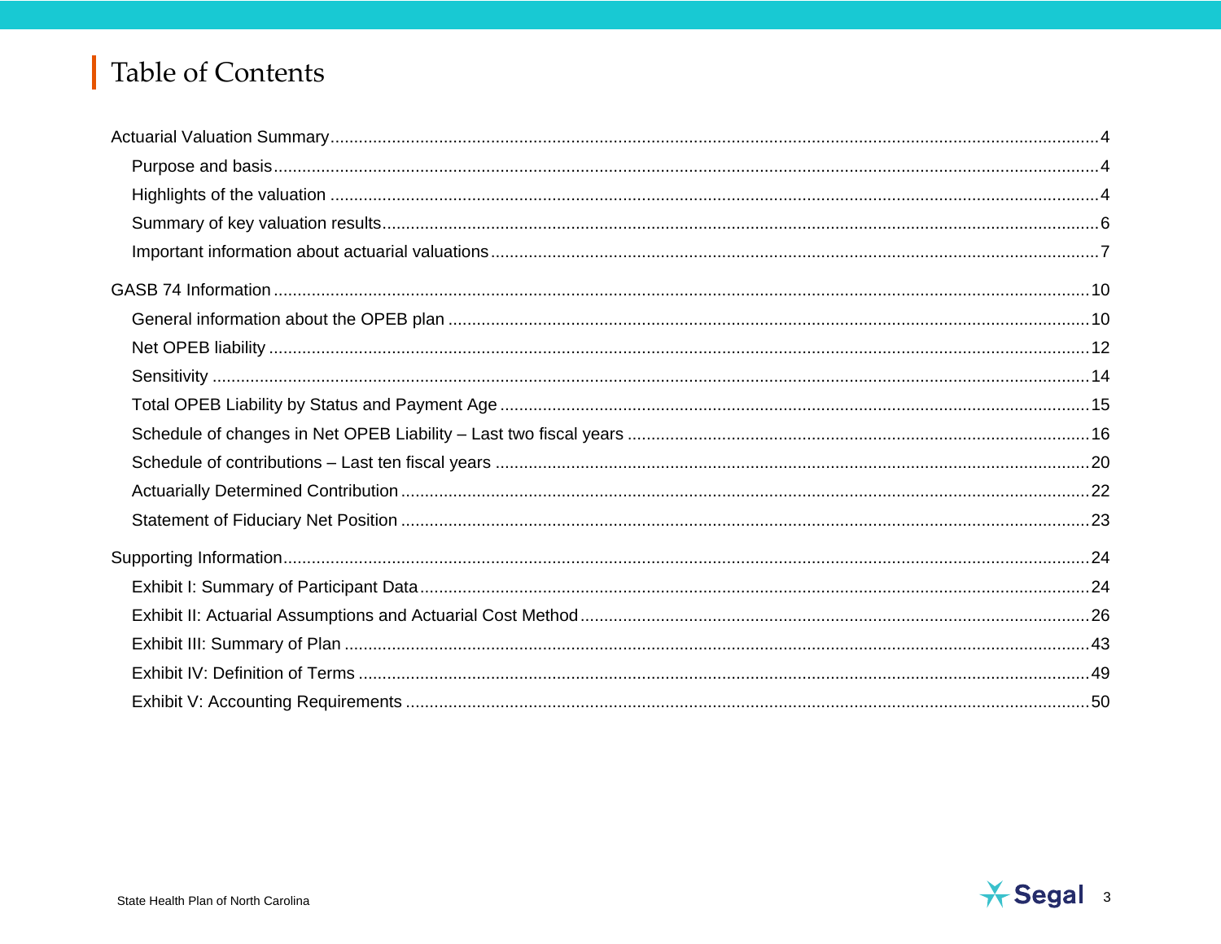# Table of Contents

Actuarial Valuation Summary ........ 4

- Purpose and basis ........ 4
- Highlights of the valuation ........ 4
- Summary of key valuation results ........ 6
- Important information about actuarial valuations ........ 7

GASB 74 Information ........ 10

- General information about the OPEB plan ........ 10
- Net OPEB liability ........ 12
- Sensitivity ........ 14
- Total OPEB Liability by Status and Payment Age ........ 15
- Schedule of changes in Net OPEB Liability – Last two fiscal years ........ 16
- Schedule of contributions – Last ten fiscal years ........ 20
- Actuarially Determined Contribution ........ 22
- Statement of Fiduciary Net Position ........ 23

Supporting Information ........ 24

- Exhibit I: Summary of Participant Data ........ 24
- Exhibit II: Actuarial Assumptions and Actuarial Cost Method ........ 26
- Exhibit III: Summary of Plan ........ 43
- Exhibit IV: Definition of Terms ........ 49
- Exhibit V: Accounting Requirements ........ 50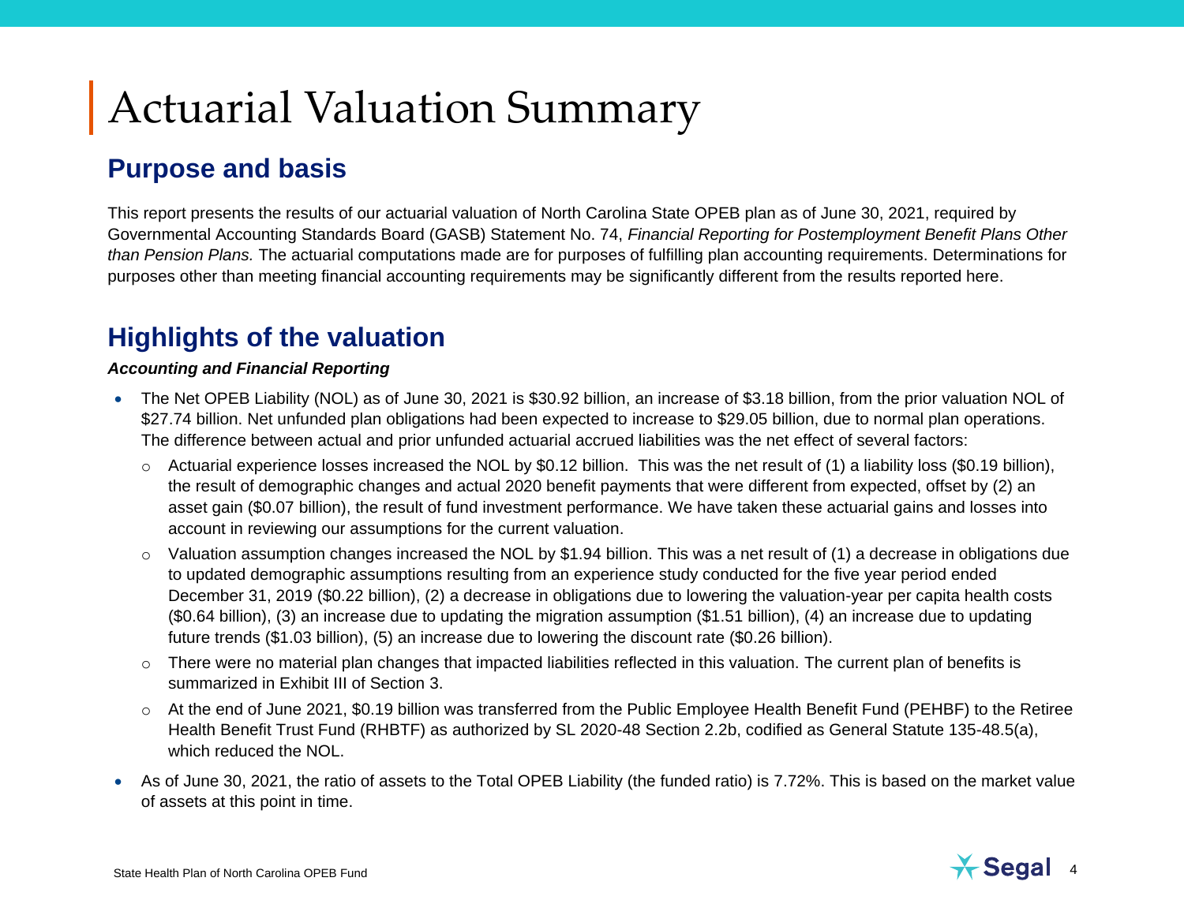# Actuarial Valuation Summary

## Purpose and basis

This report presents the results of our actuarial valuation of North Carolina State OPEB plan as of June 30, 2021, required by Governmental Accounting Standards Board (GASB) Statement No. 74, *Financial Reporting for Postemployment Benefit Plans Other than Pension Plans.* The actuarial computations made are for purposes of fulfilling plan accounting requirements. Determinations for purposes other than meeting financial accounting requirements may be significantly different from the results reported here.

## Highlights of the valuation

***Accounting and Financial Reporting***

- The Net OPEB Liability (NOL) as of June 30, 2021 is $30.92 billion, an increase of $3.18 billion, from the prior valuation NOL of $27.74 billion. Net unfunded plan obligations had been expected to increase to $29.05 billion, due to normal plan operations. The difference between actual and prior unfunded actuarial accrued liabilities was the net effect of several factors:
  - Actuarial experience losses increased the NOL by $0.12 billion. This was the net result of (1) a liability loss ($0.19 billion), the result of demographic changes and actual 2020 benefit payments that were different from expected, offset by (2) an asset gain ($0.07 billion), the result of fund investment performance. We have taken these actuarial gains and losses into account in reviewing our assumptions for the current valuation.
  - Valuation assumption changes increased the NOL by $1.94 billion. This was a net result of (1) a decrease in obligations due to updated demographic assumptions resulting from an experience study conducted for the five year period ended December 31, 2019 ($0.22 billion), (2) a decrease in obligations due to lowering the valuation-year per capita health costs ($0.64 billion), (3) an increase due to updating the migration assumption ($1.51 billion), (4) an increase due to updating future trends ($1.03 billion), (5) an increase due to lowering the discount rate ($0.26 billion).
  - There were no material plan changes that impacted liabilities reflected in this valuation. The current plan of benefits is summarized in Exhibit III of Section 3.
  - At the end of June 2021, $0.19 billion was transferred from the Public Employee Health Benefit Fund (PEHBF) to the Retiree Health Benefit Trust Fund (RHBTF) as authorized by SL 2020-48 Section 2.2b, codified as General Statute 135-48.5(a), which reduced the NOL.
- As of June 30, 2021, the ratio of assets to the Total OPEB Liability (the funded ratio) is 7.72%. This is based on the market value of assets at this point in time.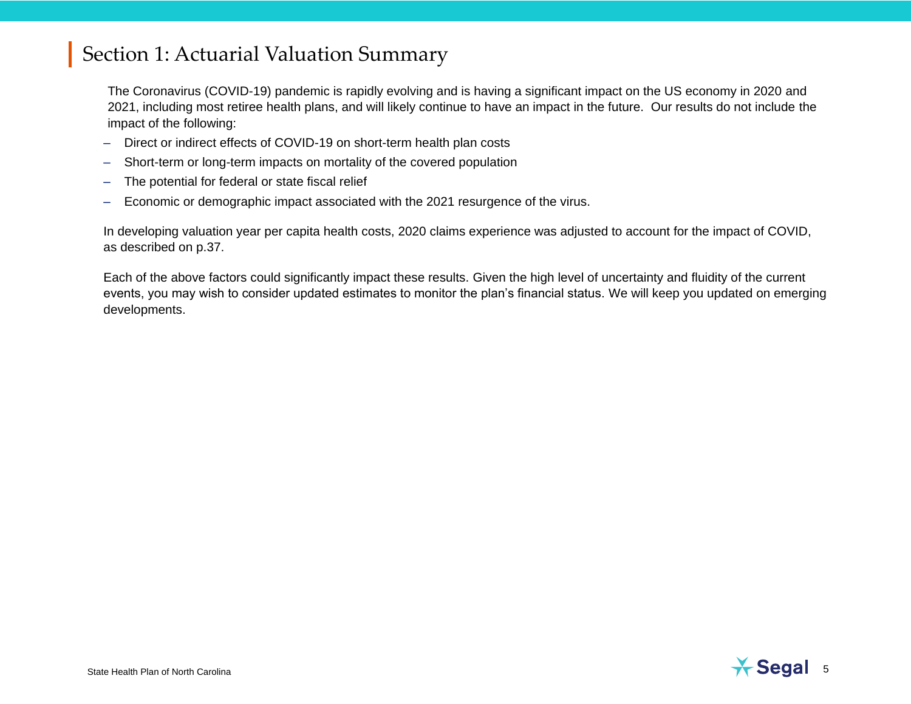## Section 1: Actuarial Valuation Summary

The Coronavirus (COVID-19) pandemic is rapidly evolving and is having a significant impact on the US economy in 2020 and 2021, including most retiree health plans, and will likely continue to have an impact in the future. Our results do not include the impact of the following:

- Direct or indirect effects of COVID-19 on short-term health plan costs
- Short-term or long-term impacts on mortality of the covered population
- The potential for federal or state fiscal relief
- Economic or demographic impact associated with the 2021 resurgence of the virus.

In developing valuation year per capita health costs, 2020 claims experience was adjusted to account for the impact of COVID, as described on p.37.

Each of the above factors could significantly impact these results. Given the high level of uncertainty and fluidity of the current events, you may wish to consider updated estimates to monitor the plan's financial status. We will keep you updated on emerging developments.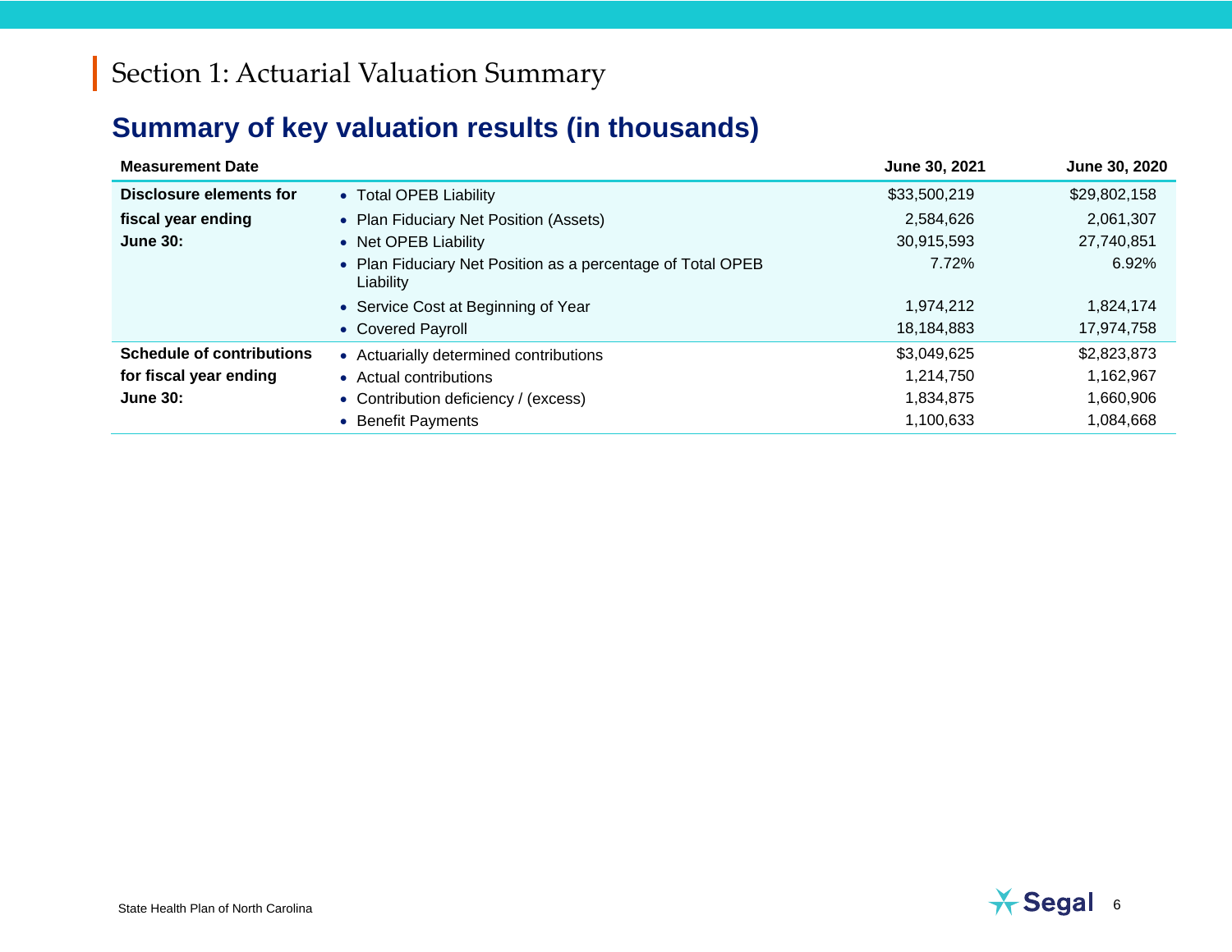# Section 1: Actuarial Valuation Summary

## Summary of key valuation results (in thousands)

| Measurement Date | | June 30, 2021 | June 30, 2020 |
|---|---|---|---|
| **Disclosure elements for fiscal year ending June 30:** | • Total OPEB Liability | $33,500,219 | $29,802,158 |
| | • Plan Fiduciary Net Position (Assets) | 2,584,626 | 2,061,307 |
| | • Net OPEB Liability | 30,915,593 | 27,740,851 |
| | • Plan Fiduciary Net Position as a percentage of Total OPEB Liability | 7.72% | 6.92% |
| | • Service Cost at Beginning of Year | 1,974,212 | 1,824,174 |
| | • Covered Payroll | 18,184,883 | 17,974,758 |
| **Schedule of contributions for fiscal year ending June 30:** | • Actuarially determined contributions | $3,049,625 | $2,823,873 |
| | • Actual contributions | 1,214,750 | 1,162,967 |
| | • Contribution deficiency / (excess) | 1,834,875 | 1,660,906 |
| | • Benefit Payments | 1,100,633 | 1,084,668 |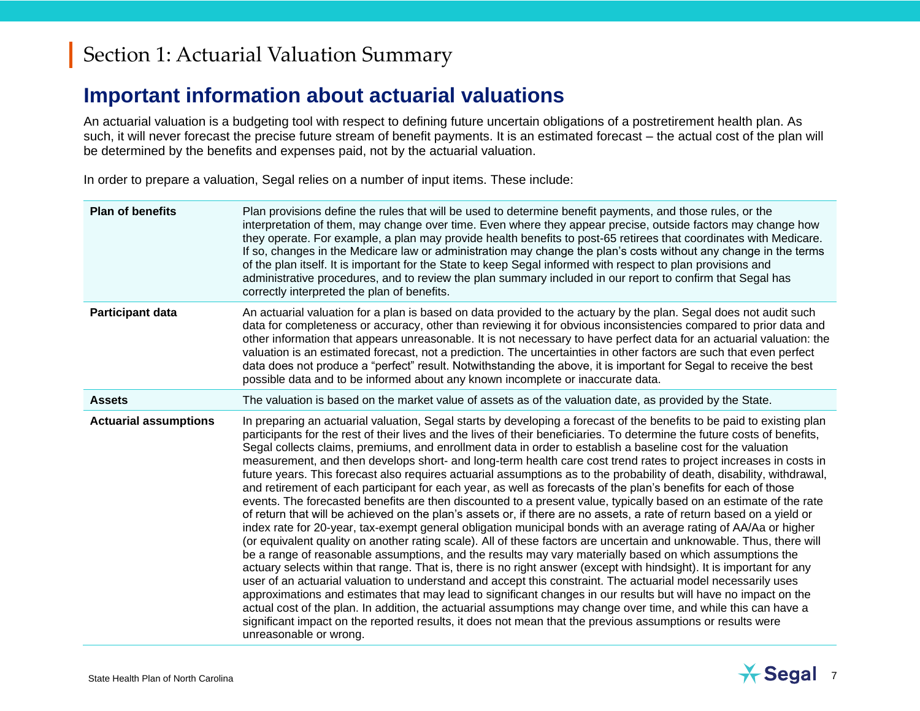# Section 1: Actuarial Valuation Summary

## Important information about actuarial valuations

An actuarial valuation is a budgeting tool with respect to defining future uncertain obligations of a postretirement health plan. As such, it will never forecast the precise future stream of benefit payments. It is an estimated forecast – the actual cost of the plan will be determined by the benefits and expenses paid, not by the actuarial valuation.

In order to prepare a valuation, Segal relies on a number of input items. These include:

| | |
|---|---|
| **Plan of benefits** | Plan provisions define the rules that will be used to determine benefit payments, and those rules, or the interpretation of them, may change over time. Even where they appear precise, outside factors may change how they operate. For example, a plan may provide health benefits to post-65 retirees that coordinates with Medicare. If so, changes in the Medicare law or administration may change the plan's costs without any change in the terms of the plan itself. It is important for the State to keep Segal informed with respect to plan provisions and administrative procedures, and to review the plan summary included in our report to confirm that Segal has correctly interpreted the plan of benefits. |
| **Participant data** | An actuarial valuation for a plan is based on data provided to the actuary by the plan. Segal does not audit such data for completeness or accuracy, other than reviewing it for obvious inconsistencies compared to prior data and other information that appears unreasonable. It is not necessary to have perfect data for an actuarial valuation: the valuation is an estimated forecast, not a prediction. The uncertainties in other factors are such that even perfect data does not produce a "perfect" result. Notwithstanding the above, it is important for Segal to receive the best possible data and to be informed about any known incomplete or inaccurate data. |
| **Assets** | The valuation is based on the market value of assets as of the valuation date, as provided by the State. |
| **Actuarial assumptions** | In preparing an actuarial valuation, Segal starts by developing a forecast of the benefits to be paid to existing plan participants for the rest of their lives and the lives of their beneficiaries. To determine the future costs of benefits, Segal collects claims, premiums, and enrollment data in order to establish a baseline cost for the valuation measurement, and then develops short- and long-term health care cost trend rates to project increases in costs in future years. This forecast also requires actuarial assumptions as to the probability of death, disability, withdrawal, and retirement of each participant for each year, as well as forecasts of the plan's benefits for each of those events. The forecasted benefits are then discounted to a present value, typically based on an estimate of the rate of return that will be achieved on the plan's assets or, if there are no assets, a rate of return based on a yield or index rate for 20-year, tax-exempt general obligation municipal bonds with an average rating of AA/Aa or higher (or equivalent quality on another rating scale). All of these factors are uncertain and unknowable. Thus, there will be a range of reasonable assumptions, and the results may vary materially based on which assumptions the actuary selects within that range. That is, there is no right answer (except with hindsight). It is important for any user of an actuarial valuation to understand and accept this constraint. The actuarial model necessarily uses approximations and estimates that may lead to significant changes in our results but will have no impact on the actual cost of the plan. In addition, the actuarial assumptions may change over time, and while this can have a significant impact on the reported results, it does not mean that the previous assumptions or results were unreasonable or wrong. |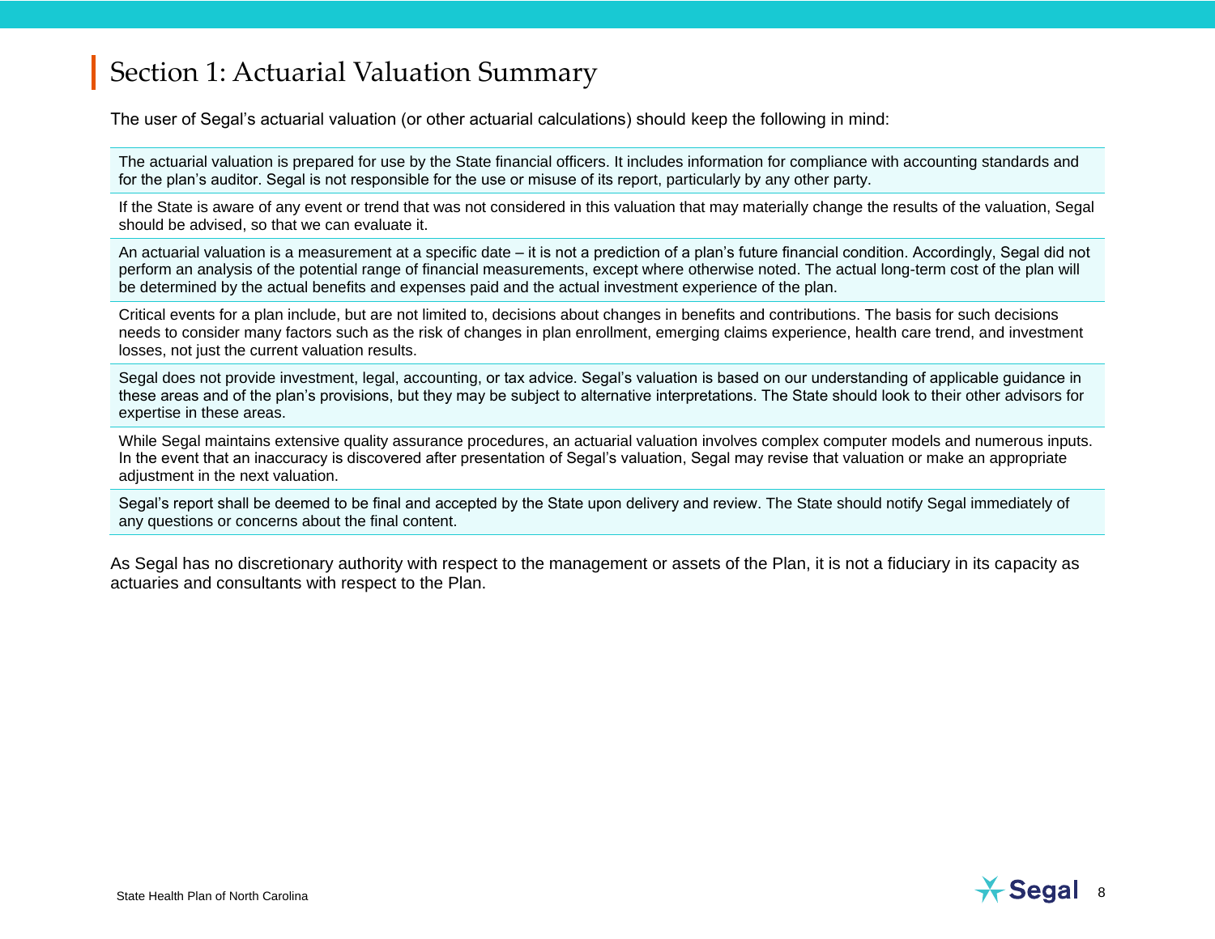# Section 1: Actuarial Valuation Summary

The user of Segal's actuarial valuation (or other actuarial calculations) should keep the following in mind:

| |
|---|
| The actuarial valuation is prepared for use by the State financial officers. It includes information for compliance with accounting standards and for the plan's auditor. Segal is not responsible for the use or misuse of its report, particularly by any other party. |
| If the State is aware of any event or trend that was not considered in this valuation that may materially change the results of the valuation, Segal should be advised, so that we can evaluate it. |
| An actuarial valuation is a measurement at a specific date – it is not a prediction of a plan's future financial condition. Accordingly, Segal did not perform an analysis of the potential range of financial measurements, except where otherwise noted. The actual long-term cost of the plan will be determined by the actual benefits and expenses paid and the actual investment experience of the plan. |
| Critical events for a plan include, but are not limited to, decisions about changes in benefits and contributions. The basis for such decisions needs to consider many factors such as the risk of changes in plan enrollment, emerging claims experience, health care trend, and investment losses, not just the current valuation results. |
| Segal does not provide investment, legal, accounting, or tax advice. Segal's valuation is based on our understanding of applicable guidance in these areas and of the plan's provisions, but they may be subject to alternative interpretations. The State should look to their other advisors for expertise in these areas. |
| While Segal maintains extensive quality assurance procedures, an actuarial valuation involves complex computer models and numerous inputs. In the event that an inaccuracy is discovered after presentation of Segal's valuation, Segal may revise that valuation or make an appropriate adjustment in the next valuation. |
| Segal's report shall be deemed to be final and accepted by the State upon delivery and review. The State should notify Segal immediately of any questions or concerns about the final content. |

As Segal has no discretionary authority with respect to the management or assets of the Plan, it is not a fiduciary in its capacity as actuaries and consultants with respect to the Plan.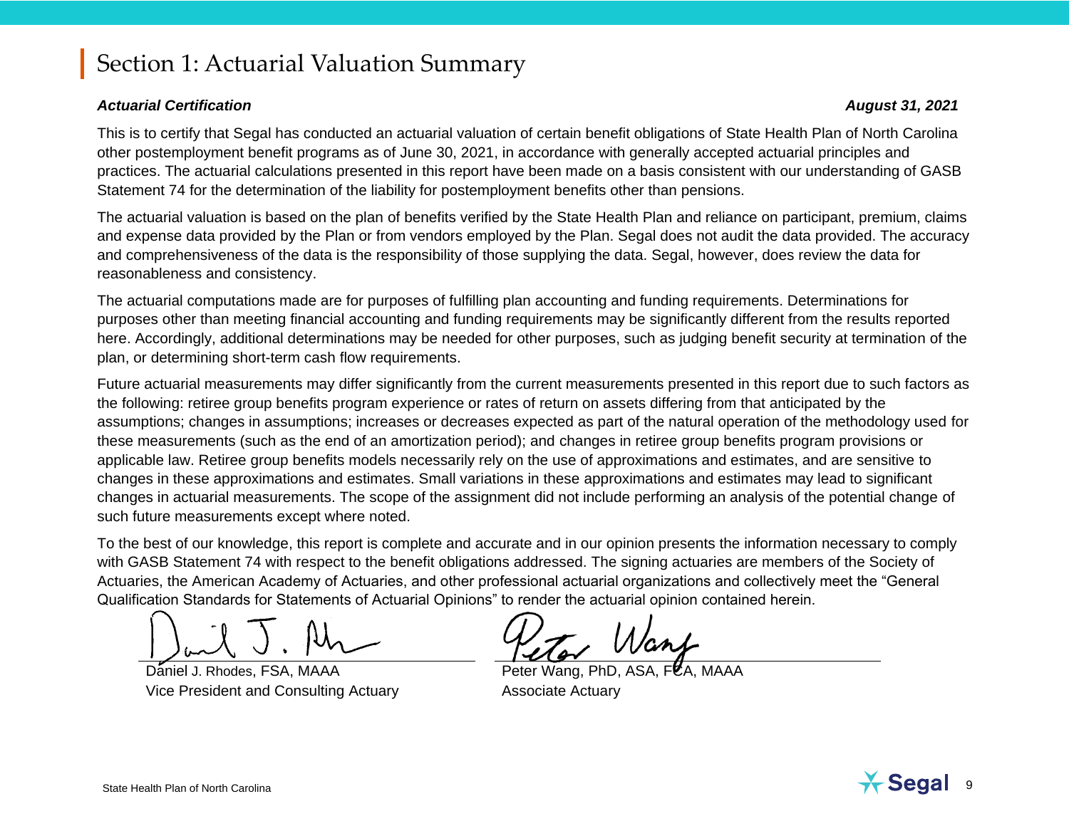# Section 1: Actuarial Valuation Summary

***Actuarial Certification*** ***August 31, 2021***

This is to certify that Segal has conducted an actuarial valuation of certain benefit obligations of State Health Plan of North Carolina other postemployment benefit programs as of June 30, 2021, in accordance with generally accepted actuarial principles and practices. The actuarial calculations presented in this report have been made on a basis consistent with our understanding of GASB Statement 74 for the determination of the liability for postemployment benefits other than pensions.

The actuarial valuation is based on the plan of benefits verified by the State Health Plan and reliance on participant, premium, claims and expense data provided by the Plan or from vendors employed by the Plan. Segal does not audit the data provided. The accuracy and comprehensiveness of the data is the responsibility of those supplying the data. Segal, however, does review the data for reasonableness and consistency.

The actuarial computations made are for purposes of fulfilling plan accounting and funding requirements. Determinations for purposes other than meeting financial accounting and funding requirements may be significantly different from the results reported here. Accordingly, additional determinations may be needed for other purposes, such as judging benefit security at termination of the plan, or determining short-term cash flow requirements.

Future actuarial measurements may differ significantly from the current measurements presented in this report due to such factors as the following: retiree group benefits program experience or rates of return on assets differing from that anticipated by the assumptions; changes in assumptions; increases or decreases expected as part of the natural operation of the methodology used for these measurements (such as the end of an amortization period); and changes in retiree group benefits program provisions or applicable law. Retiree group benefits models necessarily rely on the use of approximations and estimates, and are sensitive to changes in these approximations and estimates. Small variations in these approximations and estimates may lead to significant changes in actuarial measurements. The scope of the assignment did not include performing an analysis of the potential change of such future measurements except where noted.

To the best of our knowledge, this report is complete and accurate and in our opinion presents the information necessary to comply with GASB Statement 74 with respect to the benefit obligations addressed. The signing actuaries are members of the Society of Actuaries, the American Academy of Actuaries, and other professional actuarial organizations and collectively meet the "General Qualification Standards for Statements of Actuarial Opinions" to render the actuarial opinion contained herein.

Daniel J. Rhodes, FSA, MAAA
Vice President and Consulting Actuary

Peter Wang, PhD, ASA, FCA, MAAA
Associate Actuary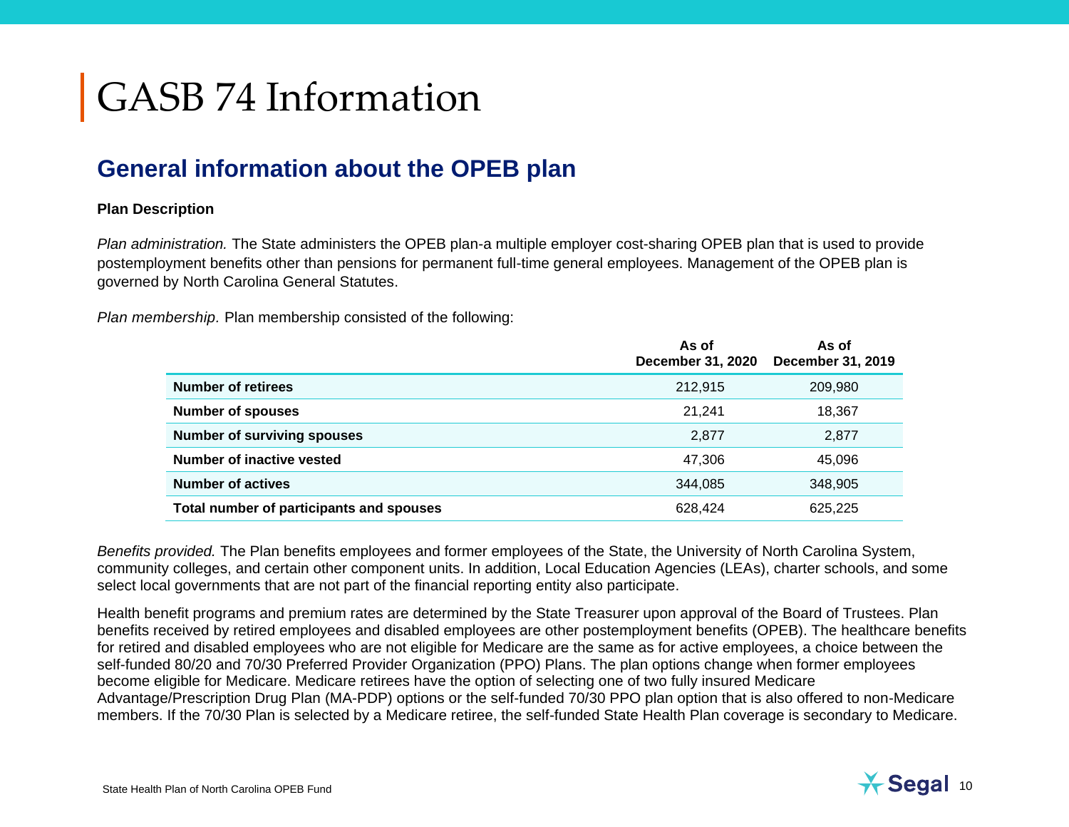# GASB 74 Information

## General information about the OPEB plan

**Plan Description**

*Plan administration.* The State administers the OPEB plan-a multiple employer cost-sharing OPEB plan that is used to provide postemployment benefits other than pensions for permanent full-time general employees. Management of the OPEB plan is governed by North Carolina General Statutes.

*Plan membership.* Plan membership consisted of the following:

| | As of December 31, 2020 | As of December 31, 2019 |
|---|---|---|
| **Number of retirees** | 212,915 | 209,980 |
| **Number of spouses** | 21,241 | 18,367 |
| **Number of surviving spouses** | 2,877 | 2,877 |
| **Number of inactive vested** | 47,306 | 45,096 |
| **Number of actives** | 344,085 | 348,905 |
| **Total number of participants and spouses** | 628,424 | 625,225 |

*Benefits provided.* The Plan benefits employees and former employees of the State, the University of North Carolina System, community colleges, and certain other component units. In addition, Local Education Agencies (LEAs), charter schools, and some select local governments that are not part of the financial reporting entity also participate.

Health benefit programs and premium rates are determined by the State Treasurer upon approval of the Board of Trustees. Plan benefits received by retired employees and disabled employees are other postemployment benefits (OPEB). The healthcare benefits for retired and disabled employees who are not eligible for Medicare are the same as for active employees, a choice between the self-funded 80/20 and 70/30 Preferred Provider Organization (PPO) Plans. The plan options change when former employees become eligible for Medicare. Medicare retirees have the option of selecting one of two fully insured Medicare Advantage/Prescription Drug Plan (MA-PDP) options or the self-funded 70/30 PPO plan option that is also offered to non-Medicare members. If the 70/30 Plan is selected by a Medicare retiree, the self-funded State Health Plan coverage is secondary to Medicare.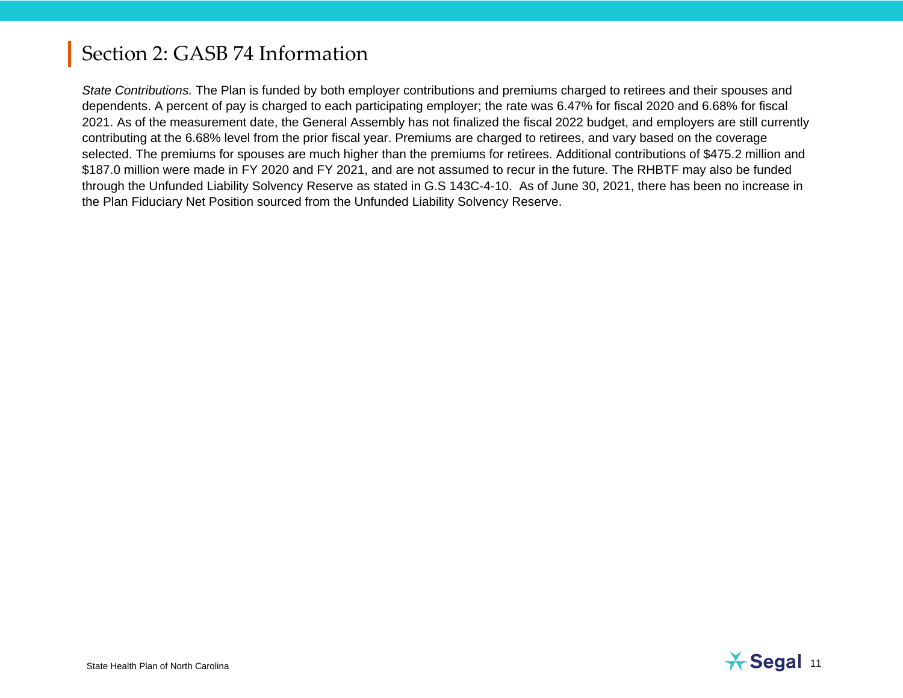# Section 2: GASB 74 Information

*State Contributions.* The Plan is funded by both employer contributions and premiums charged to retirees and their spouses and dependents. A percent of pay is charged to each participating employer; the rate was 6.47% for fiscal 2020 and 6.68% for fiscal 2021. As of the measurement date, the General Assembly has not finalized the fiscal 2022 budget, and employers are still currently contributing at the 6.68% level from the prior fiscal year. Premiums are charged to retirees, and vary based on the coverage selected. The premiums for spouses are much higher than the premiums for retirees. Additional contributions of $475.2 million and $187.0 million were made in FY 2020 and FY 2021, and are not assumed to recur in the future. The RHBTF may also be funded through the Unfunded Liability Solvency Reserve as stated in G.S 143C-4-10. As of June 30, 2021, there has been no increase in the Plan Fiduciary Net Position sourced from the Unfunded Liability Solvency Reserve.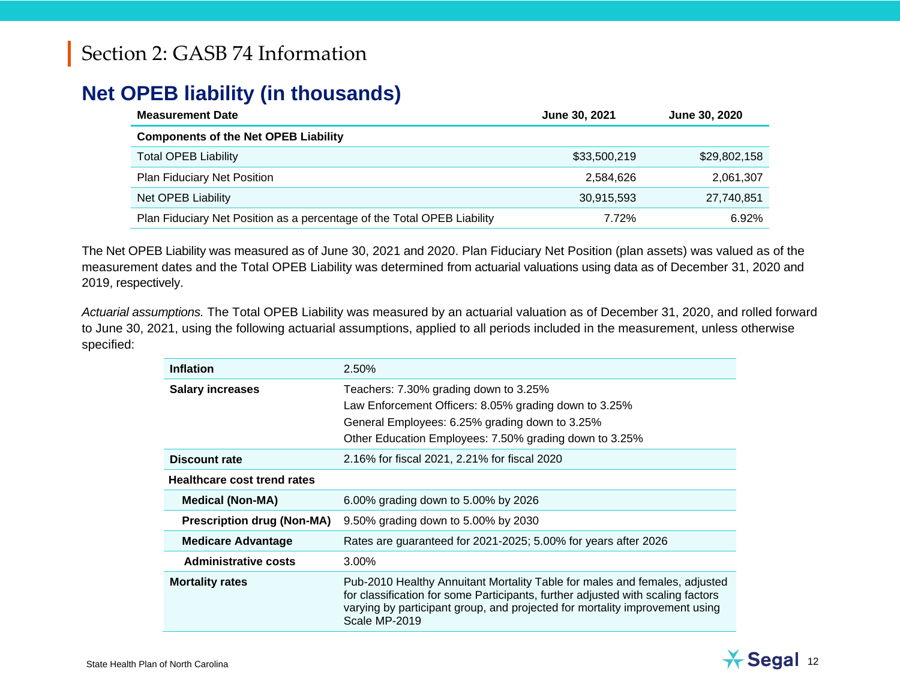# Section 2: GASB 74 Information

## Net OPEB liability (in thousands)

| Measurement Date | June 30, 2021 | June 30, 2020 |
|---|---|---|
| **Components of the Net OPEB Liability** | | |
| Total OPEB Liability | $33,500,219 | $29,802,158 |
| Plan Fiduciary Net Position | 2,584,626 | 2,061,307 |
| Net OPEB Liability | 30,915,593 | 27,740,851 |
| Plan Fiduciary Net Position as a percentage of the Total OPEB Liability | 7.72% | 6.92% |

The Net OPEB Liability was measured as of June 30, 2021 and 2020. Plan Fiduciary Net Position (plan assets) was valued as of the measurement dates and the Total OPEB Liability was determined from actuarial valuations using data as of December 31, 2020 and 2019, respectively.

*Actuarial assumptions.* The Total OPEB Liability was measured by an actuarial valuation as of December 31, 2020, and rolled forward to June 30, 2021, using the following actuarial assumptions, applied to all periods included in the measurement, unless otherwise specified:

| | |
|---|---|
| **Inflation** | 2.50% |
| **Salary increases** | Teachers: 7.30% grading down to 3.25%<br>Law Enforcement Officers: 8.05% grading down to 3.25%<br>General Employees: 6.25% grading down to 3.25%<br>Other Education Employees: 7.50% grading down to 3.25% |
| **Discount rate** | 2.16% for fiscal 2021, 2.21% for fiscal 2020 |
| **Healthcare cost trend rates** | |
| **Medical (Non-MA)** | 6.00% grading down to 5.00% by 2026 |
| **Prescription drug (Non-MA)** | 9.50% grading down to 5.00% by 2030 |
| **Medicare Advantage** | Rates are guaranteed for 2021-2025; 5.00% for years after 2026 |
| **Administrative costs** | 3.00% |
| **Mortality rates** | Pub-2010 Healthy Annuitant Mortality Table for males and females, adjusted for classification for some Participants, further adjusted with scaling factors varying by participant group, and projected for mortality improvement using Scale MP-2019 |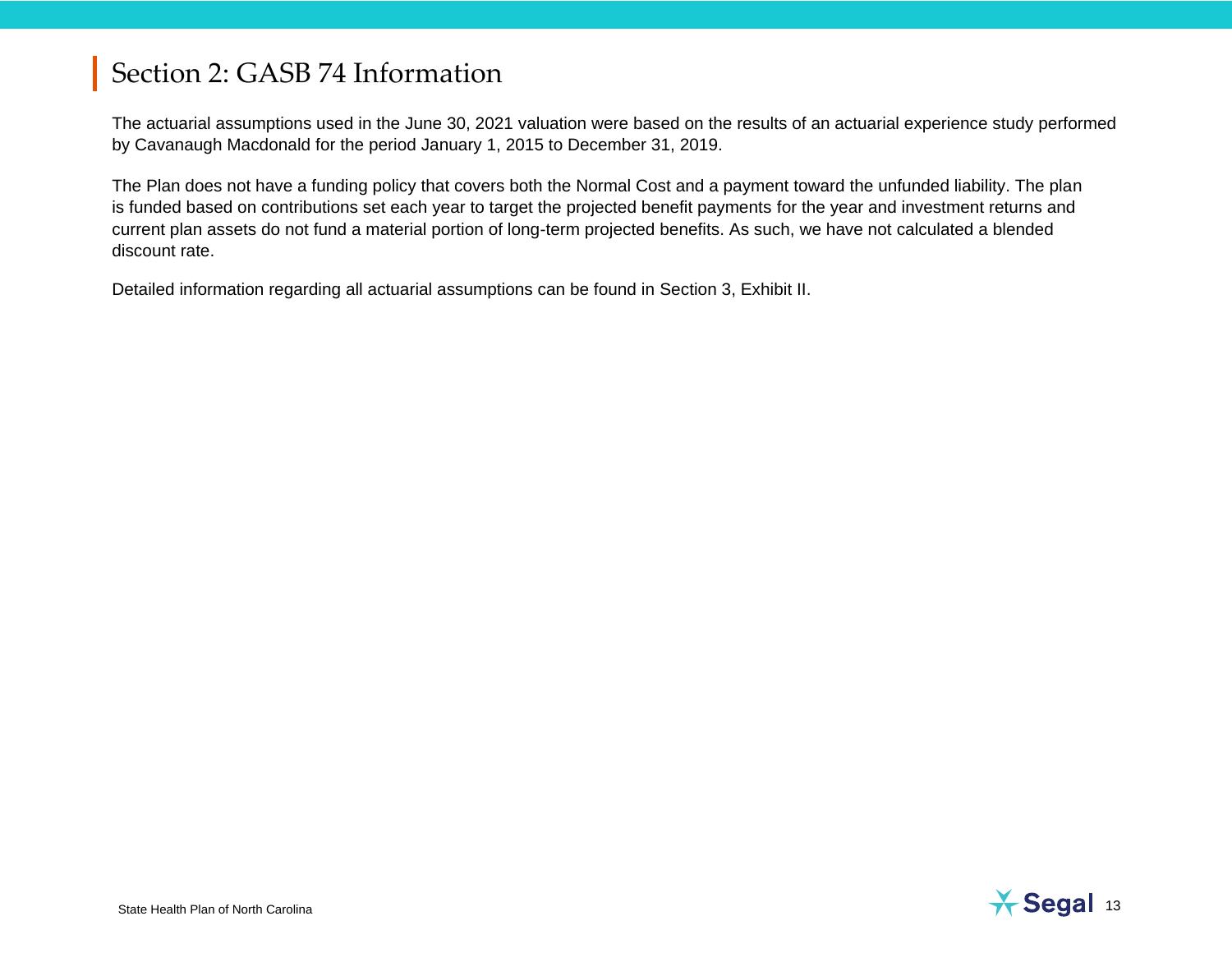# Section 2: GASB 74 Information

The actuarial assumptions used in the June 30, 2021 valuation were based on the results of an actuarial experience study performed by Cavanaugh Macdonald for the period January 1, 2015 to December 31, 2019.

The Plan does not have a funding policy that covers both the Normal Cost and a payment toward the unfunded liability. The plan is funded based on contributions set each year to target the projected benefit payments for the year and investment returns and current plan assets do not fund a material portion of long-term projected benefits. As such, we have not calculated a blended discount rate.

Detailed information regarding all actuarial assumptions can be found in Section 3, Exhibit II.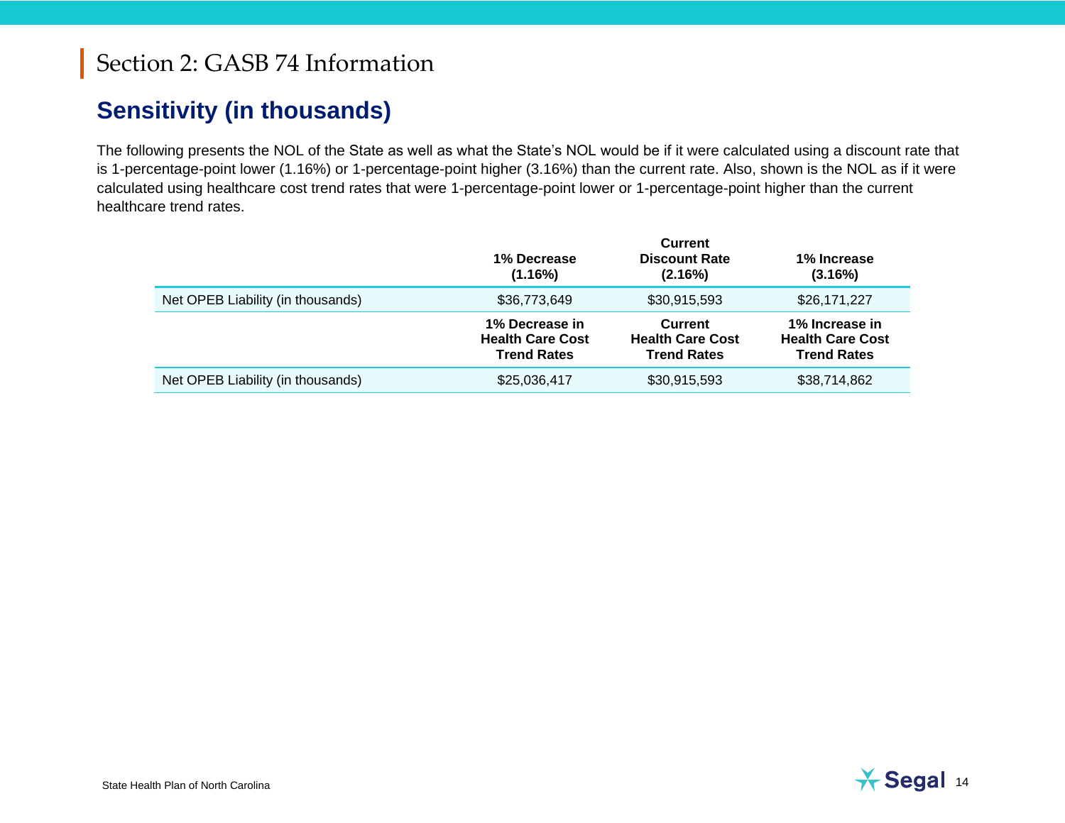# Section 2: GASB 74 Information

## Sensitivity (in thousands)

The following presents the NOL of the State as well as what the State's NOL would be if it were calculated using a discount rate that is 1-percentage-point lower (1.16%) or 1-percentage-point higher (3.16%) than the current rate. Also, shown is the NOL as if it were calculated using healthcare cost trend rates that were 1-percentage-point lower or 1-percentage-point higher than the current healthcare trend rates.

| | 1% Decrease (1.16%) | Current Discount Rate (2.16%) | 1% Increase (3.16%) |
|---|---|---|---|
| Net OPEB Liability (in thousands) | $36,773,649 | $30,915,593 | $26,171,227 |
| | **1% Decrease in Health Care Cost Trend Rates** | **Current Health Care Cost Trend Rates** | **1% Increase in Health Care Cost Trend Rates** |
| Net OPEB Liability (in thousands) | $25,036,417 | $30,915,593 | $38,714,862 |

State Health Plan of North Carolina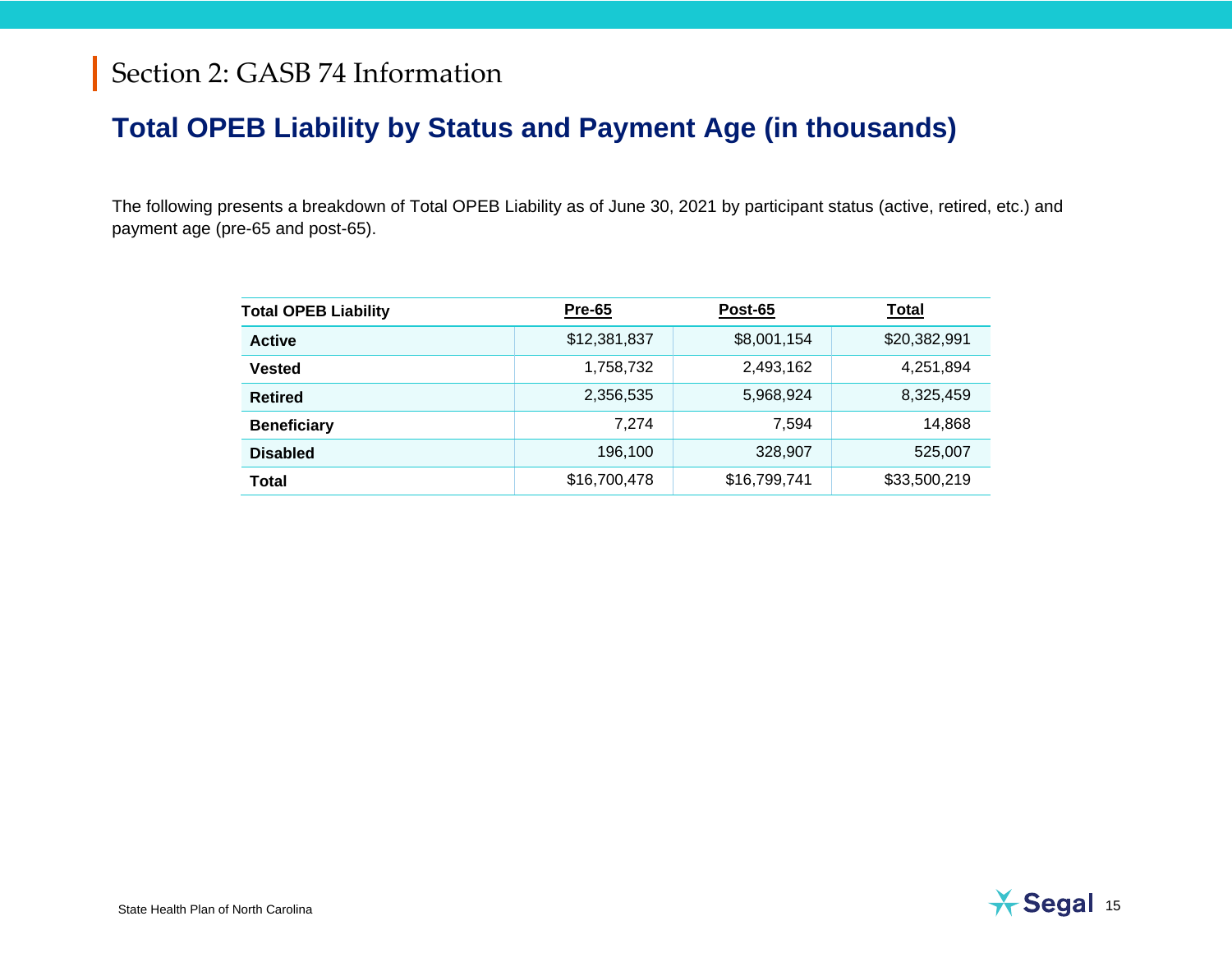# Section 2: GASB 74 Information

## Total OPEB Liability by Status and Payment Age (in thousands)

The following presents a breakdown of Total OPEB Liability as of June 30, 2021 by participant status (active, retired, etc.) and payment age (pre-65 and post-65).

| Total OPEB Liability | Pre-65 | Post-65 | Total |
|---|---|---|---|
| **Active** | $12,381,837 | $8,001,154 | $20,382,991 |
| **Vested** | 1,758,732 | 2,493,162 | 4,251,894 |
| **Retired** | 2,356,535 | 5,968,924 | 8,325,459 |
| **Beneficiary** | 7,274 | 7,594 | 14,868 |
| **Disabled** | 196,100 | 328,907 | 525,007 |
| **Total** | $16,700,478 | $16,799,741 | $33,500,219 |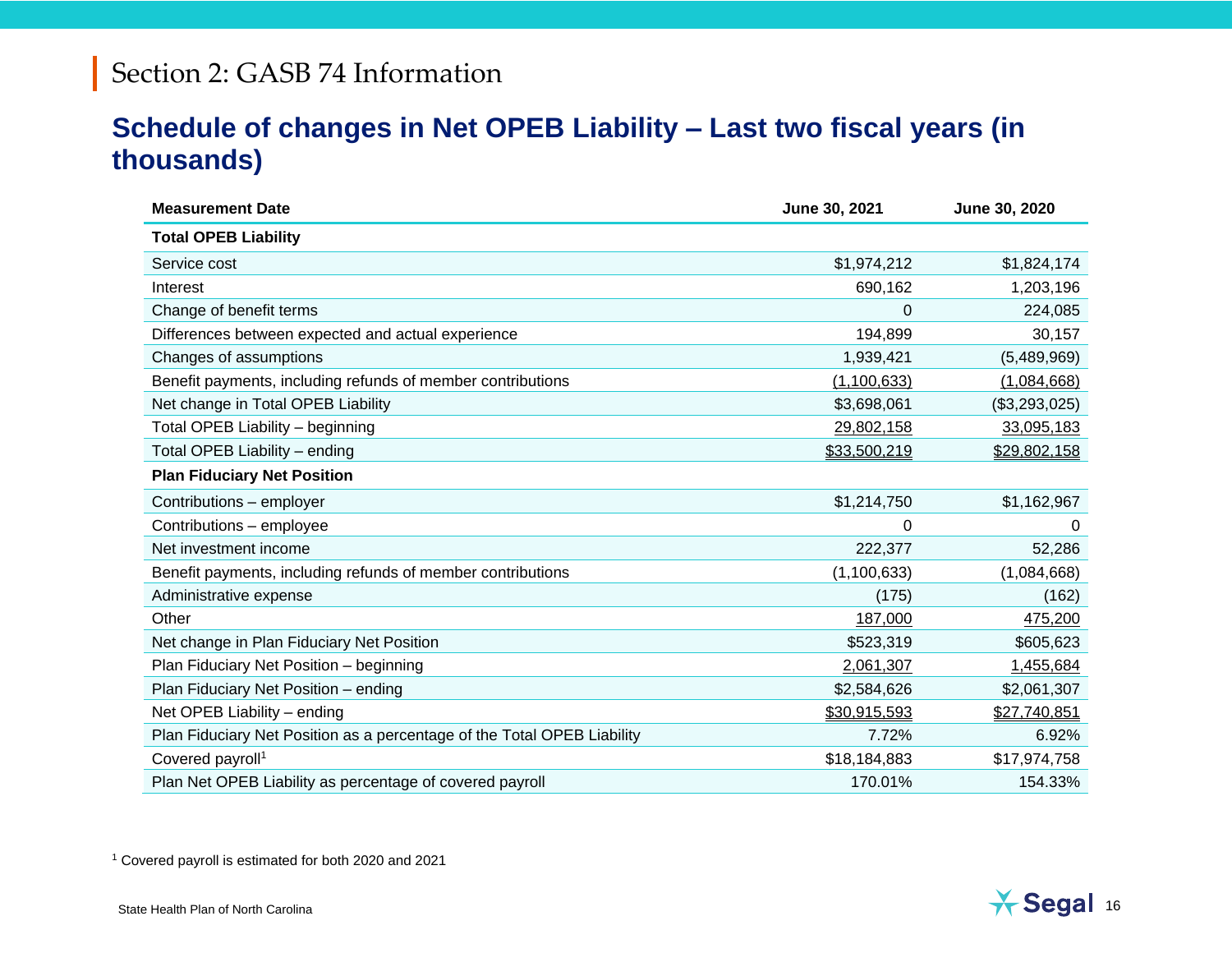# Section 2: GASB 74 Information

## Schedule of changes in Net OPEB Liability – Last two fiscal years (in thousands)

| Measurement Date | June 30, 2021 | June 30, 2020 |
|---|---|---|
| **Total OPEB Liability** | | |
| Service cost | $1,974,212 | $1,824,174 |
| Interest | 690,162 | 1,203,196 |
| Change of benefit terms | 0 | 224,085 |
| Differences between expected and actual experience | 194,899 | 30,157 |
| Changes of assumptions | 1,939,421 | (5,489,969) |
| Benefit payments, including refunds of member contributions | (1,100,633) | (1,084,668) |
| Net change in Total OPEB Liability | $3,698,061 | ($3,293,025) |
| Total OPEB Liability – beginning | 29,802,158 | 33,095,183 |
| Total OPEB Liability – ending | $33,500,219 | $29,802,158 |
| **Plan Fiduciary Net Position** | | |
| Contributions – employer | $1,214,750 | $1,162,967 |
| Contributions – employee | 0 | 0 |
| Net investment income | 222,377 | 52,286 |
| Benefit payments, including refunds of member contributions | (1,100,633) | (1,084,668) |
| Administrative expense | (175) | (162) |
| Other | 187,000 | 475,200 |
| Net change in Plan Fiduciary Net Position | $523,319 | $605,623 |
| Plan Fiduciary Net Position – beginning | 2,061,307 | 1,455,684 |
| Plan Fiduciary Net Position – ending | $2,584,626 | $2,061,307 |
| Net OPEB Liability – ending | $30,915,593 | $27,740,851 |
| Plan Fiduciary Net Position as a percentage of the Total OPEB Liability | 7.72% | 6.92% |
| Covered payroll[1] | $18,184,883 | $17,974,758 |
| Plan Net OPEB Liability as percentage of covered payroll | 170.01% | 154.33% |

[1] Covered payroll is estimated for both 2020 and 2021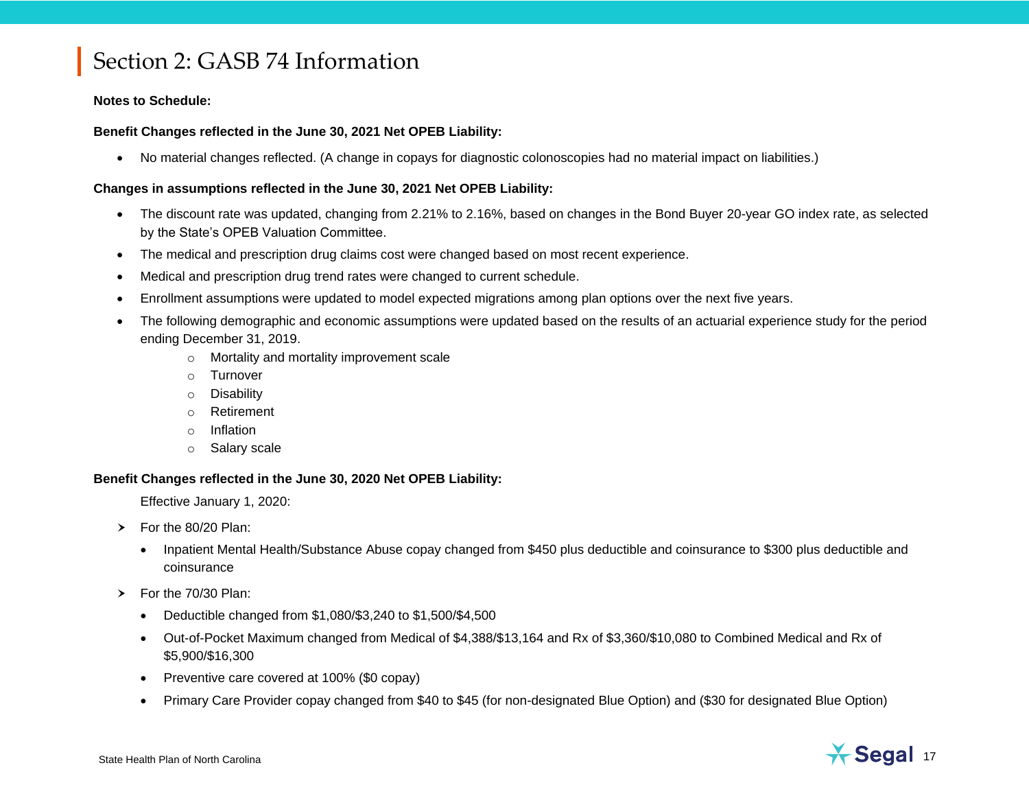# Section 2: GASB 74 Information

**Notes to Schedule:**

**Benefit Changes reflected in the June 30, 2021 Net OPEB Liability:**

- No material changes reflected. (A change in copays for diagnostic colonoscopies had no material impact on liabilities.)

**Changes in assumptions reflected in the June 30, 2021 Net OPEB Liability:**

- The discount rate was updated, changing from 2.21% to 2.16%, based on changes in the Bond Buyer 20-year GO index rate, as selected by the State's OPEB Valuation Committee.
- The medical and prescription drug claims cost were changed based on most recent experience.
- Medical and prescription drug trend rates were changed to current schedule.
- Enrollment assumptions were updated to model expected migrations among plan options over the next five years.
- The following demographic and economic assumptions were updated based on the results of an actuarial experience study for the period ending December 31, 2019.
    - Mortality and mortality improvement scale
    - Turnover
    - Disability
    - Retirement
    - Inflation
    - Salary scale

**Benefit Changes reflected in the June 30, 2020 Net OPEB Liability:**

Effective January 1, 2020:

- For the 80/20 Plan:
    - Inpatient Mental Health/Substance Abuse copay changed from $450 plus deductible and coinsurance to $300 plus deductible and coinsurance
- For the 70/30 Plan:
    - Deductible changed from $1,080/$3,240 to $1,500/$4,500
    - Out-of-Pocket Maximum changed from Medical of $4,388/$13,164 and Rx of $3,360/$10,080 to Combined Medical and Rx of $5,900/$16,300
    - Preventive care covered at 100% ($0 copay)
    - Primary Care Provider copay changed from $40 to $45 (for non-designated Blue Option) and ($30 for designated Blue Option)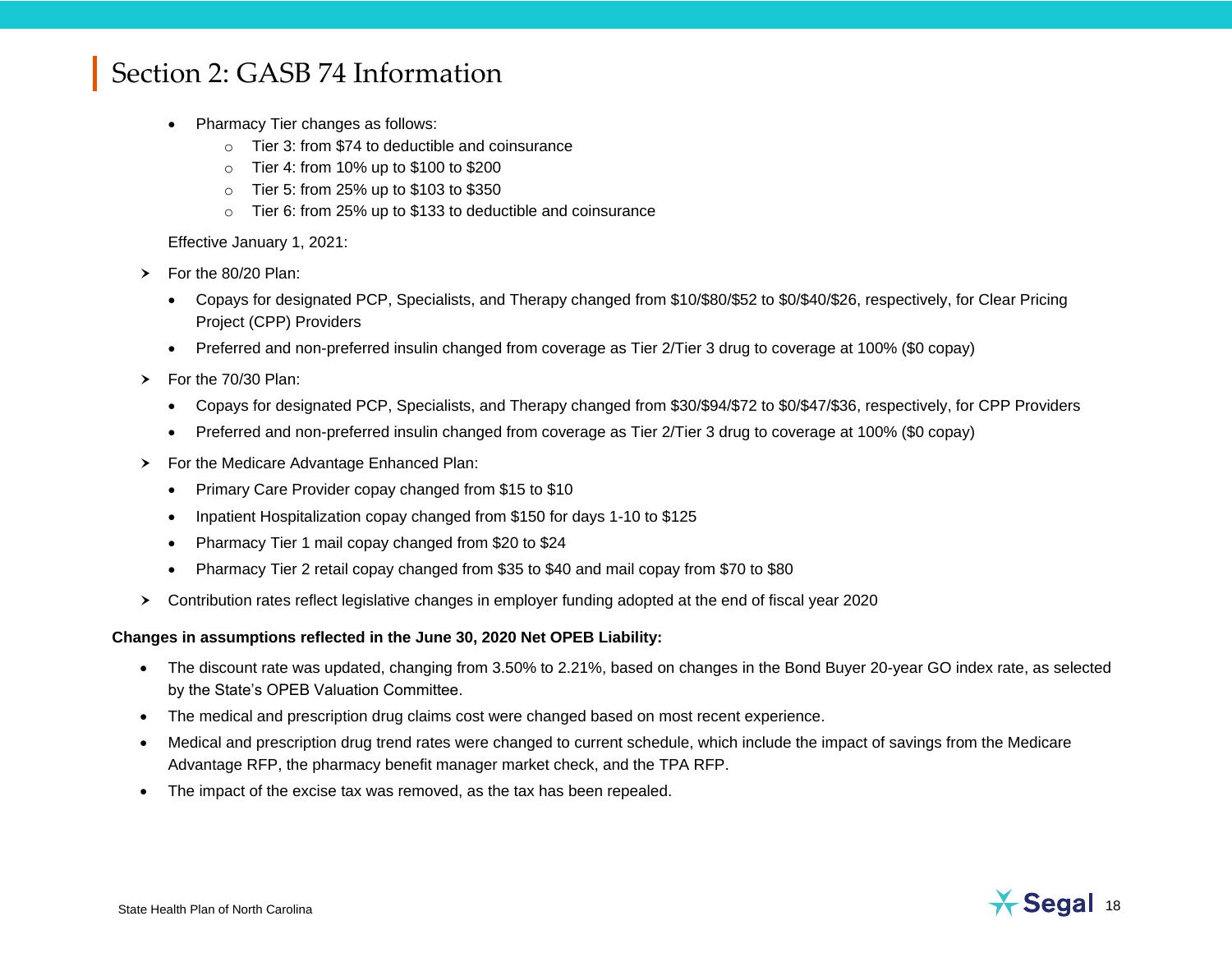## Section 2: GASB 74 Information

- Pharmacy Tier changes as follows:
  - Tier 3: from $74 to deductible and coinsurance
  - Tier 4: from 10% up to $100 to $200
  - Tier 5: from 25% up to $103 to $350
  - Tier 6: from 25% up to $133 to deductible and coinsurance

Effective January 1, 2021:

- For the 80/20 Plan:
  - Copays for designated PCP, Specialists, and Therapy changed from $10/$80/$52 to $0/$40/$26, respectively, for Clear Pricing Project (CPP) Providers
  - Preferred and non-preferred insulin changed from coverage as Tier 2/Tier 3 drug to coverage at 100% ($0 copay)
- For the 70/30 Plan:
  - Copays for designated PCP, Specialists, and Therapy changed from $30/$94/$72 to $0/$47/$36, respectively, for CPP Providers
  - Preferred and non-preferred insulin changed from coverage as Tier 2/Tier 3 drug to coverage at 100% ($0 copay)
- For the Medicare Advantage Enhanced Plan:
  - Primary Care Provider copay changed from $15 to $10
  - Inpatient Hospitalization copay changed from $150 for days 1-10 to $125
  - Pharmacy Tier 1 mail copay changed from $20 to $24
  - Pharmacy Tier 2 retail copay changed from $35 to $40 and mail copay from $70 to $80
- Contribution rates reflect legislative changes in employer funding adopted at the end of fiscal year 2020

**Changes in assumptions reflected in the June 30, 2020 Net OPEB Liability:**

- The discount rate was updated, changing from 3.50% to 2.21%, based on changes in the Bond Buyer 20-year GO index rate, as selected by the State's OPEB Valuation Committee.
- The medical and prescription drug claims cost were changed based on most recent experience.
- Medical and prescription drug trend rates were changed to current schedule, which include the impact of savings from the Medicare Advantage RFP, the pharmacy benefit manager market check, and the TPA RFP.
- The impact of the excise tax was removed, as the tax has been repealed.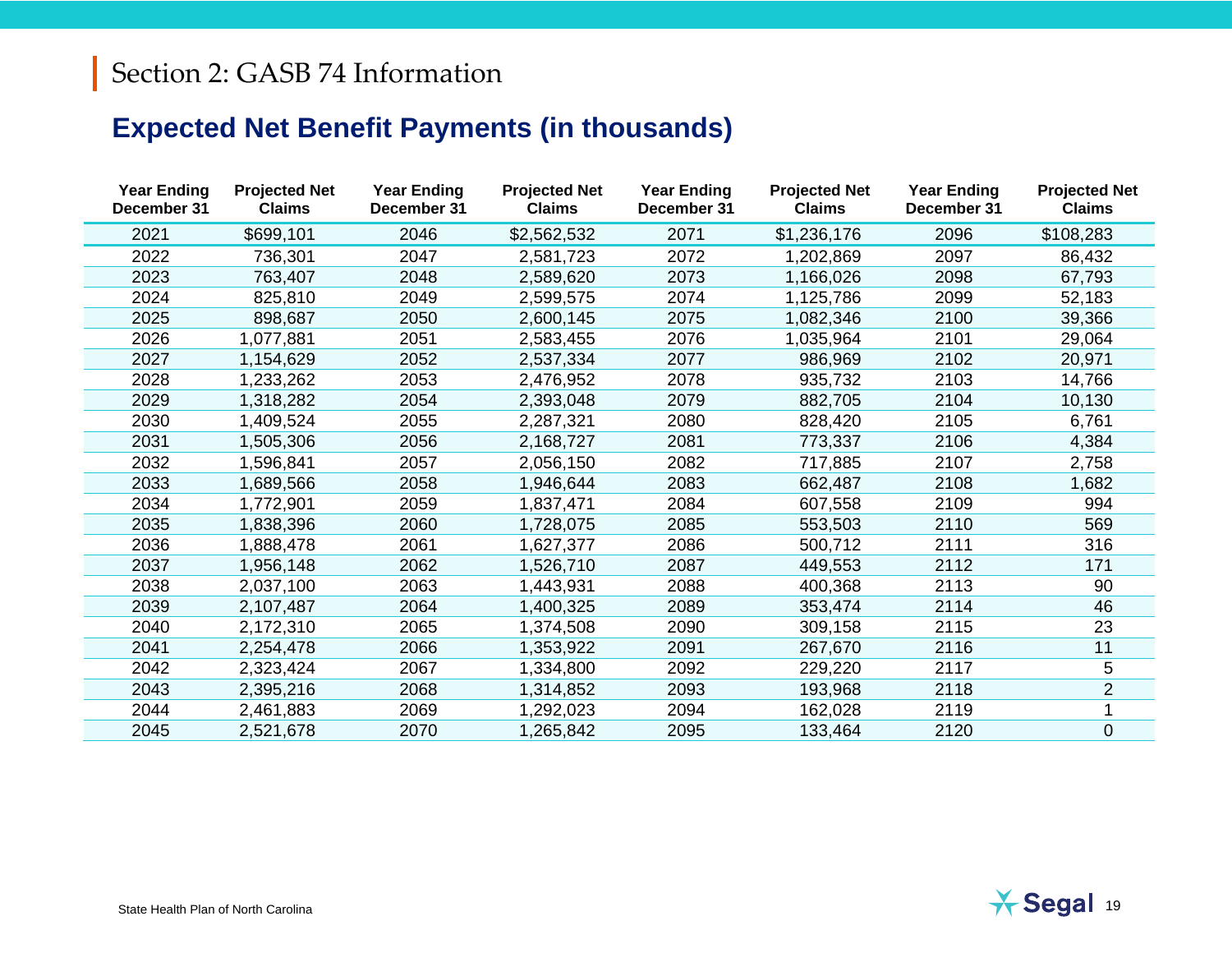## Section 2: GASB 74 Information

### Expected Net Benefit Payments (in thousands)

| Year Ending December 31 | Projected Net Claims | Year Ending December 31 | Projected Net Claims | Year Ending December 31 | Projected Net Claims | Year Ending December 31 | Projected Net Claims |
|---|---|---|---|---|---|---|---|
| 2021 | $699,101 | 2046 | $2,562,532 | 2071 | $1,236,176 | 2096 | $108,283 |
| 2022 | 736,301 | 2047 | 2,581,723 | 2072 | 1,202,869 | 2097 | 86,432 |
| 2023 | 763,407 | 2048 | 2,589,620 | 2073 | 1,166,026 | 2098 | 67,793 |
| 2024 | 825,810 | 2049 | 2,599,575 | 2074 | 1,125,786 | 2099 | 52,183 |
| 2025 | 898,687 | 2050 | 2,600,145 | 2075 | 1,082,346 | 2100 | 39,366 |
| 2026 | 1,077,881 | 2051 | 2,583,455 | 2076 | 1,035,964 | 2101 | 29,064 |
| 2027 | 1,154,629 | 2052 | 2,537,334 | 2077 | 986,969 | 2102 | 20,971 |
| 2028 | 1,233,262 | 2053 | 2,476,952 | 2078 | 935,732 | 2103 | 14,766 |
| 2029 | 1,318,282 | 2054 | 2,393,048 | 2079 | 882,705 | 2104 | 10,130 |
| 2030 | 1,409,524 | 2055 | 2,287,321 | 2080 | 828,420 | 2105 | 6,761 |
| 2031 | 1,505,306 | 2056 | 2,168,727 | 2081 | 773,337 | 2106 | 4,384 |
| 2032 | 1,596,841 | 2057 | 2,056,150 | 2082 | 717,885 | 2107 | 2,758 |
| 2033 | 1,689,566 | 2058 | 1,946,644 | 2083 | 662,487 | 2108 | 1,682 |
| 2034 | 1,772,901 | 2059 | 1,837,471 | 2084 | 607,558 | 2109 | 994 |
| 2035 | 1,838,396 | 2060 | 1,728,075 | 2085 | 553,503 | 2110 | 569 |
| 2036 | 1,888,478 | 2061 | 1,627,377 | 2086 | 500,712 | 2111 | 316 |
| 2037 | 1,956,148 | 2062 | 1,526,710 | 2087 | 449,553 | 2112 | 171 |
| 2038 | 2,037,100 | 2063 | 1,443,931 | 2088 | 400,368 | 2113 | 90 |
| 2039 | 2,107,487 | 2064 | 1,400,325 | 2089 | 353,474 | 2114 | 46 |
| 2040 | 2,172,310 | 2065 | 1,374,508 | 2090 | 309,158 | 2115 | 23 |
| 2041 | 2,254,478 | 2066 | 1,353,922 | 2091 | 267,670 | 2116 | 11 |
| 2042 | 2,323,424 | 2067 | 1,334,800 | 2092 | 229,220 | 2117 | 5 |
| 2043 | 2,395,216 | 2068 | 1,314,852 | 2093 | 193,968 | 2118 | 2 |
| 2044 | 2,461,883 | 2069 | 1,292,023 | 2094 | 162,028 | 2119 | 1 |
| 2045 | 2,521,678 | 2070 | 1,265,842 | 2095 | 133,464 | 2120 | 0 |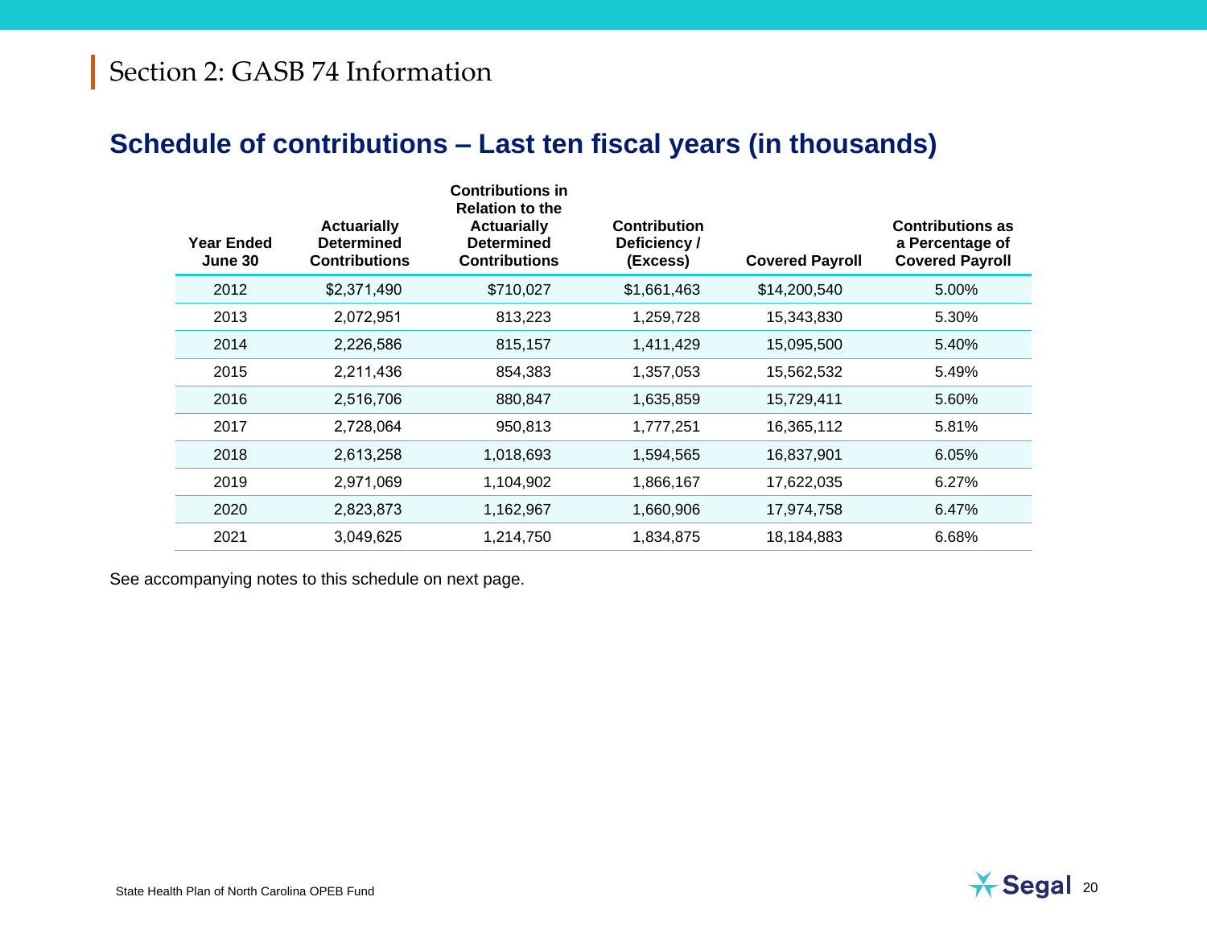# Section 2: GASB 74 Information

## Schedule of contributions – Last ten fiscal years (in thousands)

| Year Ended June 30 | Actuarially Determined Contributions | Contributions in Relation to the Actuarially Determined Contributions | Contribution Deficiency / (Excess) | Covered Payroll | Contributions as a Percentage of Covered Payroll |
|---|---|---|---|---|---|
| 2012 | $2,371,490 | $710,027 | $1,661,463 | $14,200,540 | 5.00% |
| 2013 | 2,072,951 | 813,223 | 1,259,728 | 15,343,830 | 5.30% |
| 2014 | 2,226,586 | 815,157 | 1,411,429 | 15,095,500 | 5.40% |
| 2015 | 2,211,436 | 854,383 | 1,357,053 | 15,562,532 | 5.49% |
| 2016 | 2,516,706 | 880,847 | 1,635,859 | 15,729,411 | 5.60% |
| 2017 | 2,728,064 | 950,813 | 1,777,251 | 16,365,112 | 5.81% |
| 2018 | 2,613,258 | 1,018,693 | 1,594,565 | 16,837,901 | 6.05% |
| 2019 | 2,971,069 | 1,104,902 | 1,866,167 | 17,622,035 | 6.27% |
| 2020 | 2,823,873 | 1,162,967 | 1,660,906 | 17,974,758 | 6.47% |
| 2021 | 3,049,625 | 1,214,750 | 1,834,875 | 18,184,883 | 6.68% |

See accompanying notes to this schedule on next page.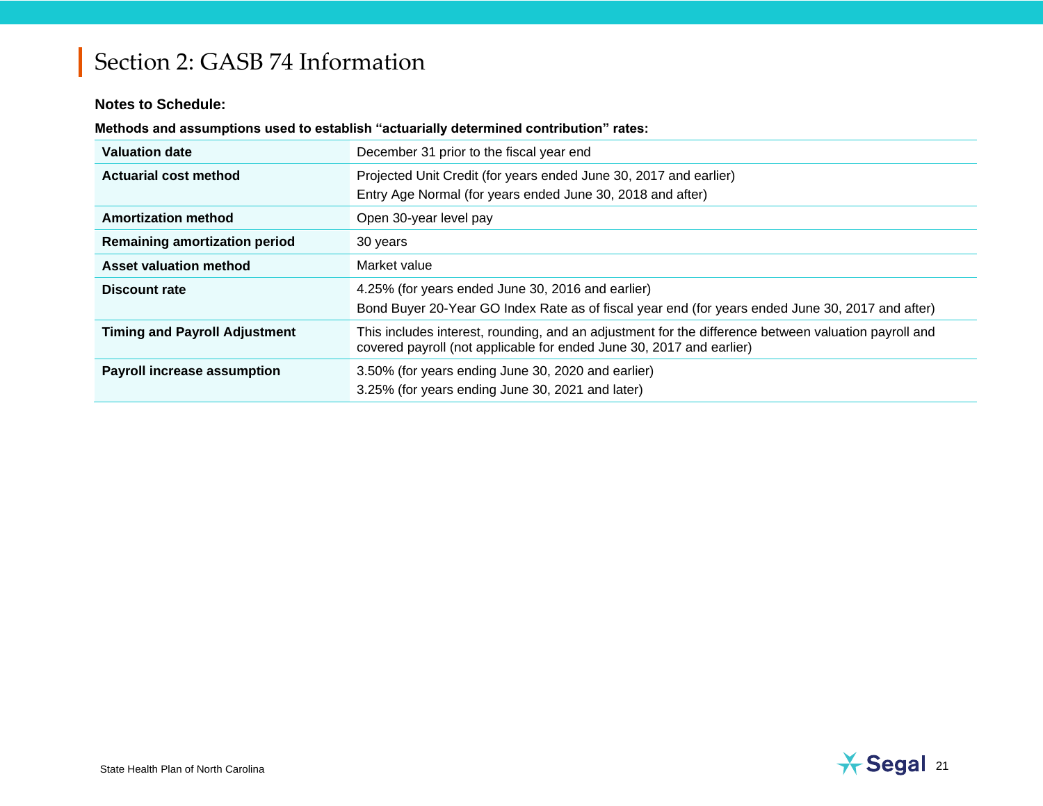## Section 2: GASB 74 Information

**Notes to Schedule:**

**Methods and assumptions used to establish "actuarially determined contribution" rates:**

| | |
|---|---|
| **Valuation date** | December 31 prior to the fiscal year end |
| **Actuarial cost method** | Projected Unit Credit (for years ended June 30, 2017 and earlier)<br>Entry Age Normal (for years ended June 30, 2018 and after) |
| **Amortization method** | Open 30-year level pay |
| **Remaining amortization period** | 30 years |
| **Asset valuation method** | Market value |
| **Discount rate** | 4.25% (for years ended June 30, 2016 and earlier)<br>Bond Buyer 20-Year GO Index Rate as of fiscal year end (for years ended June 30, 2017 and after) |
| **Timing and Payroll Adjustment** | This includes interest, rounding, and an adjustment for the difference between valuation payroll and covered payroll (not applicable for ended June 30, 2017 and earlier) |
| **Payroll increase assumption** | 3.50% (for years ending June 30, 2020 and earlier)<br>3.25% (for years ending June 30, 2021 and later) |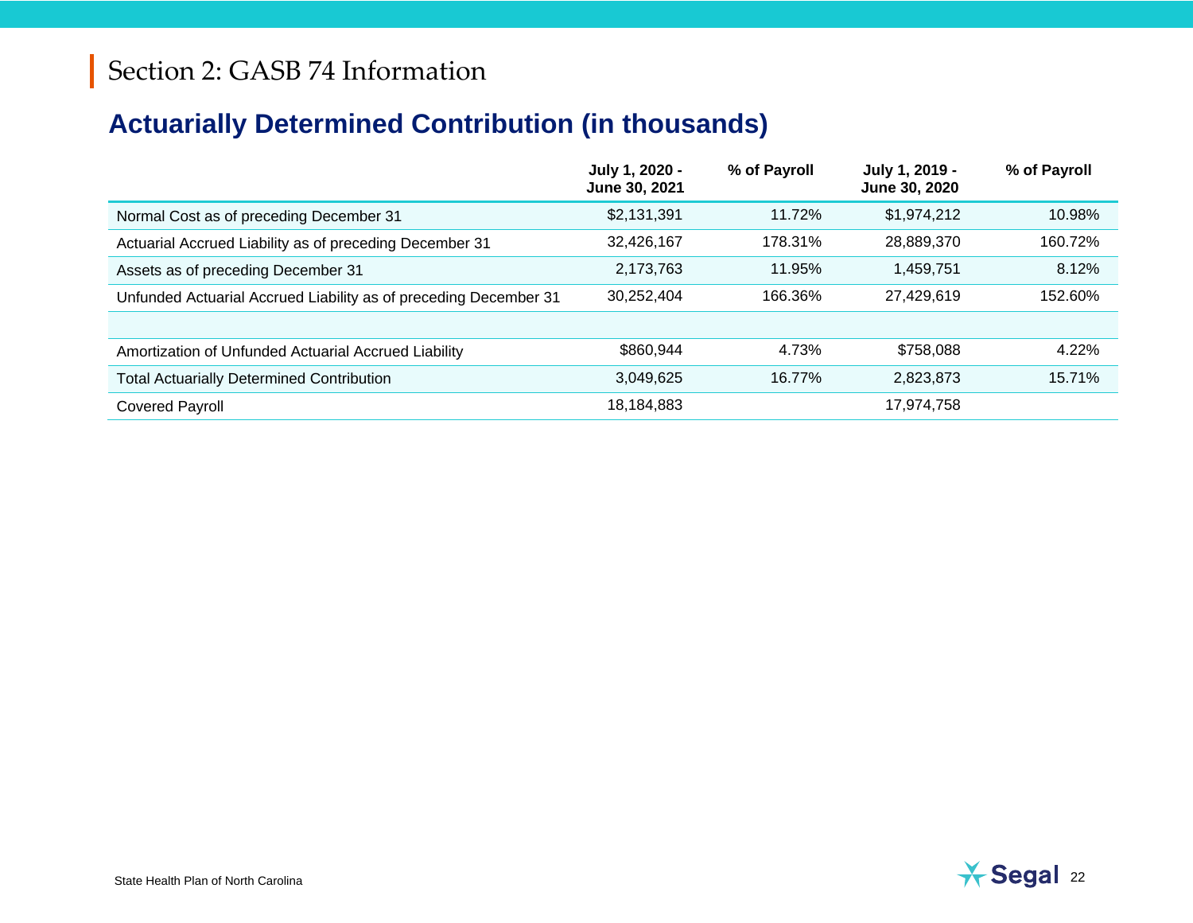# Section 2: GASB 74 Information

## Actuarially Determined Contribution (in thousands)

| | July 1, 2020 - June 30, 2021 | % of Payroll | July 1, 2019 - June 30, 2020 | % of Payroll |
|---|---|---|---|---|
| Normal Cost as of preceding December 31 | $2,131,391 | 11.72% | $1,974,212 | 10.98% |
| Actuarial Accrued Liability as of preceding December 31 | 32,426,167 | 178.31% | 28,889,370 | 160.72% |
| Assets as of preceding December 31 | 2,173,763 | 11.95% | 1,459,751 | 8.12% |
| Unfunded Actuarial Accrued Liability as of preceding December 31 | 30,252,404 | 166.36% | 27,429,619 | 152.60% |
| | | | | |
| Amortization of Unfunded Actuarial Accrued Liability | $860,944 | 4.73% | $758,088 | 4.22% |
| Total Actuarially Determined Contribution | 3,049,625 | 16.77% | 2,823,873 | 15.71% |
| Covered Payroll | 18,184,883 | | 17,974,758 | |

State Health Plan of North Carolina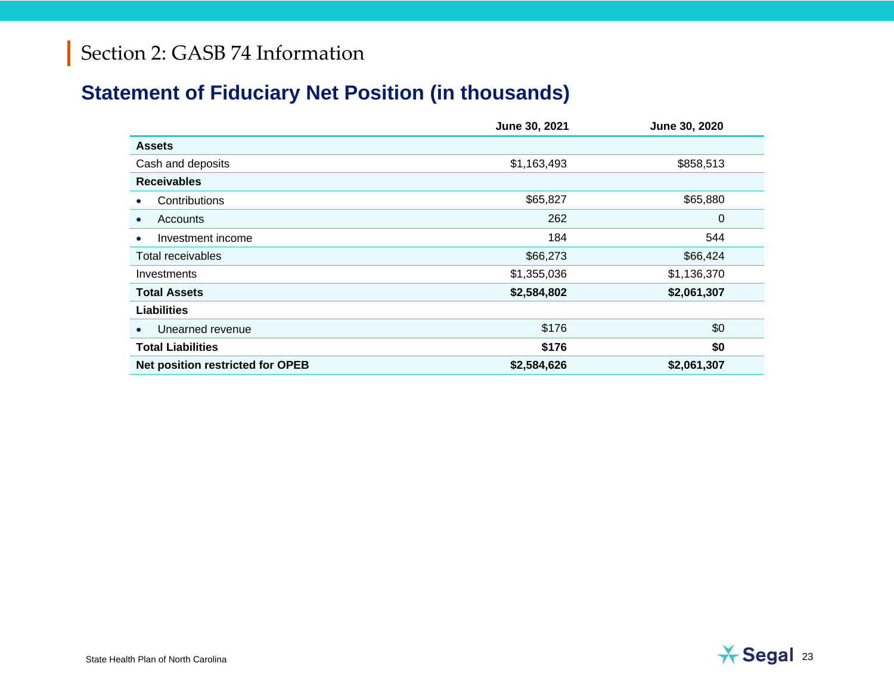# Section 2: GASB 74 Information

## Statement of Fiduciary Net Position (in thousands)

| | June 30, 2021 | June 30, 2020 |
|---|---|---|
| **Assets** | | |
| Cash and deposits | $1,163,493 | $858,513 |
| **Receivables** | | |
| • Contributions | $65,827 | $65,880 |
| • Accounts | 262 | 0 |
| • Investment income | 184 | 544 |
| Total receivables | $66,273 | $66,424 |
| Investments | $1,355,036 | $1,136,370 |
| **Total Assets** | **$2,584,802** | **$2,061,307** |
| **Liabilities** | | |
| • Unearned revenue | $176 | $0 |
| **Total Liabilities** | **$176** | **$0** |
| **Net position restricted for OPEB** | **$2,584,626** | **$2,061,307** |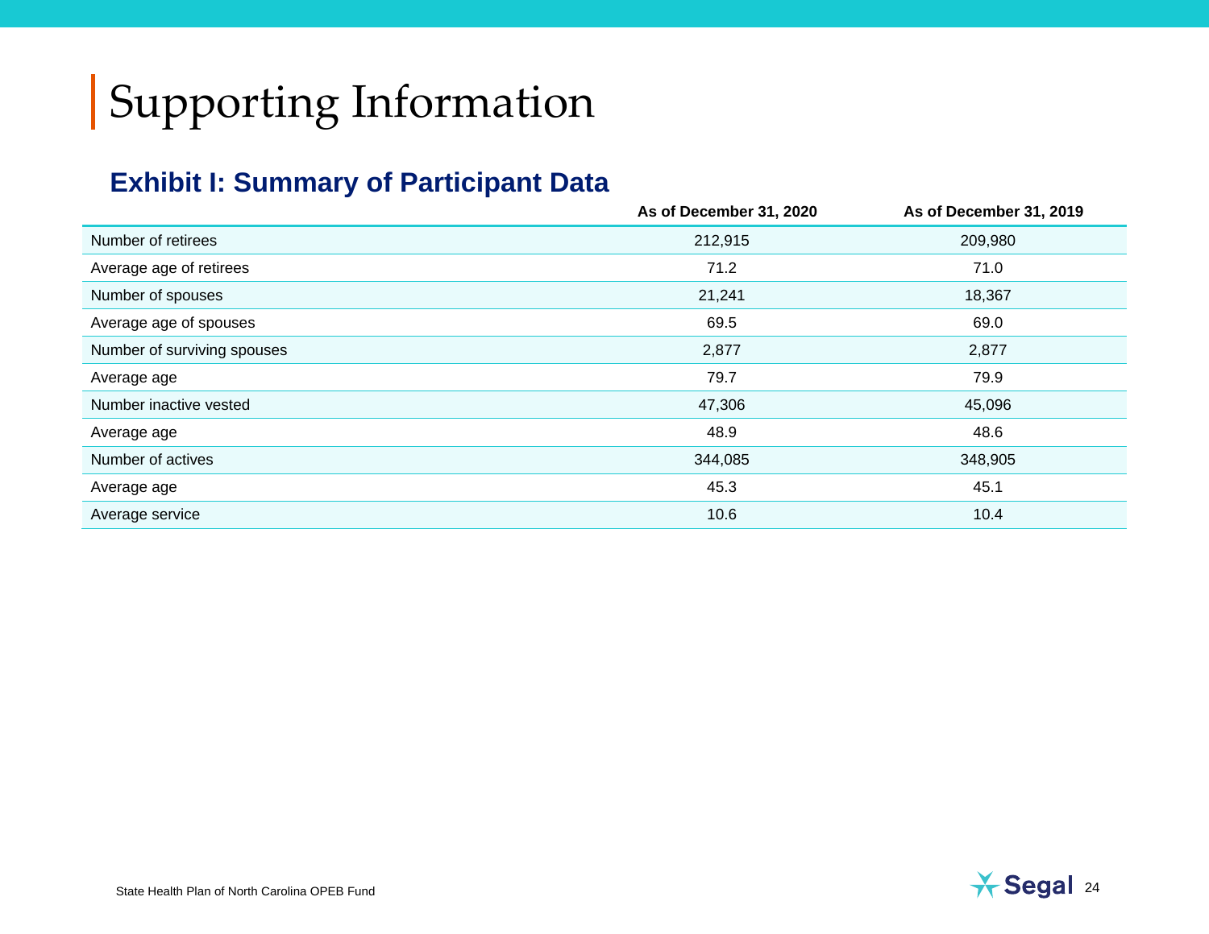# Supporting Information

## Exhibit I: Summary of Participant Data

| | As of December 31, 2020 | As of December 31, 2019 |
|---|---|---|
| Number of retirees | 212,915 | 209,980 |
| Average age of retirees | 71.2 | 71.0 |
| Number of spouses | 21,241 | 18,367 |
| Average age of spouses | 69.5 | 69.0 |
| Number of surviving spouses | 2,877 | 2,877 |
| Average age | 79.7 | 79.9 |
| Number inactive vested | 47,306 | 45,096 |
| Average age | 48.9 | 48.6 |
| Number of actives | 344,085 | 348,905 |
| Average age | 45.3 | 45.1 |
| Average service | 10.6 | 10.4 |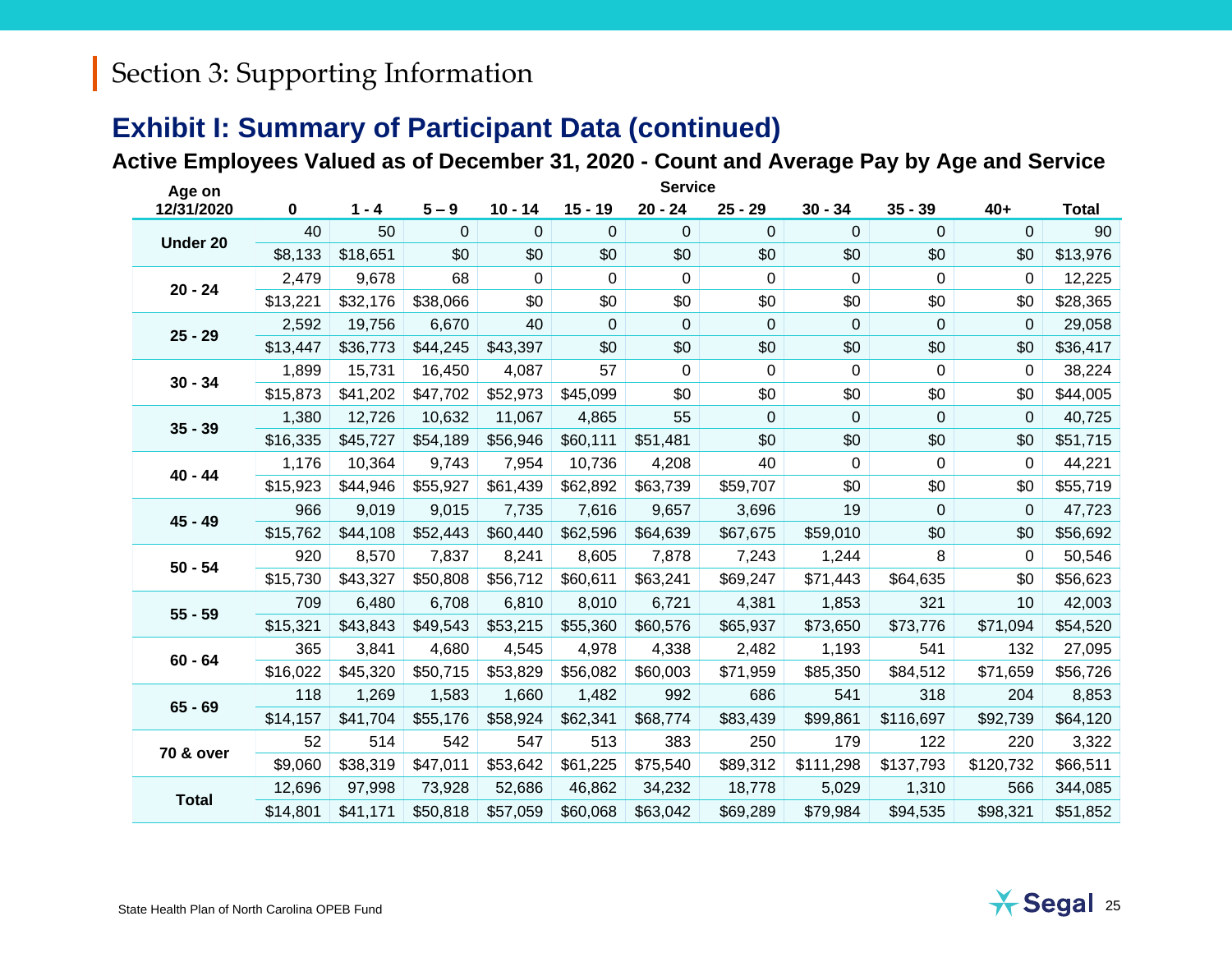## Section 3: Supporting Information

# Exhibit I: Summary of Participant Data (continued)

### Active Employees Valued as of December 31, 2020 - Count and Average Pay by Age and Service

| Age on 12/31/2020 | Service | | | | | | | | | | |
|---|---|---|---|---|---|---|---|---|---|---|---|
| | 0 | 1 - 4 | 5 – 9 | 10 - 14 | 15 - 19 | 20 - 24 | 25 - 29 | 30 - 34 | 35 - 39 | 40+ | Total |
| Under 20 | 40 | 50 | 0 | 0 | 0 | 0 | 0 | 0 | 0 | 0 | 90 |
| | $8,133 | $18,651 | $0 | $0 | $0 | $0 | $0 | $0 | $0 | $0 | $13,976 |
| 20 - 24 | 2,479 | 9,678 | 68 | 0 | 0 | 0 | 0 | 0 | 0 | 0 | 12,225 |
| | $13,221 | $32,176 | $38,066 | $0 | $0 | $0 | $0 | $0 | $0 | $0 | $28,365 |
| 25 - 29 | 2,592 | 19,756 | 6,670 | 40 | 0 | 0 | 0 | 0 | 0 | 0 | 29,058 |
| | $13,447 | $36,773 | $44,245 | $43,397 | $0 | $0 | $0 | $0 | $0 | $0 | $36,417 |
| 30 - 34 | 1,899 | 15,731 | 16,450 | 4,087 | 57 | 0 | 0 | 0 | 0 | 0 | 38,224 |
| | $15,873 | $41,202 | $47,702 | $52,973 | $45,099 | $0 | $0 | $0 | $0 | $0 | $44,005 |
| 35 - 39 | 1,380 | 12,726 | 10,632 | 11,067 | 4,865 | 55 | 0 | 0 | 0 | 0 | 40,725 |
| | $16,335 | $45,727 | $54,189 | $56,946 | $60,111 | $51,481 | $0 | $0 | $0 | $0 | $51,715 |
| 40 - 44 | 1,176 | 10,364 | 9,743 | 7,954 | 10,736 | 4,208 | 40 | 0 | 0 | 0 | 44,221 |
| | $15,923 | $44,946 | $55,927 | $61,439 | $62,892 | $63,739 | $59,707 | $0 | $0 | $0 | $55,719 |
| 45 - 49 | 966 | 9,019 | 9,015 | 7,735 | 7,616 | 9,657 | 3,696 | 19 | 0 | 0 | 47,723 |
| | $15,762 | $44,108 | $52,443 | $60,440 | $62,596 | $64,639 | $67,675 | $59,010 | $0 | $0 | $56,692 |
| 50 - 54 | 920 | 8,570 | 7,837 | 8,241 | 8,605 | 7,878 | 7,243 | 1,244 | 8 | 0 | 50,546 |
| | $15,730 | $43,327 | $50,808 | $56,712 | $60,611 | $63,241 | $69,247 | $71,443 | $64,635 | $0 | $56,623 |
| 55 - 59 | 709 | 6,480 | 6,708 | 6,810 | 8,010 | 6,721 | 4,381 | 1,853 | 321 | 10 | 42,003 |
| | $15,321 | $43,843 | $49,543 | $53,215 | $55,360 | $60,576 | $65,937 | $73,650 | $73,776 | $71,094 | $54,520 |
| 60 - 64 | 365 | 3,841 | 4,680 | 4,545 | 4,978 | 4,338 | 2,482 | 1,193 | 541 | 132 | 27,095 |
| | $16,022 | $45,320 | $50,715 | $53,829 | $56,082 | $60,003 | $71,959 | $85,350 | $84,512 | $71,659 | $56,726 |
| 65 - 69 | 118 | 1,269 | 1,583 | 1,660 | 1,482 | 992 | 686 | 541 | 318 | 204 | 8,853 |
| | $14,157 | $41,704 | $55,176 | $58,924 | $62,341 | $68,774 | $83,439 | $99,861 | $116,697 | $92,739 | $64,120 |
| 70 & over | 52 | 514 | 542 | 547 | 513 | 383 | 250 | 179 | 122 | 220 | 3,322 |
| | $9,060 | $38,319 | $47,011 | $53,642 | $61,225 | $75,540 | $89,312 | $111,298 | $137,793 | $120,732 | $66,511 |
| Total | 12,696 | 97,998 | 73,928 | 52,686 | 46,862 | 34,232 | 18,778 | 5,029 | 1,310 | 566 | 344,085 |
| | $14,801 | $41,171 | $50,818 | $57,059 | $60,068 | $63,042 | $69,289 | $79,984 | $94,535 | $98,321 | $51,852 |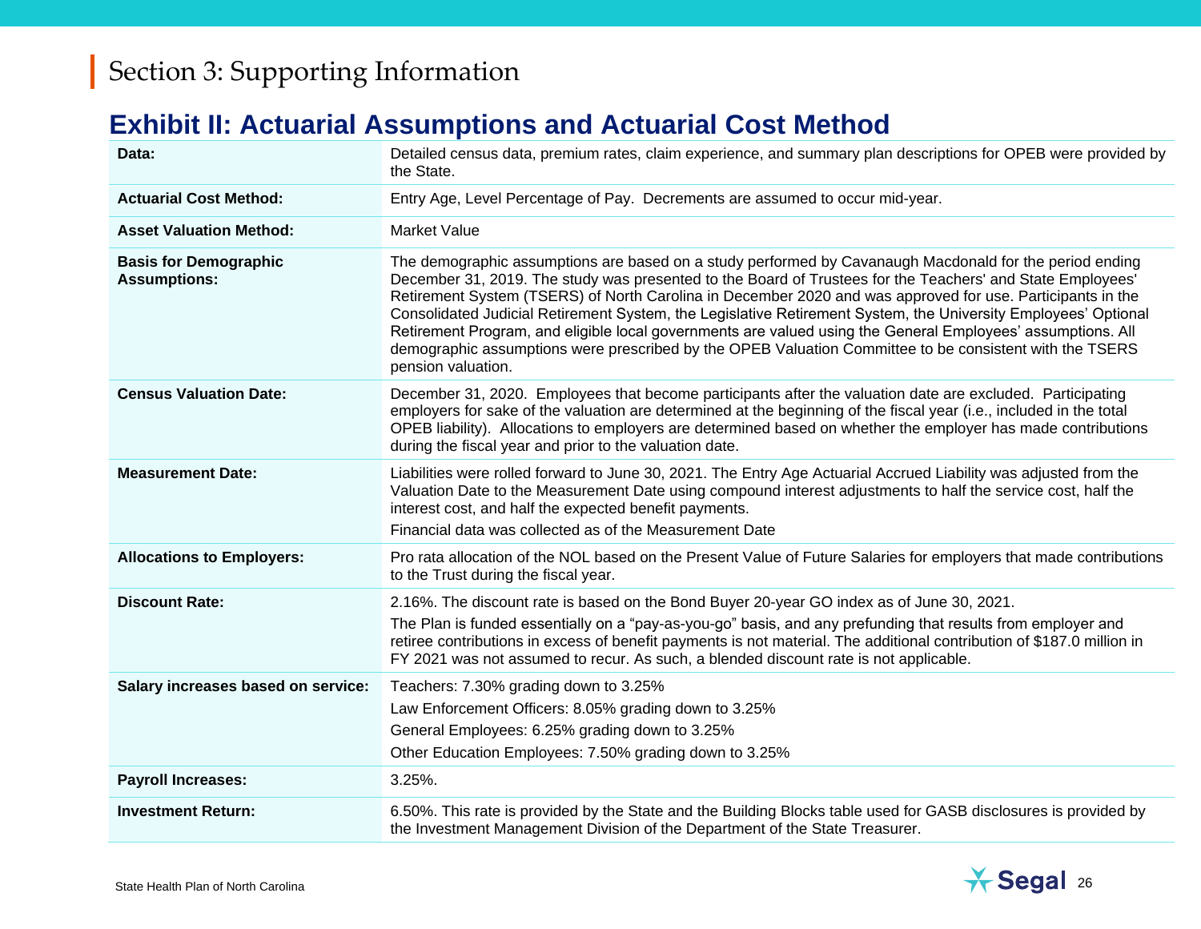# Section 3: Supporting Information

## Exhibit II: Actuarial Assumptions and Actuarial Cost Method

| | |
|---|---|
| **Data:** | Detailed census data, premium rates, claim experience, and summary plan descriptions for OPEB were provided by the State. |
| **Actuarial Cost Method:** | Entry Age, Level Percentage of Pay. Decrements are assumed to occur mid-year. |
| **Asset Valuation Method:** | Market Value |
| **Basis for Demographic Assumptions:** | The demographic assumptions are based on a study performed by Cavanaugh Macdonald for the period ending December 31, 2019. The study was presented to the Board of Trustees for the Teachers' and State Employees' Retirement System (TSERS) of North Carolina in December 2020 and was approved for use. Participants in the Consolidated Judicial Retirement System, the Legislative Retirement System, the University Employees' Optional Retirement Program, and eligible local governments are valued using the General Employees' assumptions. All demographic assumptions were prescribed by the OPEB Valuation Committee to be consistent with the TSERS pension valuation. |
| **Census Valuation Date:** | December 31, 2020. Employees that become participants after the valuation date are excluded. Participating employers for sake of the valuation are determined at the beginning of the fiscal year (i.e., included in the total OPEB liability). Allocations to employers are determined based on whether the employer has made contributions during the fiscal year and prior to the valuation date. |
| **Measurement Date:** | Liabilities were rolled forward to June 30, 2021. The Entry Age Actuarial Accrued Liability was adjusted from the Valuation Date to the Measurement Date using compound interest adjustments to half the service cost, half the interest cost, and half the expected benefit payments.<br>Financial data was collected as of the Measurement Date |
| **Allocations to Employers:** | Pro rata allocation of the NOL based on the Present Value of Future Salaries for employers that made contributions to the Trust during the fiscal year. |
| **Discount Rate:** | 2.16%. The discount rate is based on the Bond Buyer 20-year GO index as of June 30, 2021.<br>The Plan is funded essentially on a "pay-as-you-go" basis, and any prefunding that results from employer and retiree contributions in excess of benefit payments is not material. The additional contribution of $187.0 million in FY 2021 was not assumed to recur. As such, a blended discount rate is not applicable. |
| **Salary increases based on service:** | Teachers: 7.30% grading down to 3.25%<br>Law Enforcement Officers: 8.05% grading down to 3.25%<br>General Employees: 6.25% grading down to 3.25%<br>Other Education Employees: 7.50% grading down to 3.25% |
| **Payroll Increases:** | 3.25%. |
| **Investment Return:** | 6.50%. This rate is provided by the State and the Building Blocks table used for GASB disclosures is provided by the Investment Management Division of the Department of the State Treasurer. |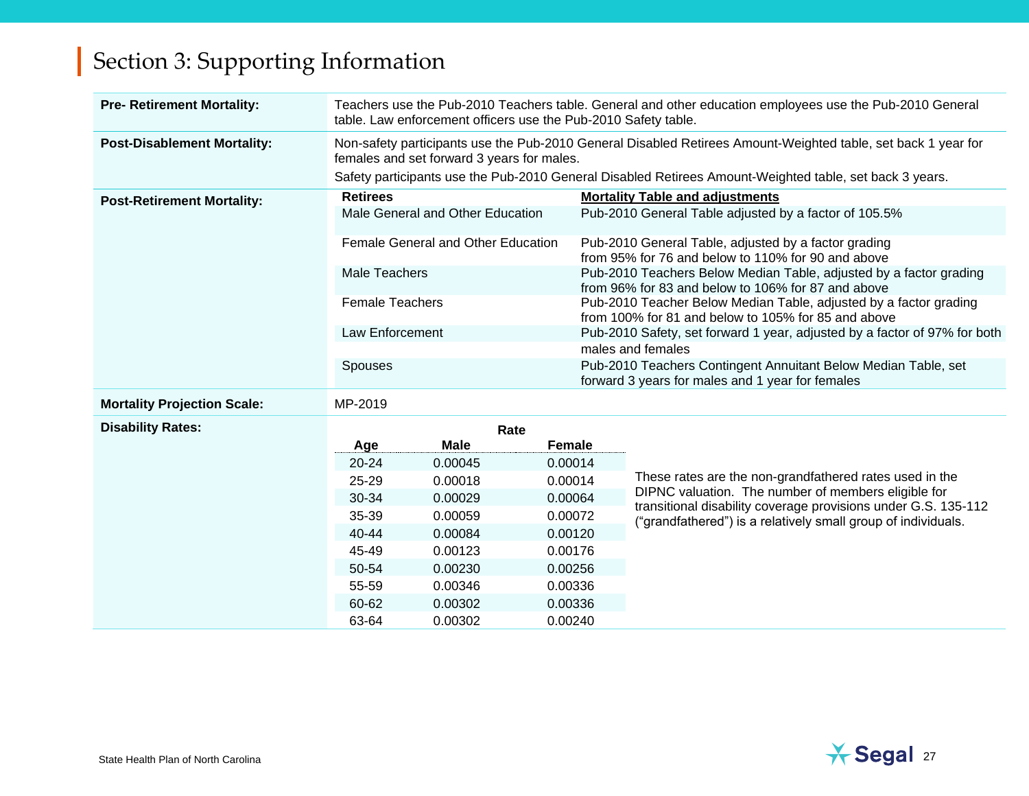## Section 3: Supporting Information

| | |
|---|---|
| **Pre- Retirement Mortality:** | Teachers use the Pub-2010 Teachers table. General and other education employees use the Pub-2010 General table. Law enforcement officers use the Pub-2010 Safety table. |
| **Post-Disablement Mortality:** | Non-safety participants use the Pub-2010 General Disabled Retirees Amount-Weighted table, set back 1 year for females and set forward 3 years for males.<br>Safety participants use the Pub-2010 General Disabled Retirees Amount-Weighted table, set back 3 years. |
| **Post-Retirement Mortality:** | See table below |
| **Mortality Projection Scale:** | MP-2019 |
| **Disability Rates:** | See table below |

**Post-Retirement Mortality:**

| Retirees | Mortality Table and adjustments |
|---|---|
| Male General and Other Education | Pub-2010 General Table adjusted by a factor of 105.5% |
| Female General and Other Education | Pub-2010 General Table, adjusted by a factor grading from 95% for 76 and below to 110% for 90 and above |
| Male Teachers | Pub-2010 Teachers Below Median Table, adjusted by a factor grading from 96% for 83 and below to 106% for 87 and above |
| Female Teachers | Pub-2010 Teacher Below Median Table, adjusted by a factor grading from 100% for 81 and below to 105% for 85 and above |
| Law Enforcement | Pub-2010 Safety, set forward 1 year, adjusted by a factor of 97% for both males and females |
| Spouses | Pub-2010 Teachers Contingent Annuitant Below Median Table, set forward 3 years for males and 1 year for females |

**Disability Rates:**

| Age | Rate | |
|---|---|---|
| | Male | Female |
| 20-24 | 0.00045 | 0.00014 |
| 25-29 | 0.00018 | 0.00014 |
| 30-34 | 0.00029 | 0.00064 |
| 35-39 | 0.00059 | 0.00072 |
| 40-44 | 0.00084 | 0.00120 |
| 45-49 | 0.00123 | 0.00176 |
| 50-54 | 0.00230 | 0.00256 |
| 55-59 | 0.00346 | 0.00336 |
| 60-62 | 0.00302 | 0.00336 |
| 63-64 | 0.00302 | 0.00240 |

These rates are the non-grandfathered rates used in the DIPNC valuation. The number of members eligible for transitional disability coverage provisions under G.S. 135-112 (“grandfathered”) is a relatively small group of individuals.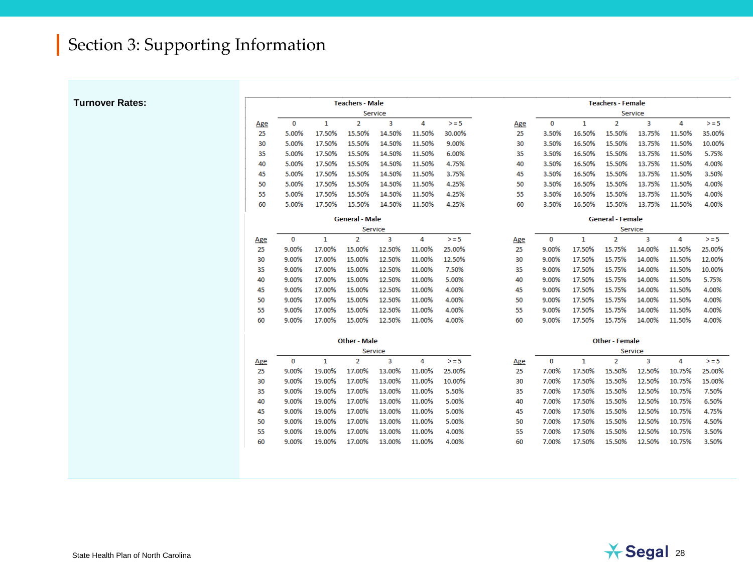## Section 3: Supporting Information

**Turnover Rates:**

**Teachers - Male**

| Age | Service 0 | 1 | 2 | 3 | 4 | >=5 |
|---|---|---|---|---|---|---|
| 25 | 5.00% | 17.50% | 15.50% | 14.50% | 11.50% | 30.00% |
| 30 | 5.00% | 17.50% | 15.50% | 14.50% | 11.50% | 9.00% |
| 35 | 5.00% | 17.50% | 15.50% | 14.50% | 11.50% | 6.00% |
| 40 | 5.00% | 17.50% | 15.50% | 14.50% | 11.50% | 4.75% |
| 45 | 5.00% | 17.50% | 15.50% | 14.50% | 11.50% | 3.75% |
| 50 | 5.00% | 17.50% | 15.50% | 14.50% | 11.50% | 4.25% |
| 55 | 5.00% | 17.50% | 15.50% | 14.50% | 11.50% | 4.25% |
| 60 | 5.00% | 17.50% | 15.50% | 14.50% | 11.50% | 4.25% |

**Teachers - Female**

| Age | Service 0 | 1 | 2 | 3 | 4 | >=5 |
|---|---|---|---|---|---|---|
| 25 | 3.50% | 16.50% | 15.50% | 13.75% | 11.50% | 35.00% |
| 30 | 3.50% | 16.50% | 15.50% | 13.75% | 11.50% | 10.00% |
| 35 | 3.50% | 16.50% | 15.50% | 13.75% | 11.50% | 5.75% |
| 40 | 3.50% | 16.50% | 15.50% | 13.75% | 11.50% | 4.00% |
| 45 | 3.50% | 16.50% | 15.50% | 13.75% | 11.50% | 3.50% |
| 50 | 3.50% | 16.50% | 15.50% | 13.75% | 11.50% | 4.00% |
| 55 | 3.50% | 16.50% | 15.50% | 13.75% | 11.50% | 4.00% |
| 60 | 3.50% | 16.50% | 15.50% | 13.75% | 11.50% | 4.00% |

**General - Male**

| Age | Service 0 | 1 | 2 | 3 | 4 | >=5 |
|---|---|---|---|---|---|---|
| 25 | 9.00% | 17.00% | 15.00% | 12.50% | 11.00% | 25.00% |
| 30 | 9.00% | 17.00% | 15.00% | 12.50% | 11.00% | 12.50% |
| 35 | 9.00% | 17.00% | 15.00% | 12.50% | 11.00% | 7.50% |
| 40 | 9.00% | 17.00% | 15.00% | 12.50% | 11.00% | 5.00% |
| 45 | 9.00% | 17.00% | 15.00% | 12.50% | 11.00% | 4.00% |
| 50 | 9.00% | 17.00% | 15.00% | 12.50% | 11.00% | 4.00% |
| 55 | 9.00% | 17.00% | 15.00% | 12.50% | 11.00% | 4.00% |
| 60 | 9.00% | 17.00% | 15.00% | 12.50% | 11.00% | 4.00% |

**General - Female**

| Age | Service 0 | 1 | 2 | 3 | 4 | >=5 |
|---|---|---|---|---|---|---|
| 25 | 9.00% | 17.50% | 15.75% | 14.00% | 11.50% | 25.00% |
| 30 | 9.00% | 17.50% | 15.75% | 14.00% | 11.50% | 12.00% |
| 35 | 9.00% | 17.50% | 15.75% | 14.00% | 11.50% | 10.00% |
| 40 | 9.00% | 17.50% | 15.75% | 14.00% | 11.50% | 5.75% |
| 45 | 9.00% | 17.50% | 15.75% | 14.00% | 11.50% | 4.00% |
| 50 | 9.00% | 17.50% | 15.75% | 14.00% | 11.50% | 4.00% |
| 55 | 9.00% | 17.50% | 15.75% | 14.00% | 11.50% | 4.00% |
| 60 | 9.00% | 17.50% | 15.75% | 14.00% | 11.50% | 4.00% |

**Other - Male**

| Age | Service 0 | 1 | 2 | 3 | 4 | >=5 |
|---|---|---|---|---|---|---|
| 25 | 9.00% | 19.00% | 17.00% | 13.00% | 11.00% | 25.00% |
| 30 | 9.00% | 19.00% | 17.00% | 13.00% | 11.00% | 10.00% |
| 35 | 9.00% | 19.00% | 17.00% | 13.00% | 11.00% | 5.50% |
| 40 | 9.00% | 19.00% | 17.00% | 13.00% | 11.00% | 5.00% |
| 45 | 9.00% | 19.00% | 17.00% | 13.00% | 11.00% | 5.00% |
| 50 | 9.00% | 19.00% | 17.00% | 13.00% | 11.00% | 5.00% |
| 55 | 9.00% | 19.00% | 17.00% | 13.00% | 11.00% | 4.00% |
| 60 | 9.00% | 19.00% | 17.00% | 13.00% | 11.00% | 4.00% |

**Other - Female**

| Age | Service 0 | 1 | 2 | 3 | 4 | >=5 |
|---|---|---|---|---|---|---|
| 25 | 7.00% | 17.50% | 15.50% | 12.50% | 10.75% | 25.00% |
| 30 | 7.00% | 17.50% | 15.50% | 12.50% | 10.75% | 15.00% |
| 35 | 7.00% | 17.50% | 15.50% | 12.50% | 10.75% | 7.50% |
| 40 | 7.00% | 17.50% | 15.50% | 12.50% | 10.75% | 6.50% |
| 45 | 7.00% | 17.50% | 15.50% | 12.50% | 10.75% | 4.75% |
| 50 | 7.00% | 17.50% | 15.50% | 12.50% | 10.75% | 4.50% |
| 55 | 7.00% | 17.50% | 15.50% | 12.50% | 10.75% | 3.50% |
| 60 | 7.00% | 17.50% | 15.50% | 12.50% | 10.75% | 3.50% |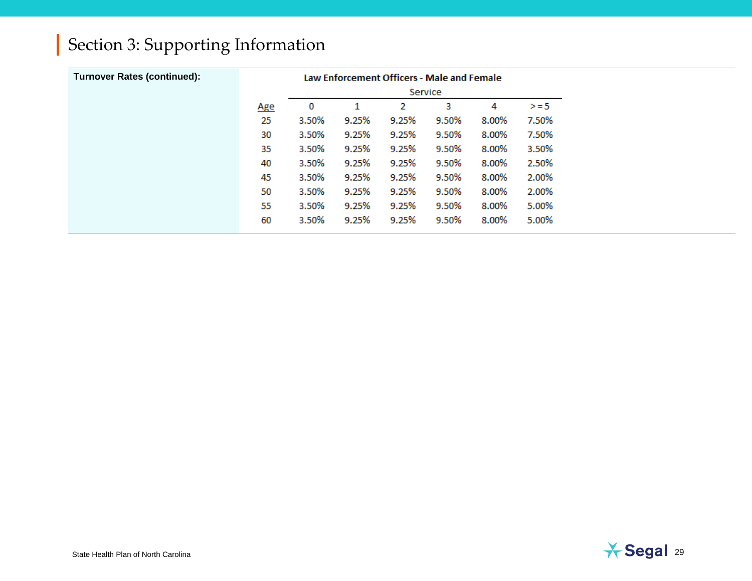# Section 3: Supporting Information

**Turnover Rates (continued):**

**Law Enforcement Officers - Male and Female**

| Age | Service | | | | | |
|---|---|---|---|---|---|---|
| | 0 | 1 | 2 | 3 | 4 | >=5 |
| 25 | 3.50% | 9.25% | 9.25% | 9.50% | 8.00% | 7.50% |
| 30 | 3.50% | 9.25% | 9.25% | 9.50% | 8.00% | 7.50% |
| 35 | 3.50% | 9.25% | 9.25% | 9.50% | 8.00% | 3.50% |
| 40 | 3.50% | 9.25% | 9.25% | 9.50% | 8.00% | 2.50% |
| 45 | 3.50% | 9.25% | 9.25% | 9.50% | 8.00% | 2.00% |
| 50 | 3.50% | 9.25% | 9.25% | 9.50% | 8.00% | 2.00% |
| 55 | 3.50% | 9.25% | 9.25% | 9.50% | 8.00% | 5.00% |
| 60 | 3.50% | 9.25% | 9.25% | 9.50% | 8.00% | 5.00% |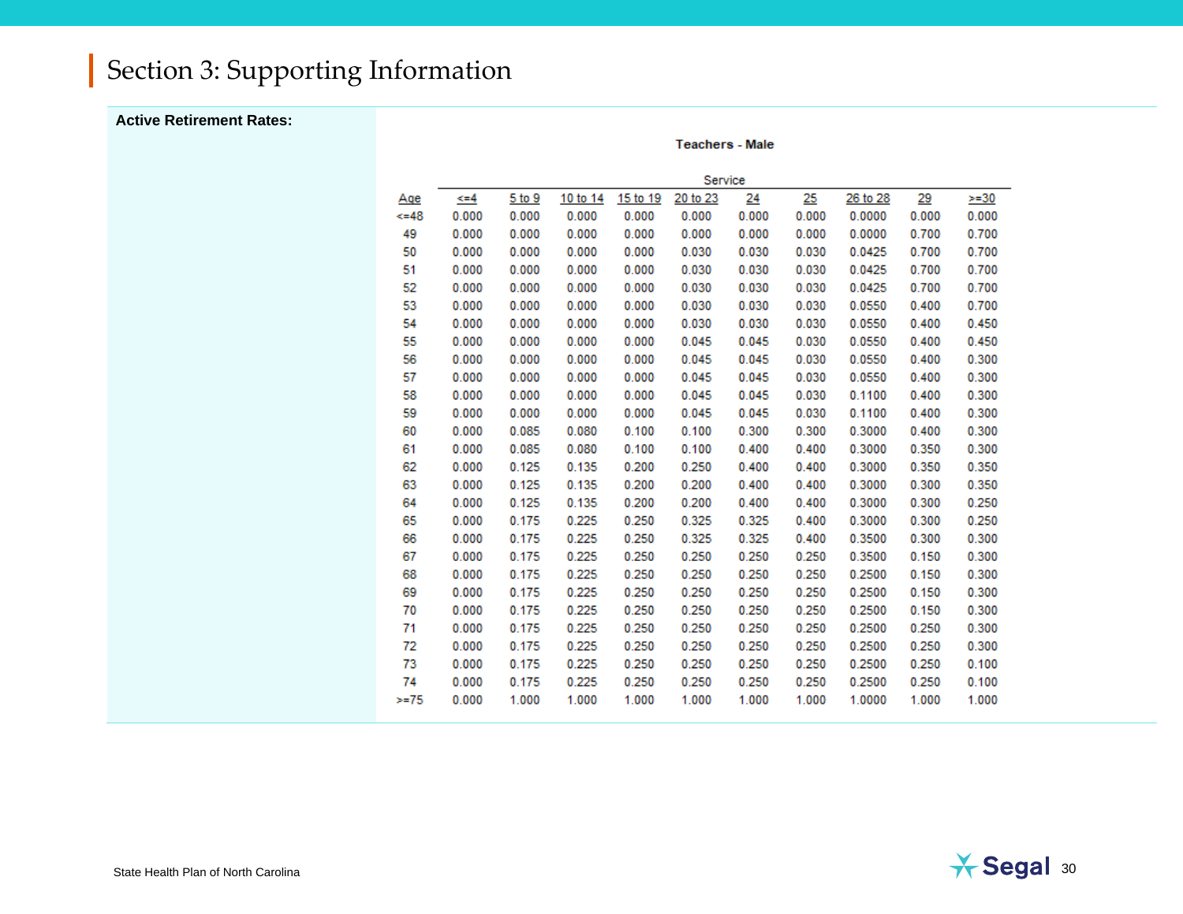## Section 3: Supporting Information

**Active Retirement Rates:**

**Teachers - Male**

| | Service | | | | | | | | | |
|---|---|---|---|---|---|---|---|---|---|---|
| Age | <=4 | 5 to 9 | 10 to 14 | 15 to 19 | 20 to 23 | 24 | 25 | 26 to 28 | 29 | >=30 |
| <=48 | 0.000 | 0.000 | 0.000 | 0.000 | 0.000 | 0.000 | 0.000 | 0.0000 | 0.000 | 0.000 |
| 49 | 0.000 | 0.000 | 0.000 | 0.000 | 0.000 | 0.000 | 0.000 | 0.0000 | 0.700 | 0.700 |
| 50 | 0.000 | 0.000 | 0.000 | 0.000 | 0.030 | 0.030 | 0.030 | 0.0425 | 0.700 | 0.700 |
| 51 | 0.000 | 0.000 | 0.000 | 0.000 | 0.030 | 0.030 | 0.030 | 0.0425 | 0.700 | 0.700 |
| 52 | 0.000 | 0.000 | 0.000 | 0.000 | 0.030 | 0.030 | 0.030 | 0.0425 | 0.700 | 0.700 |
| 53 | 0.000 | 0.000 | 0.000 | 0.000 | 0.030 | 0.030 | 0.030 | 0.0550 | 0.400 | 0.700 |
| 54 | 0.000 | 0.000 | 0.000 | 0.000 | 0.030 | 0.030 | 0.030 | 0.0550 | 0.400 | 0.450 |
| 55 | 0.000 | 0.000 | 0.000 | 0.000 | 0.045 | 0.045 | 0.030 | 0.0550 | 0.400 | 0.450 |
| 56 | 0.000 | 0.000 | 0.000 | 0.000 | 0.045 | 0.045 | 0.030 | 0.0550 | 0.400 | 0.300 |
| 57 | 0.000 | 0.000 | 0.000 | 0.000 | 0.045 | 0.045 | 0.030 | 0.0550 | 0.400 | 0.300 |
| 58 | 0.000 | 0.000 | 0.000 | 0.000 | 0.045 | 0.045 | 0.030 | 0.1100 | 0.400 | 0.300 |
| 59 | 0.000 | 0.000 | 0.000 | 0.000 | 0.045 | 0.045 | 0.030 | 0.1100 | 0.400 | 0.300 |
| 60 | 0.000 | 0.085 | 0.080 | 0.100 | 0.100 | 0.300 | 0.300 | 0.3000 | 0.400 | 0.300 |
| 61 | 0.000 | 0.085 | 0.080 | 0.100 | 0.100 | 0.400 | 0.400 | 0.3000 | 0.350 | 0.300 |
| 62 | 0.000 | 0.125 | 0.135 | 0.200 | 0.250 | 0.400 | 0.400 | 0.3000 | 0.350 | 0.350 |
| 63 | 0.000 | 0.125 | 0.135 | 0.200 | 0.200 | 0.400 | 0.400 | 0.3000 | 0.300 | 0.350 |
| 64 | 0.000 | 0.125 | 0.135 | 0.200 | 0.200 | 0.400 | 0.400 | 0.3000 | 0.300 | 0.250 |
| 65 | 0.000 | 0.175 | 0.225 | 0.250 | 0.325 | 0.325 | 0.400 | 0.3000 | 0.300 | 0.250 |
| 66 | 0.000 | 0.175 | 0.225 | 0.250 | 0.325 | 0.325 | 0.400 | 0.3500 | 0.300 | 0.300 |
| 67 | 0.000 | 0.175 | 0.225 | 0.250 | 0.250 | 0.250 | 0.250 | 0.3500 | 0.150 | 0.300 |
| 68 | 0.000 | 0.175 | 0.225 | 0.250 | 0.250 | 0.250 | 0.250 | 0.2500 | 0.150 | 0.300 |
| 69 | 0.000 | 0.175 | 0.225 | 0.250 | 0.250 | 0.250 | 0.250 | 0.2500 | 0.150 | 0.300 |
| 70 | 0.000 | 0.175 | 0.225 | 0.250 | 0.250 | 0.250 | 0.250 | 0.2500 | 0.150 | 0.300 |
| 71 | 0.000 | 0.175 | 0.225 | 0.250 | 0.250 | 0.250 | 0.250 | 0.2500 | 0.250 | 0.300 |
| 72 | 0.000 | 0.175 | 0.225 | 0.250 | 0.250 | 0.250 | 0.250 | 0.2500 | 0.250 | 0.300 |
| 73 | 0.000 | 0.175 | 0.225 | 0.250 | 0.250 | 0.250 | 0.250 | 0.2500 | 0.250 | 0.100 |
| 74 | 0.000 | 0.175 | 0.225 | 0.250 | 0.250 | 0.250 | 0.250 | 0.2500 | 0.250 | 0.100 |
| >=75 | 0.000 | 1.000 | 1.000 | 1.000 | 1.000 | 1.000 | 1.000 | 1.0000 | 1.000 | 1.000 |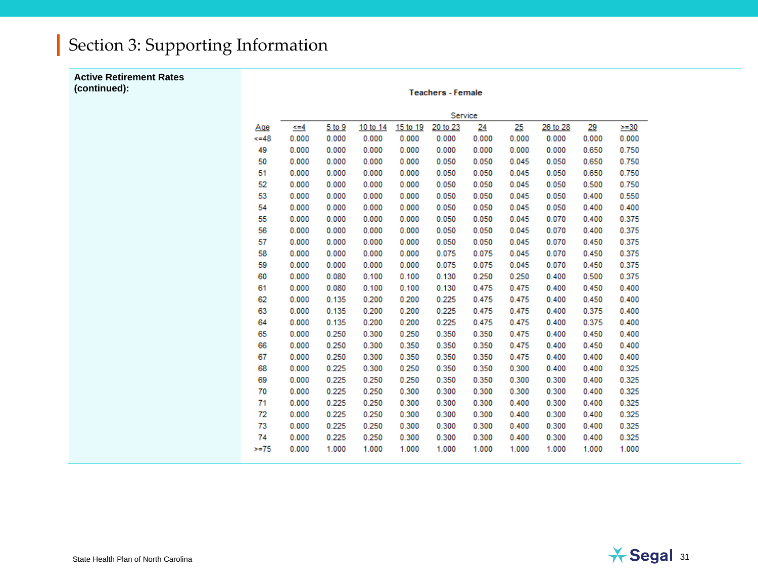## Section 3: Supporting Information

**Active Retirement Rates (continued):**

**Teachers - Female**

| | Service | | | | | | | | | |
|---|---|---|---|---|---|---|---|---|---|---|
| Age | <=4 | 5 to 9 | 10 to 14 | 15 to 19 | 20 to 23 | 24 | 25 | 26 to 28 | 29 | >=30 |
| <=48 | 0.000 | 0.000 | 0.000 | 0.000 | 0.000 | 0.000 | 0.000 | 0.000 | 0.000 | 0.000 |
| 49 | 0.000 | 0.000 | 0.000 | 0.000 | 0.000 | 0.000 | 0.000 | 0.000 | 0.650 | 0.750 |
| 50 | 0.000 | 0.000 | 0.000 | 0.000 | 0.050 | 0.050 | 0.045 | 0.050 | 0.650 | 0.750 |
| 51 | 0.000 | 0.000 | 0.000 | 0.000 | 0.050 | 0.050 | 0.045 | 0.050 | 0.650 | 0.750 |
| 52 | 0.000 | 0.000 | 0.000 | 0.000 | 0.050 | 0.050 | 0.045 | 0.050 | 0.500 | 0.750 |
| 53 | 0.000 | 0.000 | 0.000 | 0.000 | 0.050 | 0.050 | 0.045 | 0.050 | 0.400 | 0.550 |
| 54 | 0.000 | 0.000 | 0.000 | 0.000 | 0.050 | 0.050 | 0.045 | 0.050 | 0.400 | 0.400 |
| 55 | 0.000 | 0.000 | 0.000 | 0.000 | 0.050 | 0.050 | 0.045 | 0.070 | 0.400 | 0.375 |
| 56 | 0.000 | 0.000 | 0.000 | 0.000 | 0.050 | 0.050 | 0.045 | 0.070 | 0.400 | 0.375 |
| 57 | 0.000 | 0.000 | 0.000 | 0.000 | 0.050 | 0.050 | 0.045 | 0.070 | 0.450 | 0.375 |
| 58 | 0.000 | 0.000 | 0.000 | 0.000 | 0.075 | 0.075 | 0.045 | 0.070 | 0.450 | 0.375 |
| 59 | 0.000 | 0.000 | 0.000 | 0.000 | 0.075 | 0.075 | 0.045 | 0.070 | 0.450 | 0.375 |
| 60 | 0.000 | 0.080 | 0.100 | 0.100 | 0.130 | 0.250 | 0.250 | 0.400 | 0.500 | 0.375 |
| 61 | 0.000 | 0.080 | 0.100 | 0.100 | 0.130 | 0.475 | 0.475 | 0.400 | 0.450 | 0.400 |
| 62 | 0.000 | 0.135 | 0.200 | 0.200 | 0.225 | 0.475 | 0.475 | 0.400 | 0.450 | 0.400 |
| 63 | 0.000 | 0.135 | 0.200 | 0.200 | 0.225 | 0.475 | 0.475 | 0.400 | 0.375 | 0.400 |
| 64 | 0.000 | 0.135 | 0.200 | 0.200 | 0.225 | 0.475 | 0.475 | 0.400 | 0.375 | 0.400 |
| 65 | 0.000 | 0.250 | 0.300 | 0.250 | 0.350 | 0.350 | 0.475 | 0.400 | 0.450 | 0.400 |
| 66 | 0.000 | 0.250 | 0.300 | 0.350 | 0.350 | 0.350 | 0.475 | 0.400 | 0.450 | 0.400 |
| 67 | 0.000 | 0.250 | 0.300 | 0.350 | 0.350 | 0.350 | 0.475 | 0.400 | 0.400 | 0.400 |
| 68 | 0.000 | 0.225 | 0.300 | 0.250 | 0.350 | 0.350 | 0.300 | 0.400 | 0.400 | 0.325 |
| 69 | 0.000 | 0.225 | 0.250 | 0.250 | 0.350 | 0.350 | 0.300 | 0.300 | 0.400 | 0.325 |
| 70 | 0.000 | 0.225 | 0.250 | 0.300 | 0.300 | 0.300 | 0.300 | 0.300 | 0.400 | 0.325 |
| 71 | 0.000 | 0.225 | 0.250 | 0.300 | 0.300 | 0.300 | 0.400 | 0.300 | 0.400 | 0.325 |
| 72 | 0.000 | 0.225 | 0.250 | 0.300 | 0.300 | 0.300 | 0.400 | 0.300 | 0.400 | 0.325 |
| 73 | 0.000 | 0.225 | 0.250 | 0.300 | 0.300 | 0.300 | 0.400 | 0.300 | 0.400 | 0.325 |
| 74 | 0.000 | 0.225 | 0.250 | 0.300 | 0.300 | 0.300 | 0.400 | 0.300 | 0.400 | 0.325 |
| >=75 | 0.000 | 1.000 | 1.000 | 1.000 | 1.000 | 1.000 | 1.000 | 1.000 | 1.000 | 1.000 |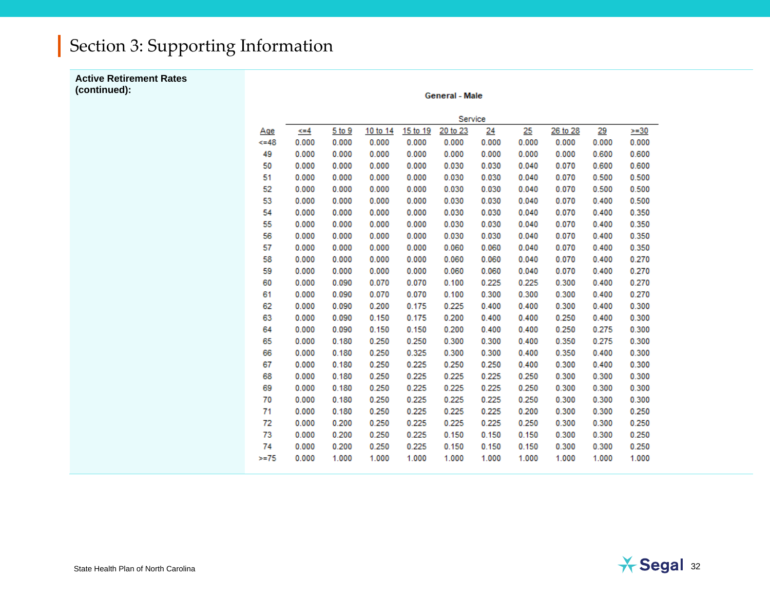## Section 3: Supporting Information

**Active Retirement Rates (continued):**

**General - Male**

| Age | Service | | | | | | | | | |
|---|---|---|---|---|---|---|---|---|---|---|
| | <=4 | 5 to 9 | 10 to 14 | 15 to 19 | 20 to 23 | 24 | 25 | 26 to 28 | 29 | >=30 |
| <=48 | 0.000 | 0.000 | 0.000 | 0.000 | 0.000 | 0.000 | 0.000 | 0.000 | 0.000 | 0.000 |
| 49 | 0.000 | 0.000 | 0.000 | 0.000 | 0.000 | 0.000 | 0.000 | 0.000 | 0.600 | 0.600 |
| 50 | 0.000 | 0.000 | 0.000 | 0.000 | 0.030 | 0.030 | 0.040 | 0.070 | 0.600 | 0.600 |
| 51 | 0.000 | 0.000 | 0.000 | 0.000 | 0.030 | 0.030 | 0.040 | 0.070 | 0.500 | 0.500 |
| 52 | 0.000 | 0.000 | 0.000 | 0.000 | 0.030 | 0.030 | 0.040 | 0.070 | 0.500 | 0.500 |
| 53 | 0.000 | 0.000 | 0.000 | 0.000 | 0.030 | 0.030 | 0.040 | 0.070 | 0.400 | 0.500 |
| 54 | 0.000 | 0.000 | 0.000 | 0.000 | 0.030 | 0.030 | 0.040 | 0.070 | 0.400 | 0.350 |
| 55 | 0.000 | 0.000 | 0.000 | 0.000 | 0.030 | 0.030 | 0.040 | 0.070 | 0.400 | 0.350 |
| 56 | 0.000 | 0.000 | 0.000 | 0.000 | 0.030 | 0.030 | 0.040 | 0.070 | 0.400 | 0.350 |
| 57 | 0.000 | 0.000 | 0.000 | 0.000 | 0.060 | 0.060 | 0.040 | 0.070 | 0.400 | 0.350 |
| 58 | 0.000 | 0.000 | 0.000 | 0.000 | 0.060 | 0.060 | 0.040 | 0.070 | 0.400 | 0.270 |
| 59 | 0.000 | 0.000 | 0.000 | 0.000 | 0.060 | 0.060 | 0.040 | 0.070 | 0.400 | 0.270 |
| 60 | 0.000 | 0.090 | 0.070 | 0.070 | 0.100 | 0.225 | 0.225 | 0.300 | 0.400 | 0.270 |
| 61 | 0.000 | 0.090 | 0.070 | 0.070 | 0.100 | 0.300 | 0.300 | 0.300 | 0.400 | 0.270 |
| 62 | 0.000 | 0.090 | 0.200 | 0.175 | 0.225 | 0.400 | 0.400 | 0.300 | 0.400 | 0.300 |
| 63 | 0.000 | 0.090 | 0.150 | 0.175 | 0.200 | 0.400 | 0.400 | 0.250 | 0.400 | 0.300 |
| 64 | 0.000 | 0.090 | 0.150 | 0.150 | 0.200 | 0.400 | 0.400 | 0.250 | 0.275 | 0.300 |
| 65 | 0.000 | 0.180 | 0.250 | 0.250 | 0.300 | 0.300 | 0.400 | 0.350 | 0.275 | 0.300 |
| 66 | 0.000 | 0.180 | 0.250 | 0.325 | 0.300 | 0.300 | 0.400 | 0.350 | 0.400 | 0.300 |
| 67 | 0.000 | 0.180 | 0.250 | 0.225 | 0.250 | 0.250 | 0.400 | 0.300 | 0.400 | 0.300 |
| 68 | 0.000 | 0.180 | 0.250 | 0.225 | 0.225 | 0.225 | 0.250 | 0.300 | 0.300 | 0.300 |
| 69 | 0.000 | 0.180 | 0.250 | 0.225 | 0.225 | 0.225 | 0.250 | 0.300 | 0.300 | 0.300 |
| 70 | 0.000 | 0.180 | 0.250 | 0.225 | 0.225 | 0.225 | 0.250 | 0.300 | 0.300 | 0.300 |
| 71 | 0.000 | 0.180 | 0.250 | 0.225 | 0.225 | 0.225 | 0.200 | 0.300 | 0.300 | 0.250 |
| 72 | 0.000 | 0.200 | 0.250 | 0.225 | 0.225 | 0.225 | 0.250 | 0.300 | 0.300 | 0.250 |
| 73 | 0.000 | 0.200 | 0.250 | 0.225 | 0.150 | 0.150 | 0.150 | 0.300 | 0.300 | 0.250 |
| 74 | 0.000 | 0.200 | 0.250 | 0.225 | 0.150 | 0.150 | 0.150 | 0.300 | 0.300 | 0.250 |
| >=75 | 0.000 | 1.000 | 1.000 | 1.000 | 1.000 | 1.000 | 1.000 | 1.000 | 1.000 | 1.000 |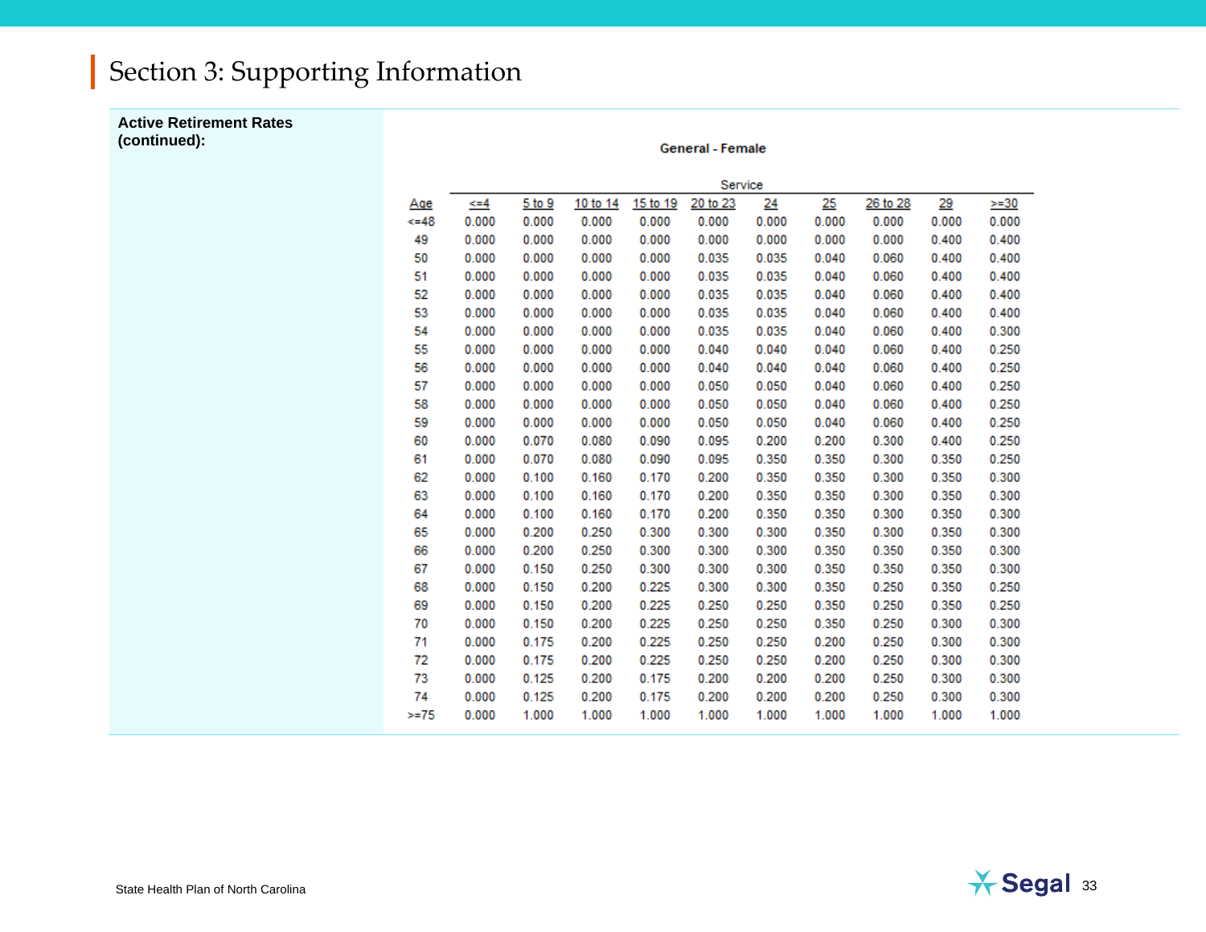## Section 3: Supporting Information

**Active Retirement Rates (continued):**

**General - Female**

| Age | Service | | | | | | | | | |
|---|---|---|---|---|---|---|---|---|---|---|
| | <=4 | 5 to 9 | 10 to 14 | 15 to 19 | 20 to 23 | 24 | 25 | 26 to 28 | 29 | >=30 |
| <=48 | 0.000 | 0.000 | 0.000 | 0.000 | 0.000 | 0.000 | 0.000 | 0.000 | 0.000 | 0.000 |
| 49 | 0.000 | 0.000 | 0.000 | 0.000 | 0.000 | 0.000 | 0.000 | 0.000 | 0.400 | 0.400 |
| 50 | 0.000 | 0.000 | 0.000 | 0.000 | 0.035 | 0.035 | 0.040 | 0.060 | 0.400 | 0.400 |
| 51 | 0.000 | 0.000 | 0.000 | 0.000 | 0.035 | 0.035 | 0.040 | 0.060 | 0.400 | 0.400 |
| 52 | 0.000 | 0.000 | 0.000 | 0.000 | 0.035 | 0.035 | 0.040 | 0.060 | 0.400 | 0.400 |
| 53 | 0.000 | 0.000 | 0.000 | 0.000 | 0.035 | 0.035 | 0.040 | 0.060 | 0.400 | 0.400 |
| 54 | 0.000 | 0.000 | 0.000 | 0.000 | 0.035 | 0.035 | 0.040 | 0.060 | 0.400 | 0.300 |
| 55 | 0.000 | 0.000 | 0.000 | 0.000 | 0.040 | 0.040 | 0.040 | 0.060 | 0.400 | 0.250 |
| 56 | 0.000 | 0.000 | 0.000 | 0.000 | 0.040 | 0.040 | 0.040 | 0.060 | 0.400 | 0.250 |
| 57 | 0.000 | 0.000 | 0.000 | 0.000 | 0.050 | 0.050 | 0.040 | 0.060 | 0.400 | 0.250 |
| 58 | 0.000 | 0.000 | 0.000 | 0.000 | 0.050 | 0.050 | 0.040 | 0.060 | 0.400 | 0.250 |
| 59 | 0.000 | 0.000 | 0.000 | 0.000 | 0.050 | 0.050 | 0.040 | 0.060 | 0.400 | 0.250 |
| 60 | 0.000 | 0.070 | 0.080 | 0.090 | 0.095 | 0.200 | 0.200 | 0.300 | 0.400 | 0.250 |
| 61 | 0.000 | 0.070 | 0.080 | 0.090 | 0.095 | 0.350 | 0.350 | 0.300 | 0.350 | 0.250 |
| 62 | 0.000 | 0.100 | 0.160 | 0.170 | 0.200 | 0.350 | 0.350 | 0.300 | 0.350 | 0.300 |
| 63 | 0.000 | 0.100 | 0.160 | 0.170 | 0.200 | 0.350 | 0.350 | 0.300 | 0.350 | 0.300 |
| 64 | 0.000 | 0.100 | 0.160 | 0.170 | 0.200 | 0.350 | 0.350 | 0.300 | 0.350 | 0.300 |
| 65 | 0.000 | 0.200 | 0.250 | 0.300 | 0.300 | 0.300 | 0.350 | 0.300 | 0.350 | 0.300 |
| 66 | 0.000 | 0.200 | 0.250 | 0.300 | 0.300 | 0.300 | 0.350 | 0.350 | 0.350 | 0.300 |
| 67 | 0.000 | 0.150 | 0.250 | 0.300 | 0.300 | 0.300 | 0.350 | 0.350 | 0.350 | 0.300 |
| 68 | 0.000 | 0.150 | 0.200 | 0.225 | 0.300 | 0.300 | 0.350 | 0.250 | 0.350 | 0.250 |
| 69 | 0.000 | 0.150 | 0.200 | 0.225 | 0.250 | 0.250 | 0.350 | 0.250 | 0.350 | 0.250 |
| 70 | 0.000 | 0.150 | 0.200 | 0.225 | 0.250 | 0.250 | 0.350 | 0.250 | 0.300 | 0.300 |
| 71 | 0.000 | 0.175 | 0.200 | 0.225 | 0.250 | 0.250 | 0.200 | 0.250 | 0.300 | 0.300 |
| 72 | 0.000 | 0.175 | 0.200 | 0.225 | 0.250 | 0.250 | 0.200 | 0.250 | 0.300 | 0.300 |
| 73 | 0.000 | 0.125 | 0.200 | 0.175 | 0.200 | 0.200 | 0.200 | 0.250 | 0.300 | 0.300 |
| 74 | 0.000 | 0.125 | 0.200 | 0.175 | 0.200 | 0.200 | 0.200 | 0.250 | 0.300 | 0.300 |
| >=75 | 0.000 | 1.000 | 1.000 | 1.000 | 1.000 | 1.000 | 1.000 | 1.000 | 1.000 | 1.000 |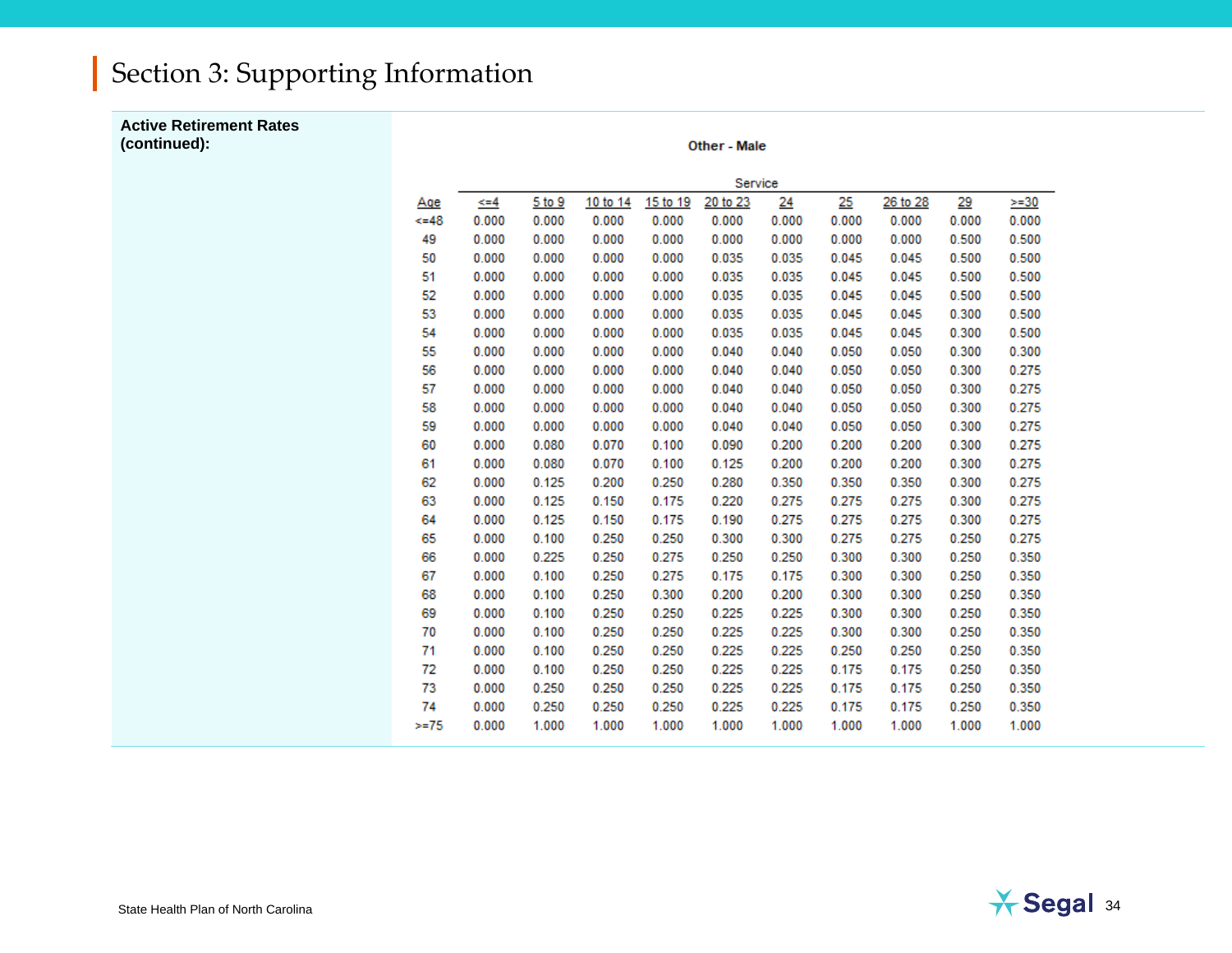## Section 3: Supporting Information

**Active Retirement Rates (continued):**

**Other - Male**

| Age | Service <=4 | 5 to 9 | 10 to 14 | 15 to 19 | 20 to 23 | 24 | 25 | 26 to 28 | 29 | >=30 |
|---|---|---|---|---|---|---|---|---|---|---|
| <=48 | 0.000 | 0.000 | 0.000 | 0.000 | 0.000 | 0.000 | 0.000 | 0.000 | 0.000 | 0.000 |
| 49 | 0.000 | 0.000 | 0.000 | 0.000 | 0.000 | 0.000 | 0.000 | 0.000 | 0.500 | 0.500 |
| 50 | 0.000 | 0.000 | 0.000 | 0.000 | 0.035 | 0.035 | 0.045 | 0.045 | 0.500 | 0.500 |
| 51 | 0.000 | 0.000 | 0.000 | 0.000 | 0.035 | 0.035 | 0.045 | 0.045 | 0.500 | 0.500 |
| 52 | 0.000 | 0.000 | 0.000 | 0.000 | 0.035 | 0.035 | 0.045 | 0.045 | 0.500 | 0.500 |
| 53 | 0.000 | 0.000 | 0.000 | 0.000 | 0.035 | 0.035 | 0.045 | 0.045 | 0.300 | 0.500 |
| 54 | 0.000 | 0.000 | 0.000 | 0.000 | 0.035 | 0.035 | 0.045 | 0.045 | 0.300 | 0.500 |
| 55 | 0.000 | 0.000 | 0.000 | 0.000 | 0.040 | 0.040 | 0.050 | 0.050 | 0.300 | 0.300 |
| 56 | 0.000 | 0.000 | 0.000 | 0.000 | 0.040 | 0.040 | 0.050 | 0.050 | 0.300 | 0.275 |
| 57 | 0.000 | 0.000 | 0.000 | 0.000 | 0.040 | 0.040 | 0.050 | 0.050 | 0.300 | 0.275 |
| 58 | 0.000 | 0.000 | 0.000 | 0.000 | 0.040 | 0.040 | 0.050 | 0.050 | 0.300 | 0.275 |
| 59 | 0.000 | 0.000 | 0.000 | 0.000 | 0.040 | 0.040 | 0.050 | 0.050 | 0.300 | 0.275 |
| 60 | 0.000 | 0.080 | 0.070 | 0.100 | 0.090 | 0.200 | 0.200 | 0.200 | 0.300 | 0.275 |
| 61 | 0.000 | 0.080 | 0.070 | 0.100 | 0.125 | 0.200 | 0.200 | 0.200 | 0.300 | 0.275 |
| 62 | 0.000 | 0.125 | 0.200 | 0.250 | 0.280 | 0.350 | 0.350 | 0.350 | 0.300 | 0.275 |
| 63 | 0.000 | 0.125 | 0.150 | 0.175 | 0.220 | 0.275 | 0.275 | 0.275 | 0.300 | 0.275 |
| 64 | 0.000 | 0.125 | 0.150 | 0.175 | 0.190 | 0.275 | 0.275 | 0.275 | 0.300 | 0.275 |
| 65 | 0.000 | 0.100 | 0.250 | 0.250 | 0.300 | 0.300 | 0.275 | 0.275 | 0.250 | 0.275 |
| 66 | 0.000 | 0.225 | 0.250 | 0.275 | 0.250 | 0.250 | 0.300 | 0.300 | 0.250 | 0.350 |
| 67 | 0.000 | 0.100 | 0.250 | 0.275 | 0.175 | 0.175 | 0.300 | 0.300 | 0.250 | 0.350 |
| 68 | 0.000 | 0.100 | 0.250 | 0.300 | 0.200 | 0.200 | 0.300 | 0.300 | 0.250 | 0.350 |
| 69 | 0.000 | 0.100 | 0.250 | 0.250 | 0.225 | 0.225 | 0.300 | 0.300 | 0.250 | 0.350 |
| 70 | 0.000 | 0.100 | 0.250 | 0.250 | 0.225 | 0.225 | 0.300 | 0.300 | 0.250 | 0.350 |
| 71 | 0.000 | 0.100 | 0.250 | 0.250 | 0.225 | 0.225 | 0.250 | 0.250 | 0.250 | 0.350 |
| 72 | 0.000 | 0.100 | 0.250 | 0.250 | 0.225 | 0.225 | 0.175 | 0.175 | 0.250 | 0.350 |
| 73 | 0.000 | 0.250 | 0.250 | 0.250 | 0.225 | 0.225 | 0.175 | 0.175 | 0.250 | 0.350 |
| 74 | 0.000 | 0.250 | 0.250 | 0.250 | 0.225 | 0.225 | 0.175 | 0.175 | 0.250 | 0.350 |
| >=75 | 0.000 | 1.000 | 1.000 | 1.000 | 1.000 | 1.000 | 1.000 | 1.000 | 1.000 | 1.000 |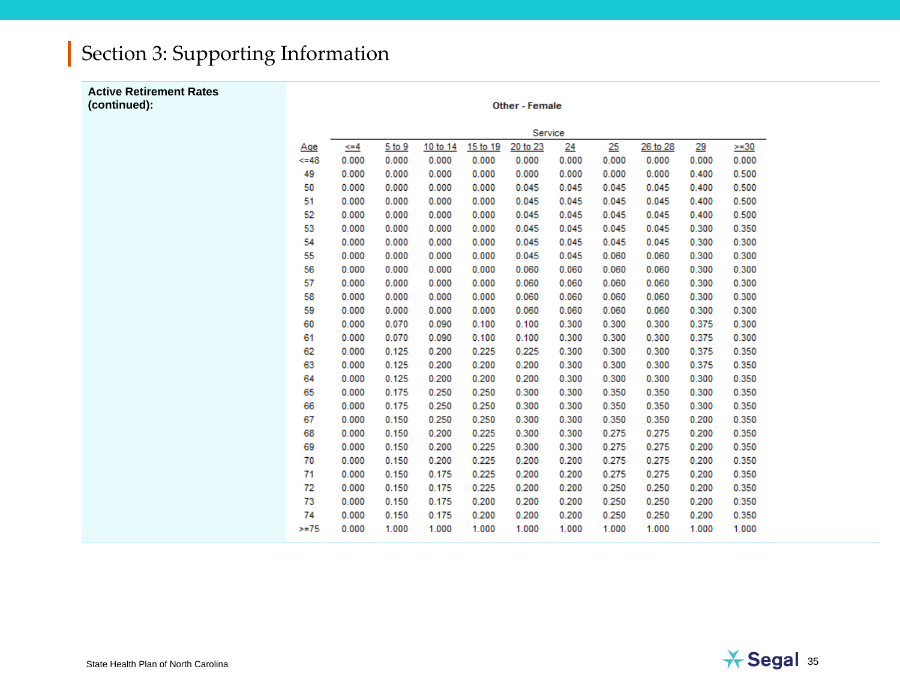# Section 3: Supporting Information

**Active Retirement Rates (continued):**

**Other - Female**

| | Service | | | | | | | | | |
|---|---|---|---|---|---|---|---|---|---|---|
| Age | <=4 | 5 to 9 | 10 to 14 | 15 to 19 | 20 to 23 | 24 | 25 | 26 to 28 | 29 | >=30 |
| <=48 | 0.000 | 0.000 | 0.000 | 0.000 | 0.000 | 0.000 | 0.000 | 0.000 | 0.000 | 0.000 |
| 49 | 0.000 | 0.000 | 0.000 | 0.000 | 0.000 | 0.000 | 0.000 | 0.000 | 0.400 | 0.500 |
| 50 | 0.000 | 0.000 | 0.000 | 0.000 | 0.045 | 0.045 | 0.045 | 0.045 | 0.400 | 0.500 |
| 51 | 0.000 | 0.000 | 0.000 | 0.000 | 0.045 | 0.045 | 0.045 | 0.045 | 0.400 | 0.500 |
| 52 | 0.000 | 0.000 | 0.000 | 0.000 | 0.045 | 0.045 | 0.045 | 0.045 | 0.400 | 0.500 |
| 53 | 0.000 | 0.000 | 0.000 | 0.000 | 0.045 | 0.045 | 0.045 | 0.045 | 0.300 | 0.350 |
| 54 | 0.000 | 0.000 | 0.000 | 0.000 | 0.045 | 0.045 | 0.045 | 0.045 | 0.300 | 0.300 |
| 55 | 0.000 | 0.000 | 0.000 | 0.000 | 0.045 | 0.045 | 0.060 | 0.060 | 0.300 | 0.300 |
| 56 | 0.000 | 0.000 | 0.000 | 0.000 | 0.060 | 0.060 | 0.060 | 0.060 | 0.300 | 0.300 |
| 57 | 0.000 | 0.000 | 0.000 | 0.000 | 0.060 | 0.060 | 0.060 | 0.060 | 0.300 | 0.300 |
| 58 | 0.000 | 0.000 | 0.000 | 0.000 | 0.060 | 0.060 | 0.060 | 0.060 | 0.300 | 0.300 |
| 59 | 0.000 | 0.000 | 0.000 | 0.000 | 0.060 | 0.060 | 0.060 | 0.060 | 0.300 | 0.300 |
| 60 | 0.000 | 0.070 | 0.090 | 0.100 | 0.100 | 0.300 | 0.300 | 0.300 | 0.375 | 0.300 |
| 61 | 0.000 | 0.070 | 0.090 | 0.100 | 0.100 | 0.300 | 0.300 | 0.300 | 0.375 | 0.300 |
| 62 | 0.000 | 0.125 | 0.200 | 0.225 | 0.225 | 0.300 | 0.300 | 0.300 | 0.375 | 0.350 |
| 63 | 0.000 | 0.125 | 0.200 | 0.200 | 0.200 | 0.300 | 0.300 | 0.300 | 0.375 | 0.350 |
| 64 | 0.000 | 0.125 | 0.200 | 0.200 | 0.200 | 0.300 | 0.300 | 0.300 | 0.300 | 0.350 |
| 65 | 0.000 | 0.175 | 0.250 | 0.250 | 0.300 | 0.300 | 0.350 | 0.350 | 0.300 | 0.350 |
| 66 | 0.000 | 0.175 | 0.250 | 0.250 | 0.300 | 0.300 | 0.350 | 0.350 | 0.300 | 0.350 |
| 67 | 0.000 | 0.150 | 0.250 | 0.250 | 0.300 | 0.300 | 0.350 | 0.350 | 0.200 | 0.350 |
| 68 | 0.000 | 0.150 | 0.200 | 0.225 | 0.300 | 0.300 | 0.275 | 0.275 | 0.200 | 0.350 |
| 69 | 0.000 | 0.150 | 0.200 | 0.225 | 0.300 | 0.300 | 0.275 | 0.275 | 0.200 | 0.350 |
| 70 | 0.000 | 0.150 | 0.200 | 0.225 | 0.200 | 0.200 | 0.275 | 0.275 | 0.200 | 0.350 |
| 71 | 0.000 | 0.150 | 0.175 | 0.225 | 0.200 | 0.200 | 0.275 | 0.275 | 0.200 | 0.350 |
| 72 | 0.000 | 0.150 | 0.175 | 0.225 | 0.200 | 0.200 | 0.250 | 0.250 | 0.200 | 0.350 |
| 73 | 0.000 | 0.150 | 0.175 | 0.200 | 0.200 | 0.200 | 0.250 | 0.250 | 0.200 | 0.350 |
| 74 | 0.000 | 0.150 | 0.175 | 0.200 | 0.200 | 0.200 | 0.250 | 0.250 | 0.200 | 0.350 |
| >=75 | 0.000 | 1.000 | 1.000 | 1.000 | 1.000 | 1.000 | 1.000 | 1.000 | 1.000 | 1.000 |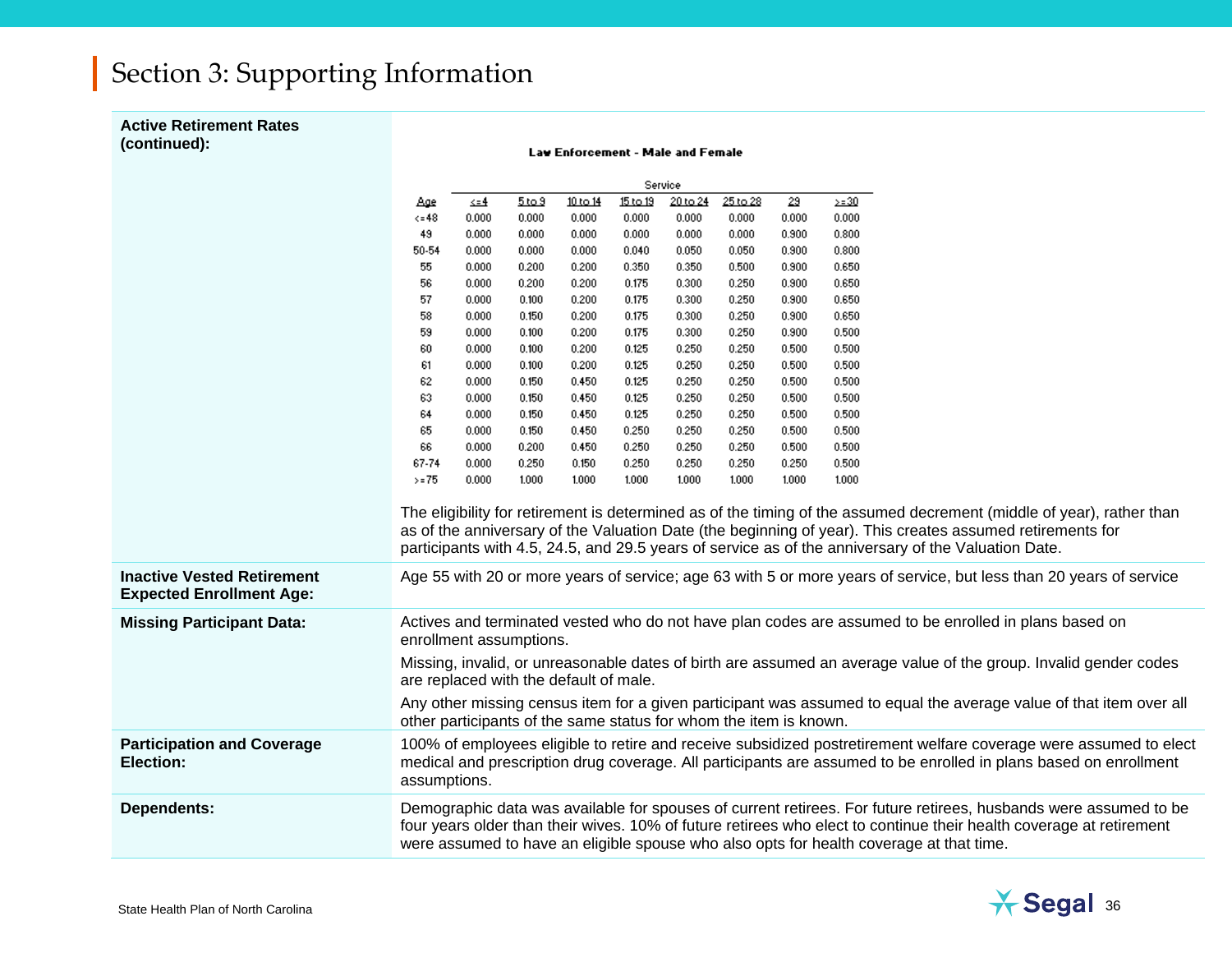# Section 3: Supporting Information

**Active Retirement Rates (continued):**

**Law Enforcement - Male and Female**

| | Service | | | | | | | |
|---|---|---|---|---|---|---|---|---|
| Age | <=4 | 5 to 9 | 10 to 14 | 15 to 19 | 20 to 24 | 25 to 28 | 29 | >=30 |
| <=48 | 0.000 | 0.000 | 0.000 | 0.000 | 0.000 | 0.000 | 0.000 | 0.000 |
| 49 | 0.000 | 0.000 | 0.000 | 0.000 | 0.000 | 0.000 | 0.900 | 0.800 |
| 50-54 | 0.000 | 0.000 | 0.000 | 0.040 | 0.050 | 0.050 | 0.900 | 0.800 |
| 55 | 0.000 | 0.200 | 0.200 | 0.350 | 0.350 | 0.500 | 0.900 | 0.650 |
| 56 | 0.000 | 0.200 | 0.200 | 0.175 | 0.300 | 0.250 | 0.900 | 0.650 |
| 57 | 0.000 | 0.100 | 0.200 | 0.175 | 0.300 | 0.250 | 0.900 | 0.650 |
| 58 | 0.000 | 0.150 | 0.200 | 0.175 | 0.300 | 0.250 | 0.900 | 0.650 |
| 59 | 0.000 | 0.100 | 0.200 | 0.175 | 0.300 | 0.250 | 0.900 | 0.500 |
| 60 | 0.000 | 0.100 | 0.200 | 0.125 | 0.250 | 0.250 | 0.500 | 0.500 |
| 61 | 0.000 | 0.100 | 0.200 | 0.125 | 0.250 | 0.250 | 0.500 | 0.500 |
| 62 | 0.000 | 0.150 | 0.450 | 0.125 | 0.250 | 0.250 | 0.500 | 0.500 |
| 63 | 0.000 | 0.150 | 0.450 | 0.125 | 0.250 | 0.250 | 0.500 | 0.500 |
| 64 | 0.000 | 0.150 | 0.450 | 0.125 | 0.250 | 0.250 | 0.500 | 0.500 |
| 65 | 0.000 | 0.150 | 0.450 | 0.250 | 0.250 | 0.250 | 0.500 | 0.500 |
| 66 | 0.000 | 0.200 | 0.450 | 0.250 | 0.250 | 0.250 | 0.500 | 0.500 |
| 67-74 | 0.000 | 0.250 | 0.150 | 0.250 | 0.250 | 0.250 | 0.250 | 0.500 |
| >=75 | 0.000 | 1.000 | 1.000 | 1.000 | 1.000 | 1.000 | 1.000 | 1.000 |

The eligibility for retirement is determined as of the timing of the assumed decrement (middle of year), rather than as of the anniversary of the Valuation Date (the beginning of year). This creates assumed retirements for participants with 4.5, 24.5, and 29.5 years of service as of the anniversary of the Valuation Date.

**Inactive Vested Retirement Expected Enrollment Age:**

Age 55 with 20 or more years of service; age 63 with 5 or more years of service, but less than 20 years of service

**Missing Participant Data:**

Actives and terminated vested who do not have plan codes are assumed to be enrolled in plans based on enrollment assumptions.

Missing, invalid, or unreasonable dates of birth are assumed an average value of the group. Invalid gender codes are replaced with the default of male.

Any other missing census item for a given participant was assumed to equal the average value of that item over all other participants of the same status for whom the item is known.

**Participation and Coverage Election:**

100% of employees eligible to retire and receive subsidized postretirement welfare coverage were assumed to elect medical and prescription drug coverage. All participants are assumed to be enrolled in plans based on enrollment assumptions.

**Dependents:**

Demographic data was available for spouses of current retirees. For future retirees, husbands were assumed to be four years older than their wives. 10% of future retirees who elect to continue their health coverage at retirement were assumed to have an eligible spouse who also opts for health coverage at that time.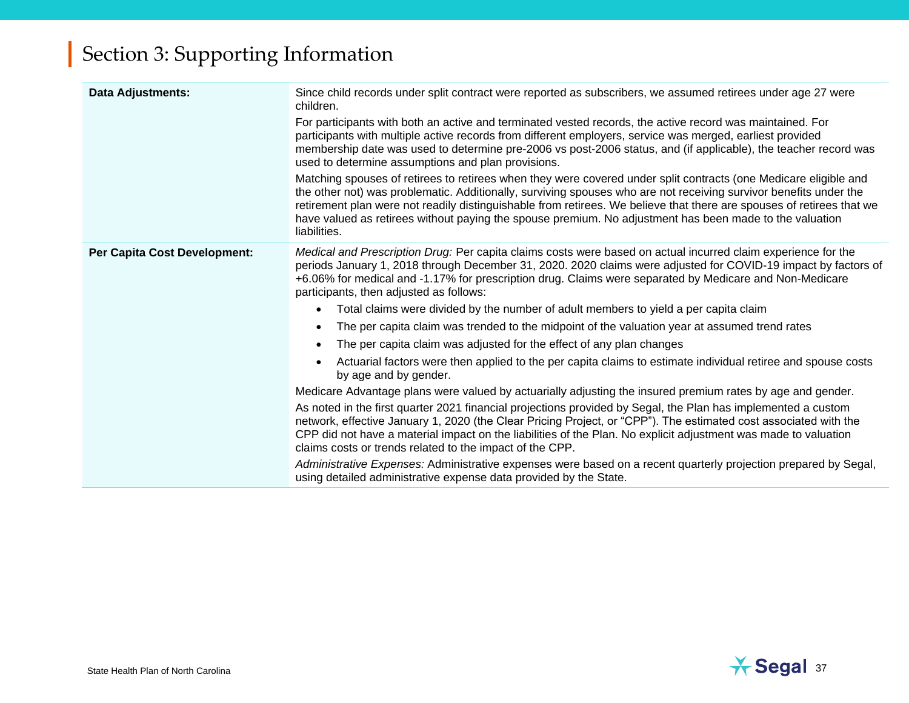# Section 3: Supporting Information

| | |
|---|---|
| **Data Adjustments:** | Since child records under split contract were reported as subscribers, we assumed retirees under age 27 were children.<br><br>For participants with both an active and terminated vested records, the active record was maintained. For participants with multiple active records from different employers, service was merged, earliest provided membership date was used to determine pre-2006 vs post-2006 status, and (if applicable), the teacher record was used to determine assumptions and plan provisions.<br><br>Matching spouses of retirees to retirees when they were covered under split contracts (one Medicare eligible and the other not) was problematic. Additionally, surviving spouses who are not receiving survivor benefits under the retirement plan were not readily distinguishable from retirees. We believe that there are spouses of retirees that we have valued as retirees without paying the spouse premium. No adjustment has been made to the valuation liabilities. |
| **Per Capita Cost Development:** | *Medical and Prescription Drug:* Per capita claims costs were based on actual incurred claim experience for the periods January 1, 2018 through December 31, 2020. 2020 claims were adjusted for COVID-19 impact by factors of +6.06% for medical and -1.17% for prescription drug. Claims were separated by Medicare and Non-Medicare participants, then adjusted as follows:<br>• Total claims were divided by the number of adult members to yield a per capita claim<br>• The per capita claim was trended to the midpoint of the valuation year at assumed trend rates<br>• The per capita claim was adjusted for the effect of any plan changes<br>• Actuarial factors were then applied to the per capita claims to estimate individual retiree and spouse costs by age and by gender.<br><br>Medicare Advantage plans were valued by actuarially adjusting the insured premium rates by age and gender.<br><br>As noted in the first quarter 2021 financial projections provided by Segal, the Plan has implemented a custom network, effective January 1, 2020 (the Clear Pricing Project, or "CPP"). The estimated cost associated with the CPP did not have a material impact on the liabilities of the Plan. No explicit adjustment was made to valuation claims costs or trends related to the impact of the CPP.<br><br>*Administrative Expenses:* Administrative expenses were based on a recent quarterly projection prepared by Segal, using detailed administrative expense data provided by the State. |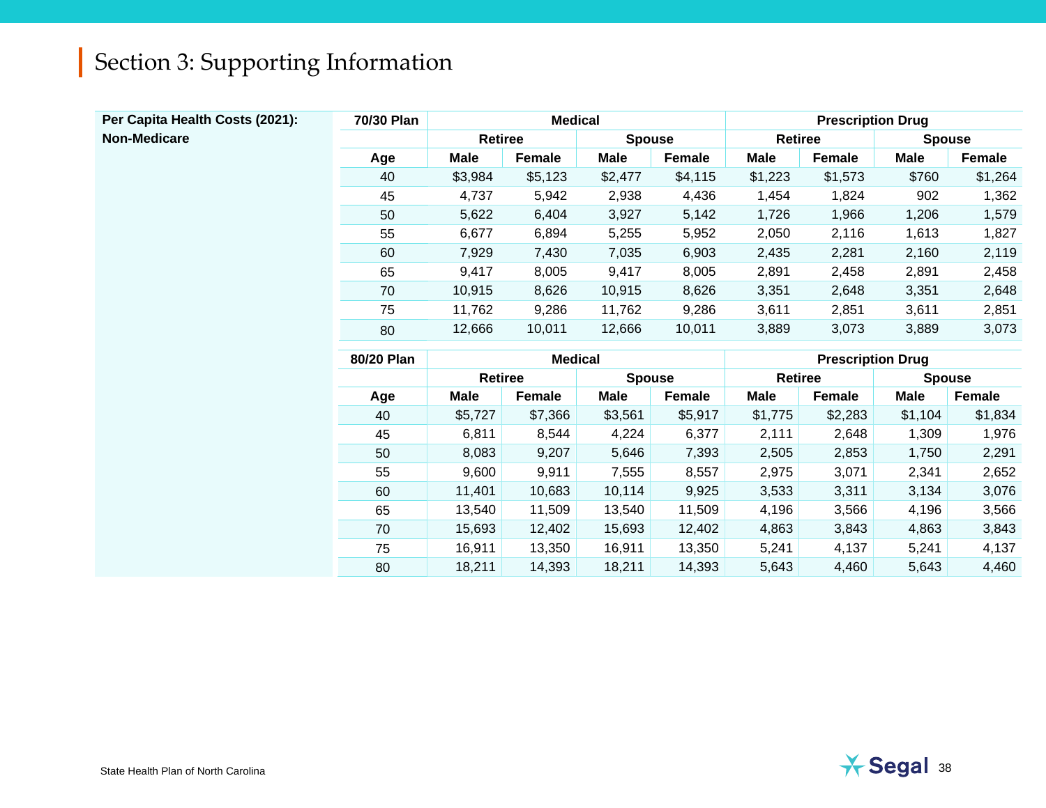# Section 3: Supporting Information

**Per Capita Health Costs (2021): Non-Medicare**

| 70/30 Plan | Medical | | | | Prescription Drug | | | |
|---|---|---|---|---|---|---|---|---|
| | Retiree | | Spouse | | Retiree | | Spouse | |
| Age | Male | Female | Male | Female | Male | Female | Male | Female |
| 40 | $3,984 | $5,123 | $2,477 | $4,115 | $1,223 | $1,573 | $760 | $1,264 |
| 45 | 4,737 | 5,942 | 2,938 | 4,436 | 1,454 | 1,824 | 902 | 1,362 |
| 50 | 5,622 | 6,404 | 3,927 | 5,142 | 1,726 | 1,966 | 1,206 | 1,579 |
| 55 | 6,677 | 6,894 | 5,255 | 5,952 | 2,050 | 2,116 | 1,613 | 1,827 |
| 60 | 7,929 | 7,430 | 7,035 | 6,903 | 2,435 | 2,281 | 2,160 | 2,119 |
| 65 | 9,417 | 8,005 | 9,417 | 8,005 | 2,891 | 2,458 | 2,891 | 2,458 |
| 70 | 10,915 | 8,626 | 10,915 | 8,626 | 3,351 | 2,648 | 3,351 | 2,648 |
| 75 | 11,762 | 9,286 | 11,762 | 9,286 | 3,611 | 2,851 | 3,611 | 2,851 |
| 80 | 12,666 | 10,011 | 12,666 | 10,011 | 3,889 | 3,073 | 3,889 | 3,073 |

| 80/20 Plan | Medical | | | | Prescription Drug | | | |
|---|---|---|---|---|---|---|---|---|
| | Retiree | | Spouse | | Retiree | | Spouse | |
| Age | Male | Female | Male | Female | Male | Female | Male | Female |
| 40 | $5,727 | $7,366 | $3,561 | $5,917 | $1,775 | $2,283 | $1,104 | $1,834 |
| 45 | 6,811 | 8,544 | 4,224 | 6,377 | 2,111 | 2,648 | 1,309 | 1,976 |
| 50 | 8,083 | 9,207 | 5,646 | 7,393 | 2,505 | 2,853 | 1,750 | 2,291 |
| 55 | 9,600 | 9,911 | 7,555 | 8,557 | 2,975 | 3,071 | 2,341 | 2,652 |
| 60 | 11,401 | 10,683 | 10,114 | 9,925 | 3,533 | 3,311 | 3,134 | 3,076 |
| 65 | 13,540 | 11,509 | 13,540 | 11,509 | 4,196 | 3,566 | 4,196 | 3,566 |
| 70 | 15,693 | 12,402 | 15,693 | 12,402 | 4,863 | 3,843 | 4,863 | 3,843 |
| 75 | 16,911 | 13,350 | 16,911 | 13,350 | 5,241 | 4,137 | 5,241 | 4,137 |
| 80 | 18,211 | 14,393 | 18,211 | 14,393 | 5,643 | 4,460 | 5,643 | 4,460 |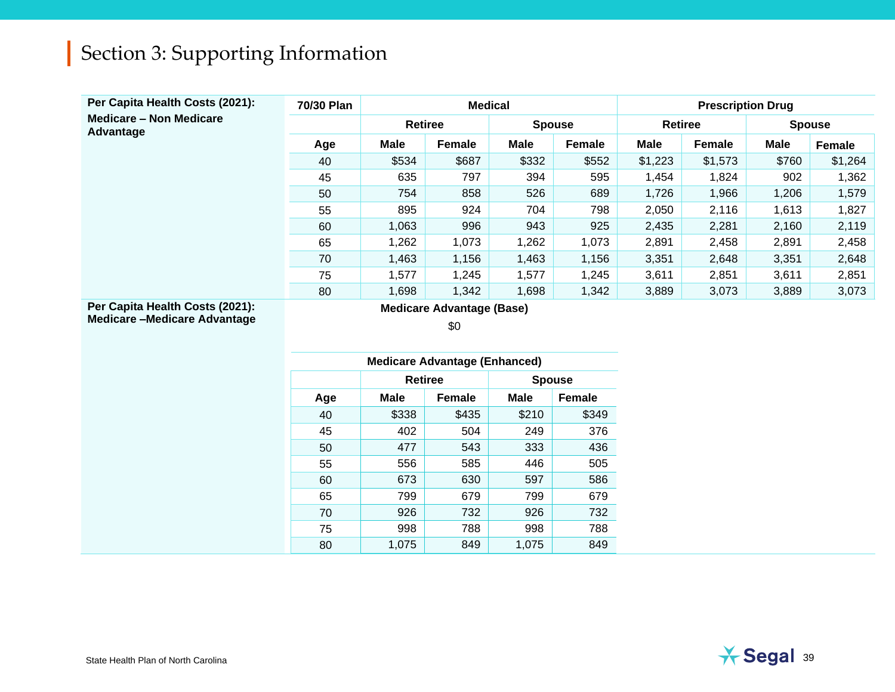# Section 3: Supporting Information

**Per Capita Health Costs (2021): Medicare – Non Medicare Advantage**

| 70/30 Plan | Medical | | | | Prescription Drug | | | |
|---|---|---|---|---|---|---|---|---|
| | Retiree | | Spouse | | Retiree | | Spouse | |
| Age | Male | Female | Male | Female | Male | Female | Male | Female |
| 40 | $534 | $687 | $332 | $552 | $1,223 | $1,573 | $760 | $1,264 |
| 45 | 635 | 797 | 394 | 595 | 1,454 | 1,824 | 902 | 1,362 |
| 50 | 754 | 858 | 526 | 689 | 1,726 | 1,966 | 1,206 | 1,579 |
| 55 | 895 | 924 | 704 | 798 | 2,050 | 2,116 | 1,613 | 1,827 |
| 60 | 1,063 | 996 | 943 | 925 | 2,435 | 2,281 | 2,160 | 2,119 |
| 65 | 1,262 | 1,073 | 1,262 | 1,073 | 2,891 | 2,458 | 2,891 | 2,458 |
| 70 | 1,463 | 1,156 | 1,463 | 1,156 | 3,351 | 2,648 | 3,351 | 2,648 |
| 75 | 1,577 | 1,245 | 1,577 | 1,245 | 3,611 | 2,851 | 3,611 | 2,851 |
| 80 | 1,698 | 1,342 | 1,698 | 1,342 | 3,889 | 3,073 | 3,889 | 3,073 |

**Per Capita Health Costs (2021): Medicare –Medicare Advantage**

**Medicare Advantage (Base)**

$0

**Medicare Advantage (Enhanced)**

| | Retiree | | Spouse | |
|---|---|---|---|---|
| Age | Male | Female | Male | Female |
| 40 | $338 | $435 | $210 | $349 |
| 45 | 402 | 504 | 249 | 376 |
| 50 | 477 | 543 | 333 | 436 |
| 55 | 556 | 585 | 446 | 505 |
| 60 | 673 | 630 | 597 | 586 |
| 65 | 799 | 679 | 799 | 679 |
| 70 | 926 | 732 | 926 | 732 |
| 75 | 998 | 788 | 998 | 788 |
| 80 | 1,075 | 849 | 1,075 | 849 |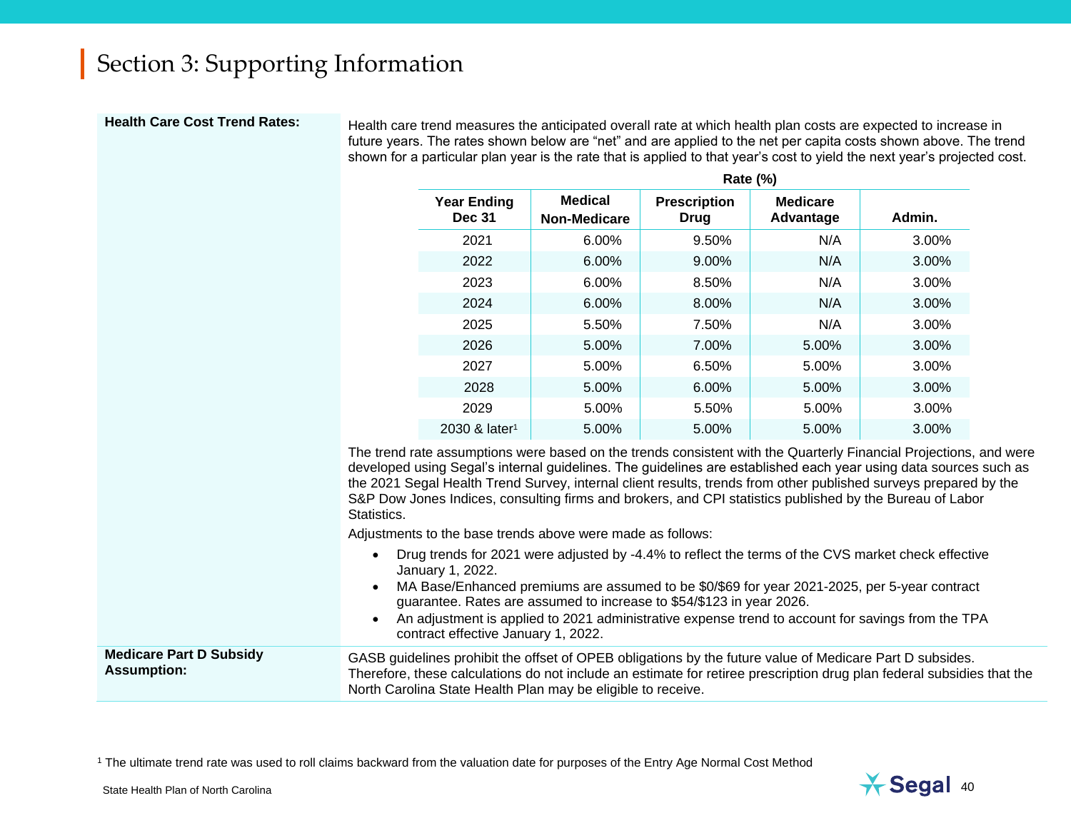# Section 3: Supporting Information

**Health Care Cost Trend Rates:**

Health care trend measures the anticipated overall rate at which health plan costs are expected to increase in future years. The rates shown below are "net" and are applied to the net per capita costs shown above. The trend shown for a particular plan year is the rate that is applied to that year's cost to yield the next year's projected cost.

| | Rate (%) | | | |
|---|---|---|---|---|
| Year Ending Dec 31 | Medical Non-Medicare | Prescription Drug | Medicare Advantage | Admin. |
| 2021 | 6.00% | 9.50% | N/A | 3.00% |
| 2022 | 6.00% | 9.00% | N/A | 3.00% |
| 2023 | 6.00% | 8.50% | N/A | 3.00% |
| 2024 | 6.00% | 8.00% | N/A | 3.00% |
| 2025 | 5.50% | 7.50% | N/A | 3.00% |
| 2026 | 5.00% | 7.00% | 5.00% | 3.00% |
| 2027 | 5.00% | 6.50% | 5.00% | 3.00% |
| 2028 | 5.00% | 6.00% | 5.00% | 3.00% |
| 2029 | 5.00% | 5.50% | 5.00% | 3.00% |
| 2030 & later[1] | 5.00% | 5.00% | 5.00% | 3.00% |

The trend rate assumptions were based on the trends consistent with the Quarterly Financial Projections, and were developed using Segal's internal guidelines. The guidelines are established each year using data sources such as the 2021 Segal Health Trend Survey, internal client results, trends from other published surveys prepared by the S&P Dow Jones Indices, consulting firms and brokers, and CPI statistics published by the Bureau of Labor Statistics.

Adjustments to the base trends above were made as follows:

- Drug trends for 2021 were adjusted by -4.4% to reflect the terms of the CVS market check effective January 1, 2022.
- MA Base/Enhanced premiums are assumed to be $0/$69 for year 2021-2025, per 5-year contract guarantee. Rates are assumed to increase to $54/$123 in year 2026.
- An adjustment is applied to 2021 administrative expense trend to account for savings from the TPA contract effective January 1, 2022.

**Medicare Part D Subsidy Assumption:**

GASB guidelines prohibit the offset of OPEB obligations by the future value of Medicare Part D subsides. Therefore, these calculations do not include an estimate for retiree prescription drug plan federal subsidies that the North Carolina State Health Plan may be eligible to receive.

[1] The ultimate trend rate was used to roll claims backward from the valuation date for purposes of the Entry Age Normal Cost Method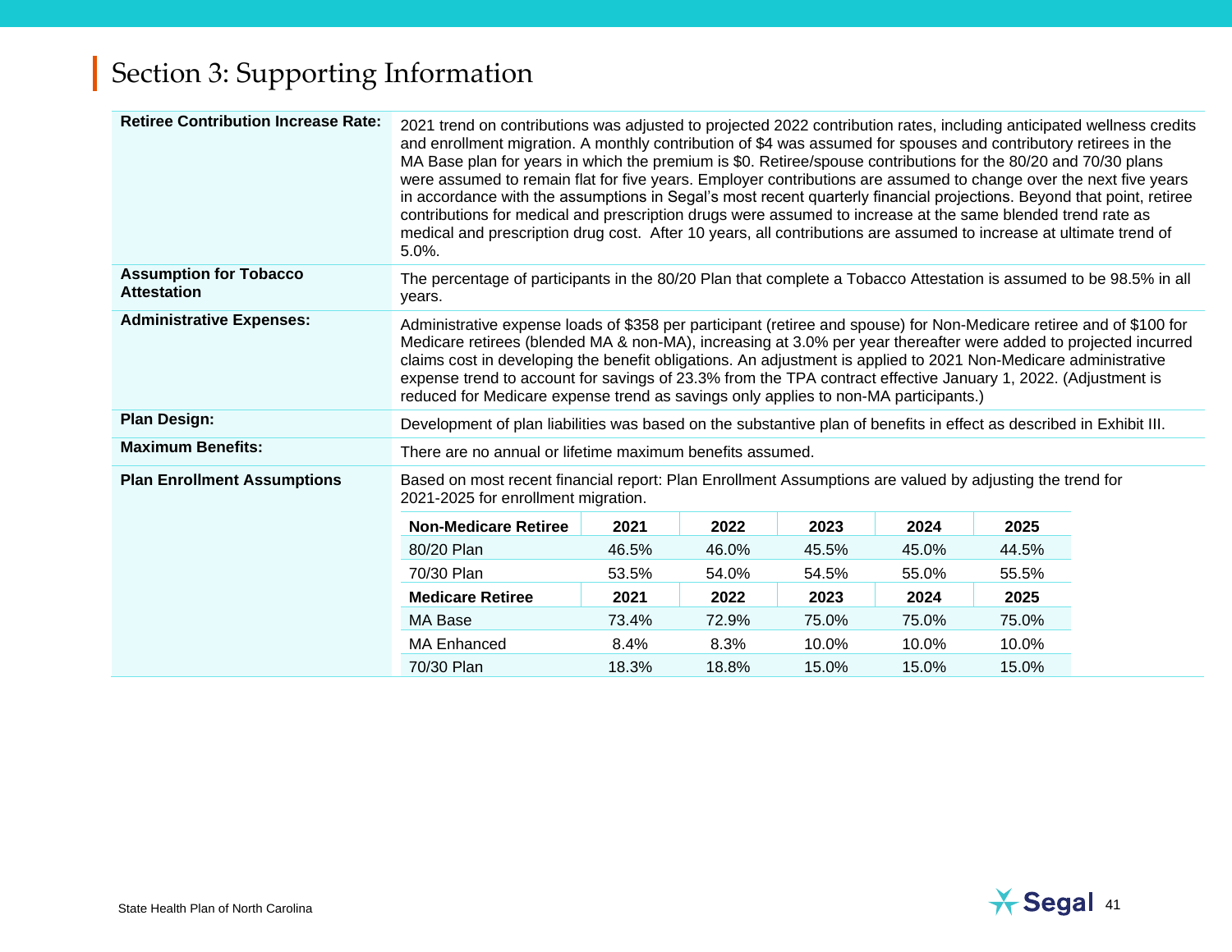# Section 3: Supporting Information

**Retiree Contribution Increase Rate:**

2021 trend on contributions was adjusted to projected 2022 contribution rates, including anticipated wellness credits and enrollment migration. A monthly contribution of $4 was assumed for spouses and contributory retirees in the MA Base plan for years in which the premium is $0. Retiree/spouse contributions for the 80/20 and 70/30 plans were assumed to remain flat for five years. Employer contributions are assumed to change over the next five years in accordance with the assumptions in Segal's most recent quarterly financial projections. Beyond that point, retiree contributions for medical and prescription drugs were assumed to increase at the same blended trend rate as medical and prescription drug cost. After 10 years, all contributions are assumed to increase at ultimate trend of 5.0%.

**Assumption for Tobacco Attestation**

The percentage of participants in the 80/20 Plan that complete a Tobacco Attestation is assumed to be 98.5% in all years.

**Administrative Expenses:**

Administrative expense loads of $358 per participant (retiree and spouse) for Non-Medicare retiree and of $100 for Medicare retirees (blended MA & non-MA), increasing at 3.0% per year thereafter were added to projected incurred claims cost in developing the benefit obligations. An adjustment is applied to 2021 Non-Medicare administrative expense trend to account for savings of 23.3% from the TPA contract effective January 1, 2022. (Adjustment is reduced for Medicare expense trend as savings only applies to non-MA participants.)

**Plan Design:**

Development of plan liabilities was based on the substantive plan of benefits in effect as described in Exhibit III.

**Maximum Benefits:**

There are no annual or lifetime maximum benefits assumed.

**Plan Enrollment Assumptions**

Based on most recent financial report: Plan Enrollment Assumptions are valued by adjusting the trend for 2021-2025 for enrollment migration.

| **Non-Medicare Retiree** | **2021** | **2022** | **2023** | **2024** | **2025** |
|---|---|---|---|---|---|
| 80/20 Plan | 46.5% | 46.0% | 45.5% | 45.0% | 44.5% |
| 70/30 Plan | 53.5% | 54.0% | 54.5% | 55.0% | 55.5% |
| **Medicare Retiree** | **2021** | **2022** | **2023** | **2024** | **2025** |
| MA Base | 73.4% | 72.9% | 75.0% | 75.0% | 75.0% |
| MA Enhanced | 8.4% | 8.3% | 10.0% | 10.0% | 10.0% |
| 70/30 Plan | 18.3% | 18.8% | 15.0% | 15.0% | 15.0% |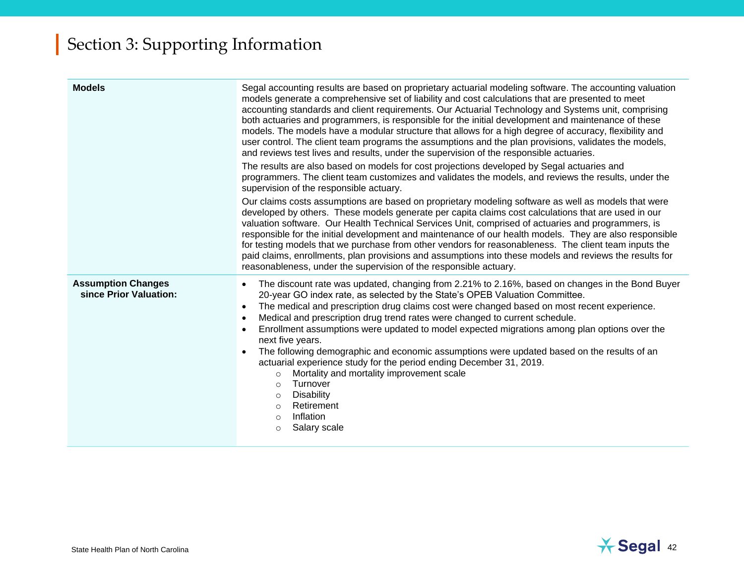# Section 3: Supporting Information

| | |
|---|---|
| **Models** | Segal accounting results are based on proprietary actuarial modeling software. The accounting valuation models generate a comprehensive set of liability and cost calculations that are presented to meet accounting standards and client requirements. Our Actuarial Technology and Systems unit, comprising both actuaries and programmers, is responsible for the initial development and maintenance of these models. The models have a modular structure that allows for a high degree of accuracy, flexibility and user control. The client team programs the assumptions and the plan provisions, validates the models, and reviews test lives and results, under the supervision of the responsible actuaries.<br><br>The results are also based on models for cost projections developed by Segal actuaries and programmers. The client team customizes and validates the models, and reviews the results, under the supervision of the responsible actuary.<br><br>Our claims costs assumptions are based on proprietary modeling software as well as models that were developed by others. These models generate per capita claims cost calculations that are used in our valuation software. Our Health Technical Services Unit, comprised of actuaries and programmers, is responsible for the initial development and maintenance of our health models. They are also responsible for testing models that we purchase from other vendors for reasonableness. The client team inputs the paid claims, enrollments, plan provisions and assumptions into these models and reviews the results for reasonableness, under the supervision of the responsible actuary. |
| **Assumption Changes since Prior Valuation:** | • The discount rate was updated, changing from 2.21% to 2.16%, based on changes in the Bond Buyer 20-year GO index rate, as selected by the State's OPEB Valuation Committee.<br>• The medical and prescription drug claims cost were changed based on most recent experience.<br>• Medical and prescription drug trend rates were changed to current schedule.<br>• Enrollment assumptions were updated to model expected migrations among plan options over the next five years.<br>• The following demographic and economic assumptions were updated based on the results of an actuarial experience study for the period ending December 31, 2019.<br>&nbsp;&nbsp;&nbsp;&nbsp;○ Mortality and mortality improvement scale<br>&nbsp;&nbsp;&nbsp;&nbsp;○ Turnover<br>&nbsp;&nbsp;&nbsp;&nbsp;○ Disability<br>&nbsp;&nbsp;&nbsp;&nbsp;○ Retirement<br>&nbsp;&nbsp;&nbsp;&nbsp;○ Inflation<br>&nbsp;&nbsp;&nbsp;&nbsp;○ Salary scale |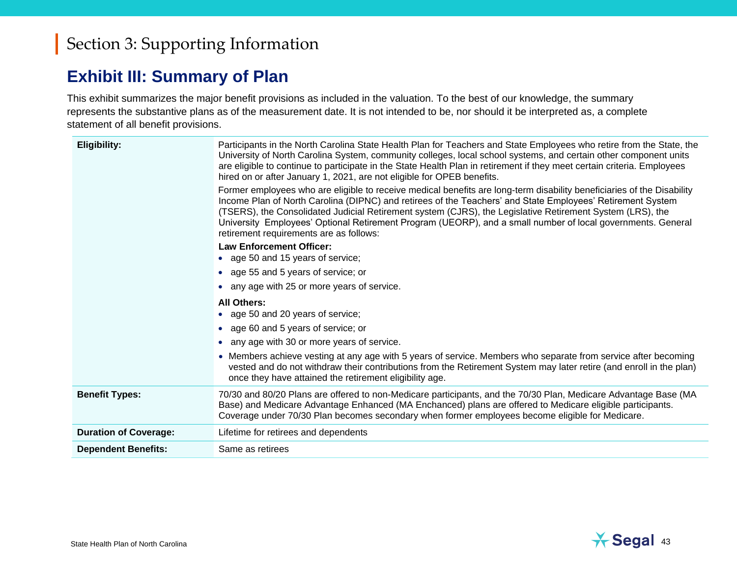# Section 3: Supporting Information

## Exhibit III: Summary of Plan

This exhibit summarizes the major benefit provisions as included in the valuation. To the best of our knowledge, the summary represents the substantive plans as of the measurement date. It is not intended to be, nor should it be interpreted as, a complete statement of all benefit provisions.

| | |
|---|---|
| **Eligibility:** | Participants in the North Carolina State Health Plan for Teachers and State Employees who retire from the State, the University of North Carolina System, community colleges, local school systems, and certain other component units are eligible to continue to participate in the State Health Plan in retirement if they meet certain criteria. Employees hired on or after January 1, 2021, are not eligible for OPEB benefits.<br><br>Former employees who are eligible to receive medical benefits are long-term disability beneficiaries of the Disability Income Plan of North Carolina (DIPNC) and retirees of the Teachers' and State Employees' Retirement System (TSERS), the Consolidated Judicial Retirement system (CJRS), the Legislative Retirement System (LRS), the University Employees' Optional Retirement Program (UEORP), and a small number of local governments. General retirement requirements are as follows:<br><br>**Law Enforcement Officer:**<br>• age 50 and 15 years of service;<br>• age 55 and 5 years of service; or<br>• any age with 25 or more years of service.<br><br>**All Others:**<br>• age 50 and 20 years of service;<br>• age 60 and 5 years of service; or<br>• any age with 30 or more years of service.<br>• Members achieve vesting at any age with 5 years of service. Members who separate from service after becoming vested and do not withdraw their contributions from the Retirement System may later retire (and enroll in the plan) once they have attained the retirement eligibility age. |
| **Benefit Types:** | 70/30 and 80/20 Plans are offered to non-Medicare participants, and the 70/30 Plan, Medicare Advantage Base (MA Base) and Medicare Advantage Enhanced (MA Enchanced) plans are offered to Medicare eligible participants. Coverage under 70/30 Plan becomes secondary when former employees become eligible for Medicare. |
| **Duration of Coverage:** | Lifetime for retirees and dependents |
| **Dependent Benefits:** | Same as retirees |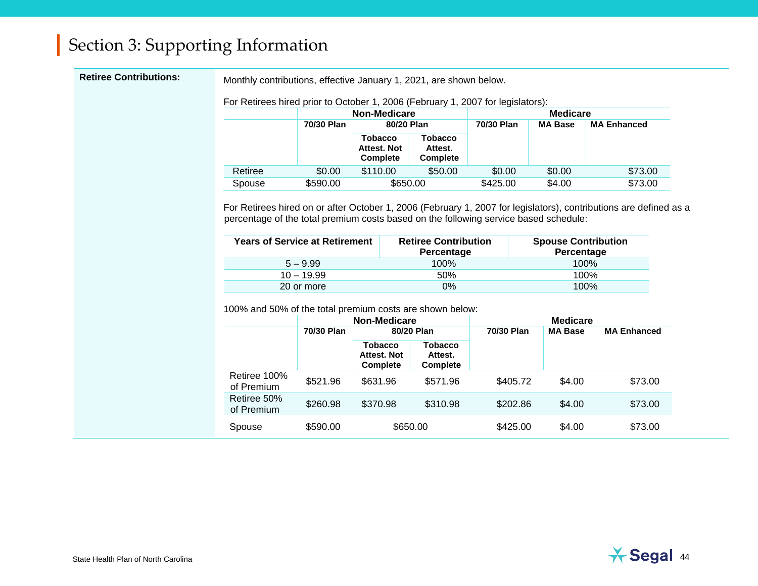# Section 3: Supporting Information

**Retiree Contributions:**

Monthly contributions, effective January 1, 2021, are shown below.

For Retirees hired prior to October 1, 2006 (February 1, 2007 for legislators):

| | Non-Medicare | | | Medicare | | |
|---|---|---|---|---|---|---|
| | 70/30 Plan | 80/20 Plan | | 70/30 Plan | MA Base | MA Enhanced |
| | | Tobacco Attest. Not Complete | Tobacco Attest. Complete | | | |
| Retiree | $0.00 | $110.00 | $50.00 | $0.00 | $0.00 | $73.00 |
| Spouse | $590.00 | $650.00 | | $425.00 | $4.00 | $73.00 |

For Retirees hired on or after October 1, 2006 (February 1, 2007 for legislators), contributions are defined as a percentage of the total premium costs based on the following service based schedule:

| Years of Service at Retirement | Retiree Contribution Percentage | Spouse Contribution Percentage |
|---|---|---|
| 5 – 9.99 | 100% | 100% |
| 10 – 19.99 | 50% | 100% |
| 20 or more | 0% | 100% |

100% and 50% of the total premium costs are shown below:

| | Non-Medicare | | | Medicare | | |
|---|---|---|---|---|---|---|
| | 70/30 Plan | 80/20 Plan | | 70/30 Plan | MA Base | MA Enhanced |
| | | Tobacco Attest. Not Complete | Tobacco Attest. Complete | | | |
| Retiree 100% of Premium | $521.96 | $631.96 | $571.96 | $405.72 | $4.00 | $73.00 |
| Retiree 50% of Premium | $260.98 | $370.98 | $310.98 | $202.86 | $4.00 | $73.00 |
| Spouse | $590.00 | $650.00 | | $425.00 | $4.00 | $73.00 |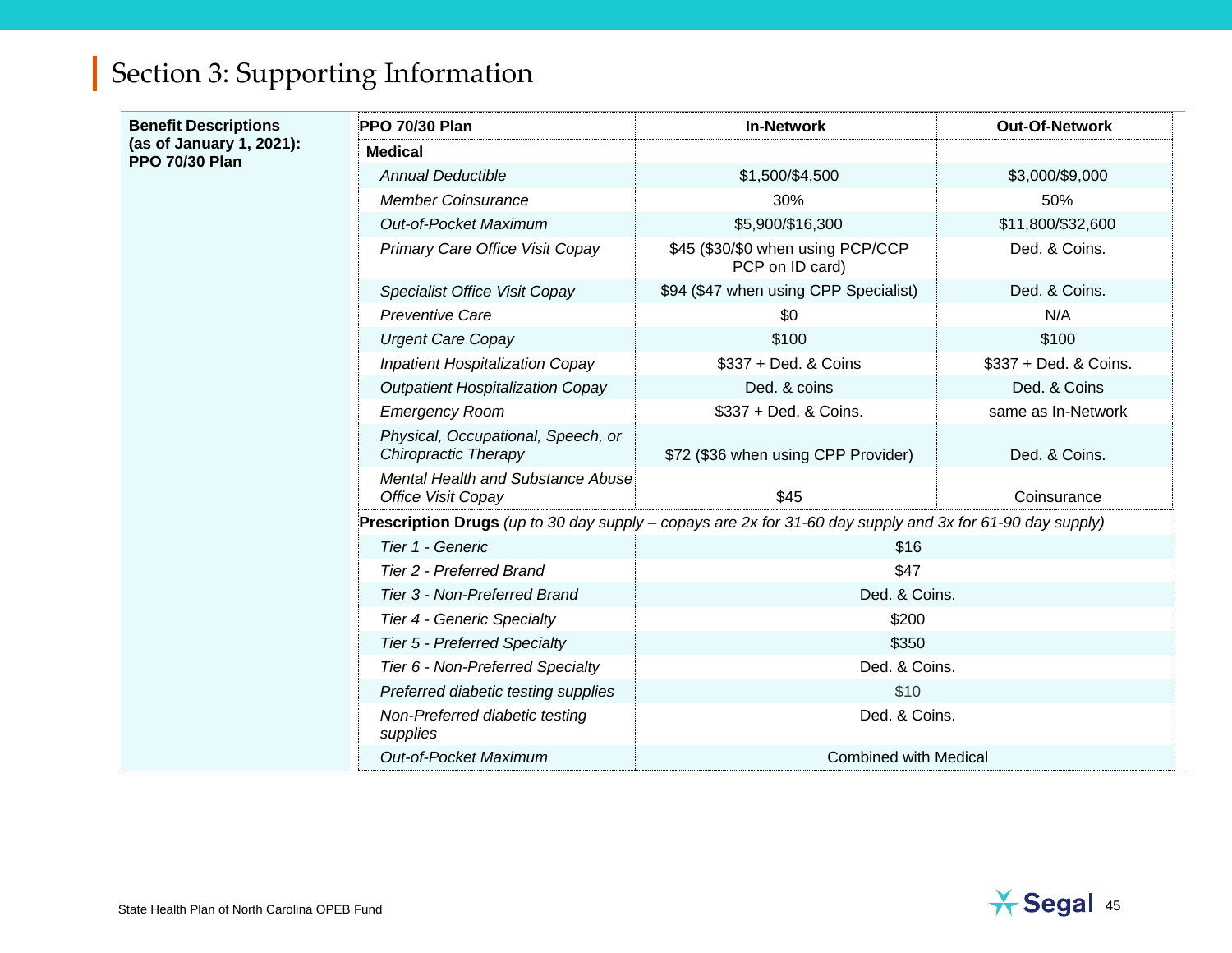## Section 3: Supporting Information

**Benefit Descriptions (as of January 1, 2021): PPO 70/30 Plan**

| PPO 70/30 Plan | In-Network | Out-Of-Network |
|---|---|---|
| **Medical** | | |
| *Annual Deductible* | $1,500/$4,500 | $3,000/$9,000 |
| *Member Coinsurance* | 30% | 50% |
| *Out-of-Pocket Maximum* | $5,900/$16,300 | $11,800/$32,600 |
| *Primary Care Office Visit Copay* | $45 ($30/$0 when using PCP/CCP PCP on ID card) | Ded. & Coins. |
| *Specialist Office Visit Copay* | $94 ($47 when using CPP Specialist) | Ded. & Coins. |
| *Preventive Care* | $0 | N/A |
| *Urgent Care Copay* | $100 | $100 |
| *Inpatient Hospitalization Copay* | $337 + Ded. & Coins | $337 + Ded. & Coins. |
| *Outpatient Hospitalization Copay* | Ded. & coins | Ded. & Coins |
| *Emergency Room* | $337 + Ded. & Coins. | same as In-Network |
| *Physical, Occupational, Speech, or Chiropractic Therapy* | $72 ($36 when using CPP Provider) | Ded. & Coins. |
| *Mental Health and Substance Abuse Office Visit Copay* | $45 | Coinsurance |
| **Prescription Drugs** *(up to 30 day supply – copays are 2x for 31-60 day supply and 3x for 61-90 day supply)* | | |
| *Tier 1 - Generic* | $16 | |
| *Tier 2 - Preferred Brand* | $47 | |
| *Tier 3 - Non-Preferred Brand* | Ded. & Coins. | |
| *Tier 4 - Generic Specialty* | $200 | |
| *Tier 5 - Preferred Specialty* | $350 | |
| *Tier 6 - Non-Preferred Specialty* | Ded. & Coins. | |
| *Preferred diabetic testing supplies* | $10 | |
| *Non-Preferred diabetic testing supplies* | Ded. & Coins. | |
| *Out-of-Pocket Maximum* | Combined with Medical | |

State Health Plan of North Carolina OPEB Fund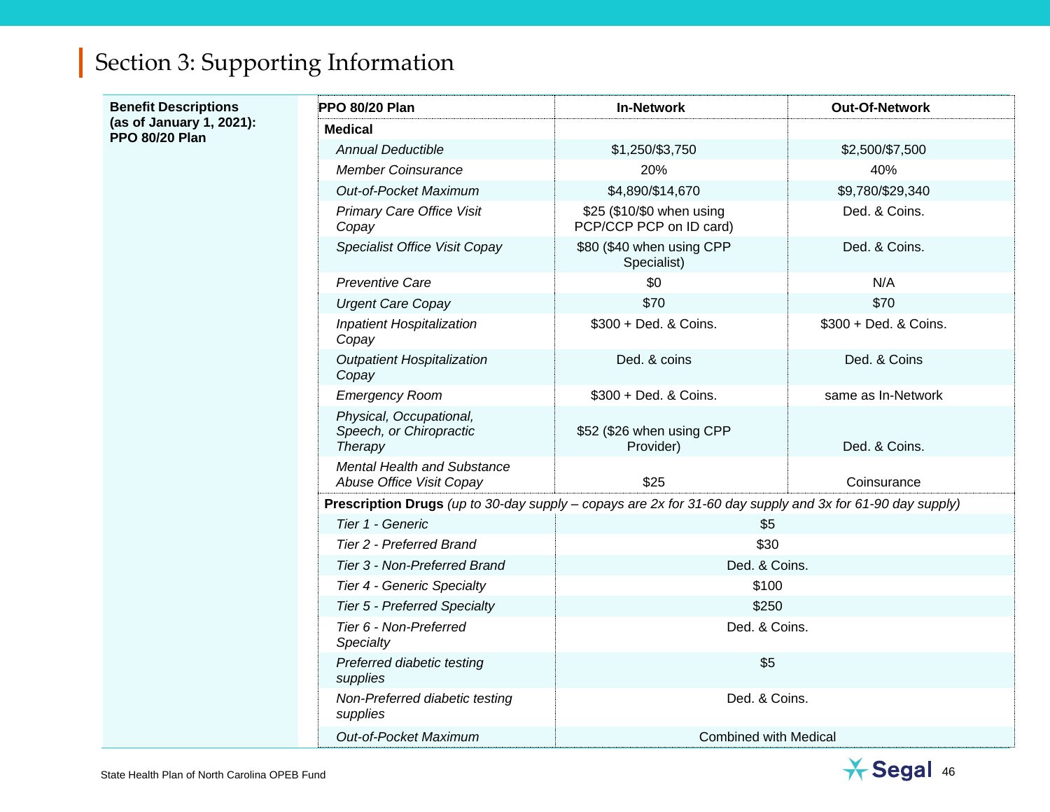## Section 3: Supporting Information

**Benefit Descriptions (as of January 1, 2021): PPO 80/20 Plan**

| PPO 80/20 Plan | In-Network | Out-Of-Network |
|---|---|---|
| **Medical** | | |
| *Annual Deductible* | $1,250/$3,750 | $2,500/$7,500 |
| *Member Coinsurance* | 20% | 40% |
| *Out-of-Pocket Maximum* | $4,890/$14,670 | $9,780/$29,340 |
| *Primary Care Office Visit Copay* | $25 ($10/$0 when using PCP/CCP PCP on ID card) | Ded. & Coins. |
| *Specialist Office Visit Copay* | $80 ($40 when using CPP Specialist) | Ded. & Coins. |
| *Preventive Care* | $0 | N/A |
| *Urgent Care Copay* | $70 | $70 |
| *Inpatient Hospitalization Copay* | $300 + Ded. & Coins. | $300 + Ded. & Coins. |
| *Outpatient Hospitalization Copay* | Ded. & coins | Ded. & Coins |
| *Emergency Room* | $300 + Ded. & Coins. | same as In-Network |
| *Physical, Occupational, Speech, or Chiropractic Therapy* | $52 ($26 when using CPP Provider) | Ded. & Coins. |
| *Mental Health and Substance Abuse Office Visit Copay* | $25 | Coinsurance |
| **Prescription Drugs** *(up to 30-day supply – copays are 2x for 31-60 day supply and 3x for 61-90 day supply)* | | |
| *Tier 1 - Generic* | $5 | |
| *Tier 2 - Preferred Brand* | $30 | |
| *Tier 3 - Non-Preferred Brand* | Ded. & Coins. | |
| *Tier 4 - Generic Specialty* | $100 | |
| *Tier 5 - Preferred Specialty* | $250 | |
| *Tier 6 - Non-Preferred Specialty* | Ded. & Coins. | |
| *Preferred diabetic testing supplies* | $5 | |
| *Non-Preferred diabetic testing supplies* | Ded. & Coins. | |
| *Out-of-Pocket Maximum* | Combined with Medical | |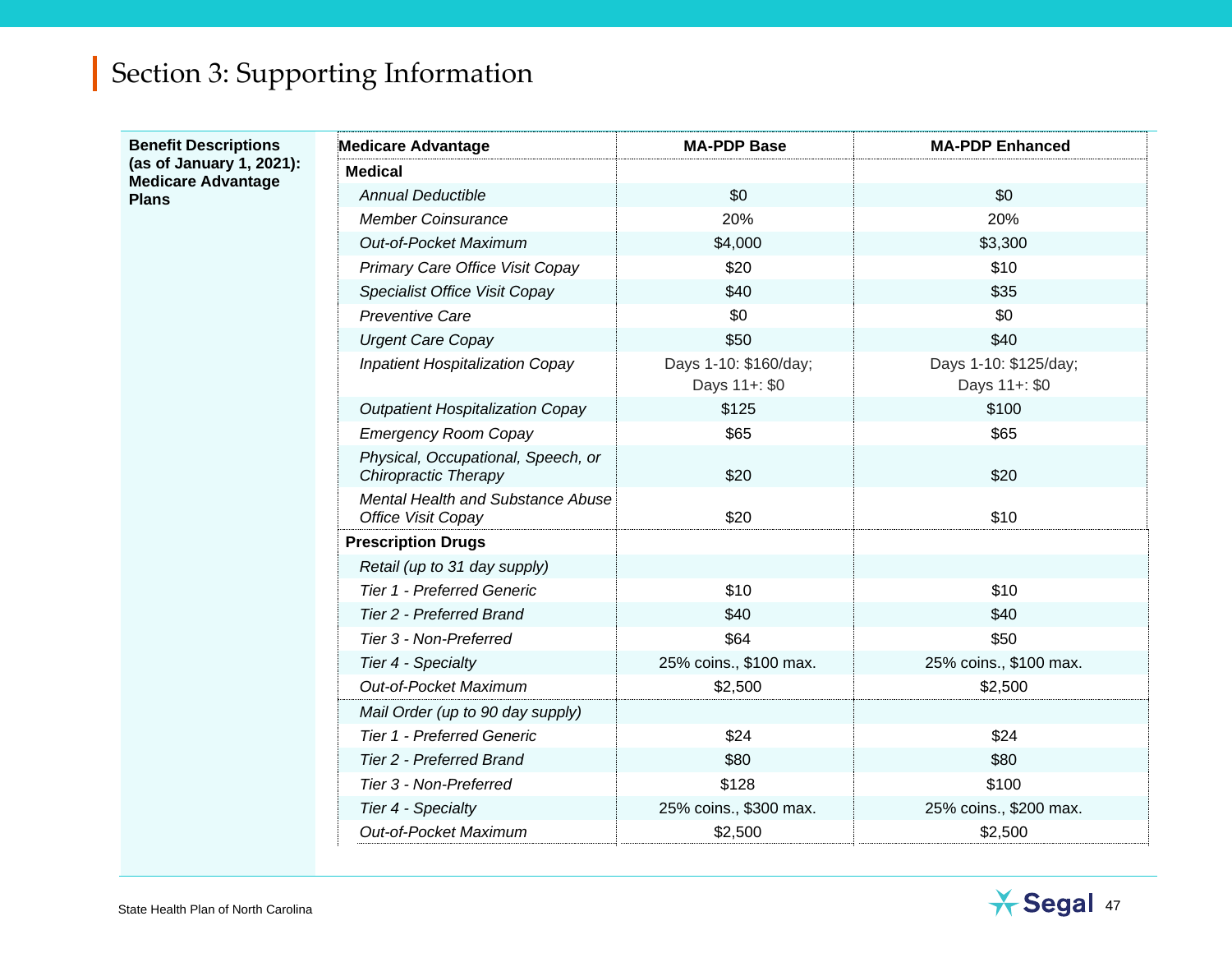# Section 3: Supporting Information

**Benefit Descriptions (as of January 1, 2021): Medicare Advantage Plans**

| Medicare Advantage | MA-PDP Base | MA-PDP Enhanced |
|---|---|---|
| **Medical** | | |
| *Annual Deductible* | $0 | $0 |
| *Member Coinsurance* | 20% | 20% |
| *Out-of-Pocket Maximum* | $4,000 | $3,300 |
| *Primary Care Office Visit Copay* | $20 | $10 |
| *Specialist Office Visit Copay* | $40 | $35 |
| *Preventive Care* | $0 | $0 |
| *Urgent Care Copay* | $50 | $40 |
| *Inpatient Hospitalization Copay* | Days 1-10: $160/day; Days 11+: $0 | Days 1-10: $125/day; Days 11+: $0 |
| *Outpatient Hospitalization Copay* | $125 | $100 |
| *Emergency Room Copay* | $65 | $65 |
| *Physical, Occupational, Speech, or Chiropractic Therapy* | $20 | $20 |
| *Mental Health and Substance Abuse Office Visit Copay* | $20 | $10 |
| **Prescription Drugs** | | |
| *Retail (up to 31 day supply)* | | |
| *Tier 1 - Preferred Generic* | $10 | $10 |
| *Tier 2 - Preferred Brand* | $40 | $40 |
| *Tier 3 - Non-Preferred* | $64 | $50 |
| *Tier 4 - Specialty* | 25% coins., $100 max. | 25% coins., $100 max. |
| *Out-of-Pocket Maximum* | $2,500 | $2,500 |
| *Mail Order (up to 90 day supply)* | | |
| *Tier 1 - Preferred Generic* | $24 | $24 |
| *Tier 2 - Preferred Brand* | $80 | $80 |
| *Tier 3 - Non-Preferred* | $128 | $100 |
| *Tier 4 - Specialty* | 25% coins., $300 max. | 25% coins., $200 max. |
| *Out-of-Pocket Maximum* | $2,500 | $2,500 |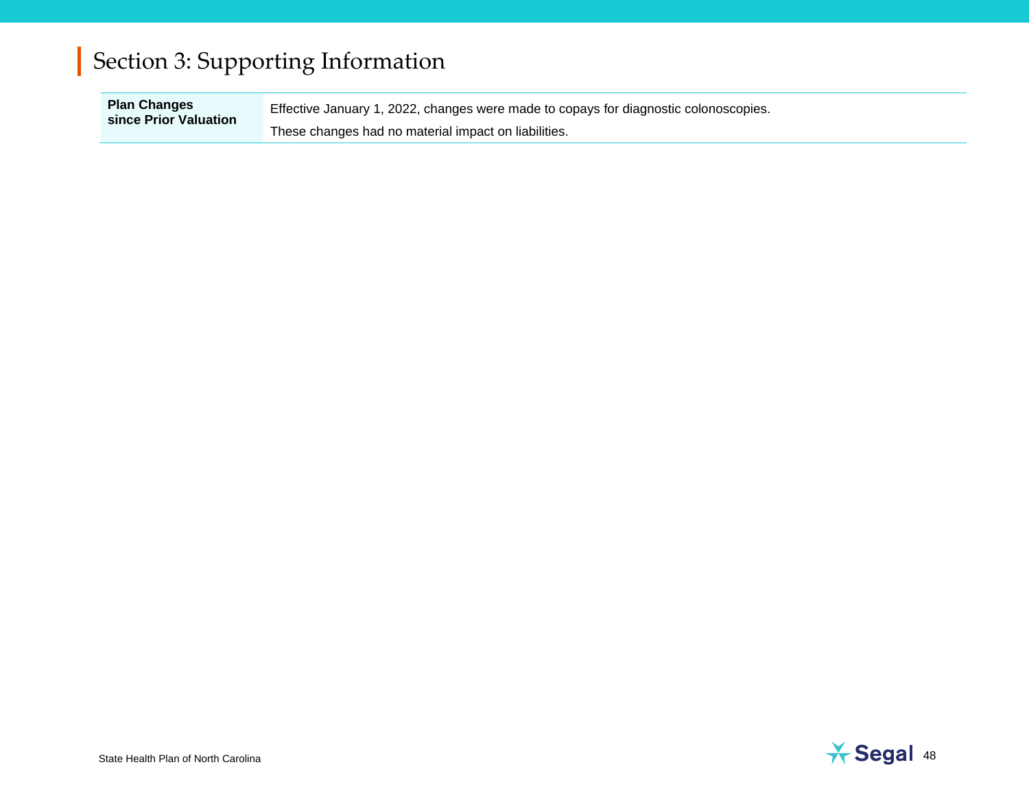# Section 3: Supporting Information

| | |
|---|---|
| **Plan Changes since Prior Valuation** | Effective January 1, 2022, changes were made to copays for diagnostic colonoscopies.<br>These changes had no material impact on liabilities. |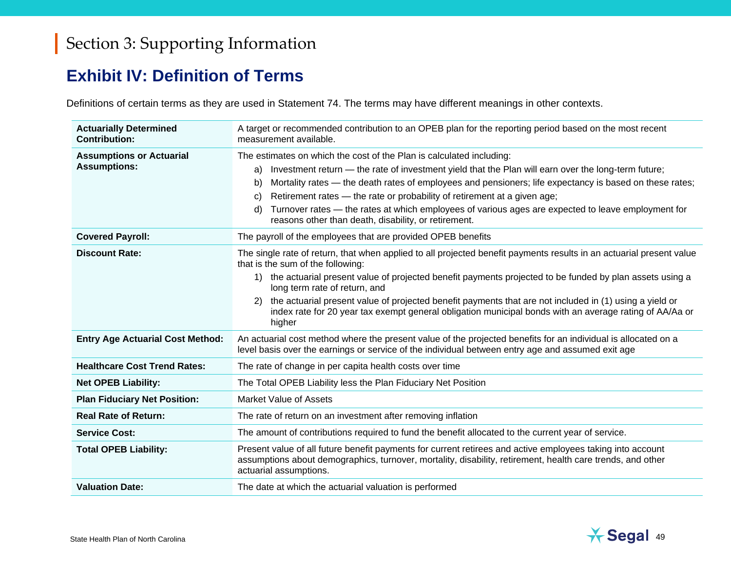# Section 3: Supporting Information

## Exhibit IV: Definition of Terms

Definitions of certain terms as they are used in Statement 74. The terms may have different meanings in other contexts.

| | |
|---|---|
| **Actuarially Determined Contribution:** | A target or recommended contribution to an OPEB plan for the reporting period based on the most recent measurement available. |
| **Assumptions or Actuarial Assumptions:** | The estimates on which the cost of the Plan is calculated including:<br>a) Investment return — the rate of investment yield that the Plan will earn over the long-term future;<br>b) Mortality rates — the death rates of employees and pensioners; life expectancy is based on these rates;<br>c) Retirement rates — the rate or probability of retirement at a given age;<br>d) Turnover rates — the rates at which employees of various ages are expected to leave employment for reasons other than death, disability, or retirement. |
| **Covered Payroll:** | The payroll of the employees that are provided OPEB benefits |
| **Discount Rate:** | The single rate of return, that when applied to all projected benefit payments results in an actuarial present value that is the sum of the following:<br>1) the actuarial present value of projected benefit payments projected to be funded by plan assets using a long term rate of return, and<br>2) the actuarial present value of projected benefit payments that are not included in (1) using a yield or index rate for 20 year tax exempt general obligation municipal bonds with an average rating of AA/Aa or higher |
| **Entry Age Actuarial Cost Method:** | An actuarial cost method where the present value of the projected benefits for an individual is allocated on a level basis over the earnings or service of the individual between entry age and assumed exit age |
| **Healthcare Cost Trend Rates:** | The rate of change in per capita health costs over time |
| **Net OPEB Liability:** | The Total OPEB Liability less the Plan Fiduciary Net Position |
| **Plan Fiduciary Net Position:** | Market Value of Assets |
| **Real Rate of Return:** | The rate of return on an investment after removing inflation |
| **Service Cost:** | The amount of contributions required to fund the benefit allocated to the current year of service. |
| **Total OPEB Liability:** | Present value of all future benefit payments for current retirees and active employees taking into account assumptions about demographics, turnover, mortality, disability, retirement, health care trends, and other actuarial assumptions. |
| **Valuation Date:** | The date at which the actuarial valuation is performed |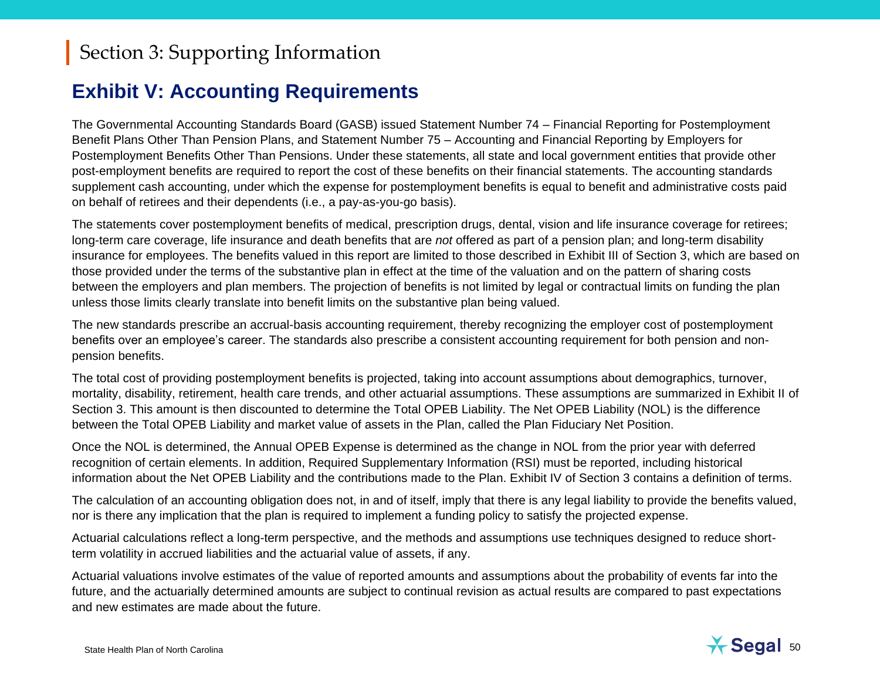# Section 3: Supporting Information

## Exhibit V: Accounting Requirements

The Governmental Accounting Standards Board (GASB) issued Statement Number 74 – Financial Reporting for Postemployment Benefit Plans Other Than Pension Plans, and Statement Number 75 – Accounting and Financial Reporting by Employers for Postemployment Benefits Other Than Pensions. Under these statements, all state and local government entities that provide other post-employment benefits are required to report the cost of these benefits on their financial statements. The accounting standards supplement cash accounting, under which the expense for postemployment benefits is equal to benefit and administrative costs paid on behalf of retirees and their dependents (i.e., a pay-as-you-go basis).

The statements cover postemployment benefits of medical, prescription drugs, dental, vision and life insurance coverage for retirees; long-term care coverage, life insurance and death benefits that are *not* offered as part of a pension plan; and long-term disability insurance for employees. The benefits valued in this report are limited to those described in Exhibit III of Section 3, which are based on those provided under the terms of the substantive plan in effect at the time of the valuation and on the pattern of sharing costs between the employers and plan members. The projection of benefits is not limited by legal or contractual limits on funding the plan unless those limits clearly translate into benefit limits on the substantive plan being valued.

The new standards prescribe an accrual-basis accounting requirement, thereby recognizing the employer cost of postemployment benefits over an employee's career. The standards also prescribe a consistent accounting requirement for both pension and non-pension benefits.

The total cost of providing postemployment benefits is projected, taking into account assumptions about demographics, turnover, mortality, disability, retirement, health care trends, and other actuarial assumptions. These assumptions are summarized in Exhibit II of Section 3. This amount is then discounted to determine the Total OPEB Liability. The Net OPEB Liability (NOL) is the difference between the Total OPEB Liability and market value of assets in the Plan, called the Plan Fiduciary Net Position.

Once the NOL is determined, the Annual OPEB Expense is determined as the change in NOL from the prior year with deferred recognition of certain elements. In addition, Required Supplementary Information (RSI) must be reported, including historical information about the Net OPEB Liability and the contributions made to the Plan. Exhibit IV of Section 3 contains a definition of terms.

The calculation of an accounting obligation does not, in and of itself, imply that there is any legal liability to provide the benefits valued, nor is there any implication that the plan is required to implement a funding policy to satisfy the projected expense.

Actuarial calculations reflect a long-term perspective, and the methods and assumptions use techniques designed to reduce short-term volatility in accrued liabilities and the actuarial value of assets, if any.

Actuarial valuations involve estimates of the value of reported amounts and assumptions about the probability of events far into the future, and the actuarially determined amounts are subject to continual revision as actual results are compared to past expectations and new estimates are made about the future.